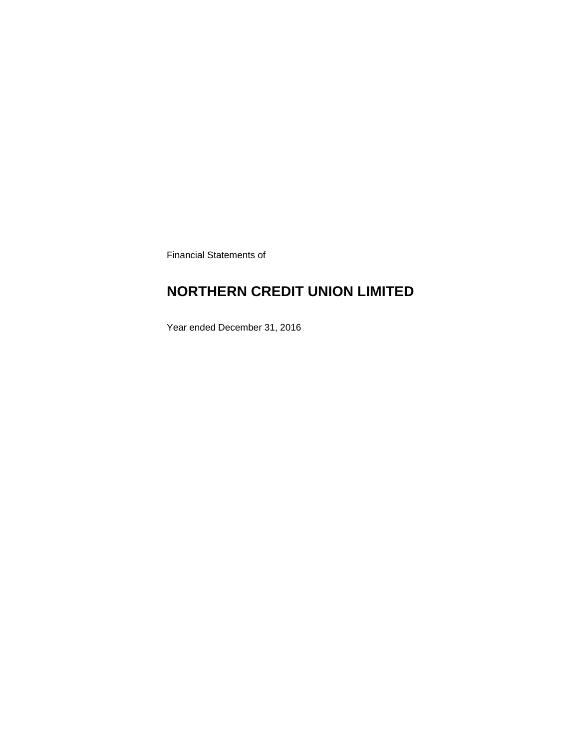Financial Statements of

# NORTHERN CREDIT UNION LIMITED

Year ended December 31, 2016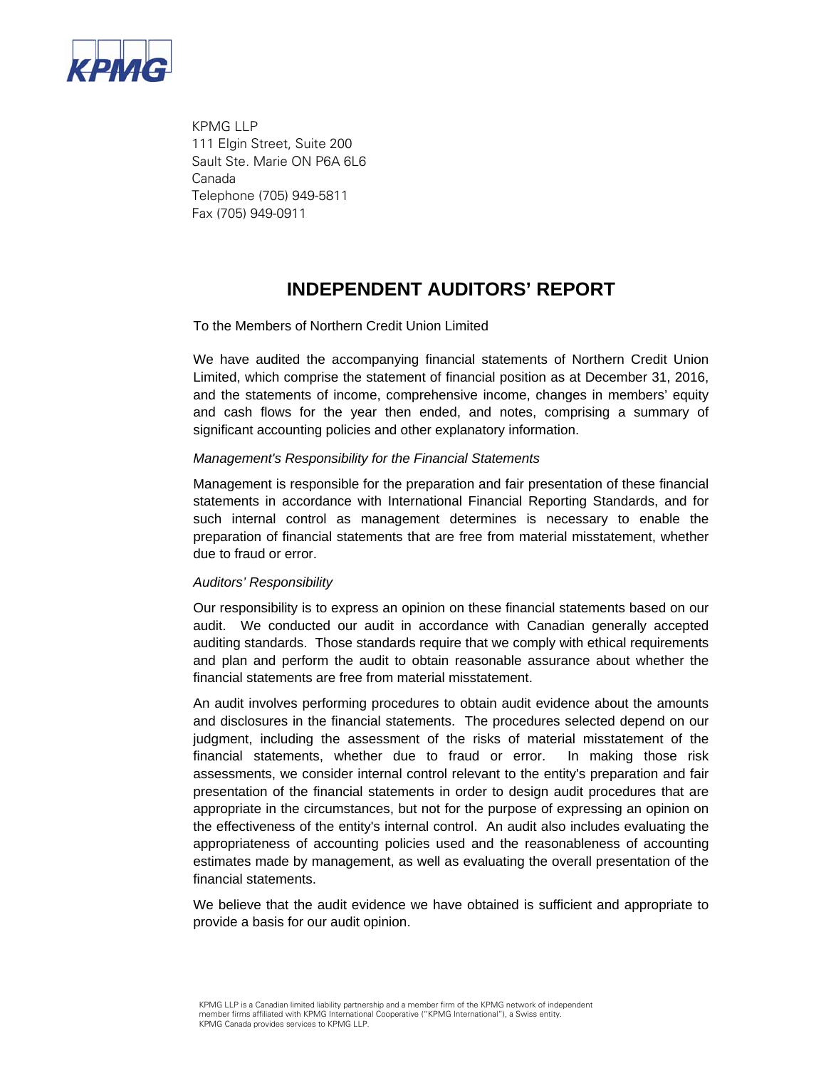KPMG

KPMG LLP
111 Elgin Street, Suite 200
Sault Ste. Marie ON P6A 6L6
Canada
Telephone (705) 949-5811
Fax (705) 949-0911

# INDEPENDENT AUDITORS' REPORT

To the Members of Northern Credit Union Limited

We have audited the accompanying financial statements of Northern Credit Union Limited, which comprise the statement of financial position as at December 31, 2016, and the statements of income, comprehensive income, changes in members' equity and cash flows for the year then ended, and notes, comprising a summary of significant accounting policies and other explanatory information.

*Management's Responsibility for the Financial Statements*

Management is responsible for the preparation and fair presentation of these financial statements in accordance with International Financial Reporting Standards, and for such internal control as management determines is necessary to enable the preparation of financial statements that are free from material misstatement, whether due to fraud or error.

*Auditors' Responsibility*

Our responsibility is to express an opinion on these financial statements based on our audit. We conducted our audit in accordance with Canadian generally accepted auditing standards. Those standards require that we comply with ethical requirements and plan and perform the audit to obtain reasonable assurance about whether the financial statements are free from material misstatement.

An audit involves performing procedures to obtain audit evidence about the amounts and disclosures in the financial statements. The procedures selected depend on our judgment, including the assessment of the risks of material misstatement of the financial statements, whether due to fraud or error. In making those risk assessments, we consider internal control relevant to the entity's preparation and fair presentation of the financial statements in order to design audit procedures that are appropriate in the circumstances, but not for the purpose of expressing an opinion on the effectiveness of the entity's internal control. An audit also includes evaluating the appropriateness of accounting policies used and the reasonableness of accounting estimates made by management, as well as evaluating the overall presentation of the financial statements.

We believe that the audit evidence we have obtained is sufficient and appropriate to provide a basis for our audit opinion.

KPMG LLP is a Canadian limited liability partnership and a member firm of the KPMG network of independent member firms affiliated with KPMG International Cooperative ("KPMG International"), a Swiss entity. KPMG Canada provides services to KPMG LLP.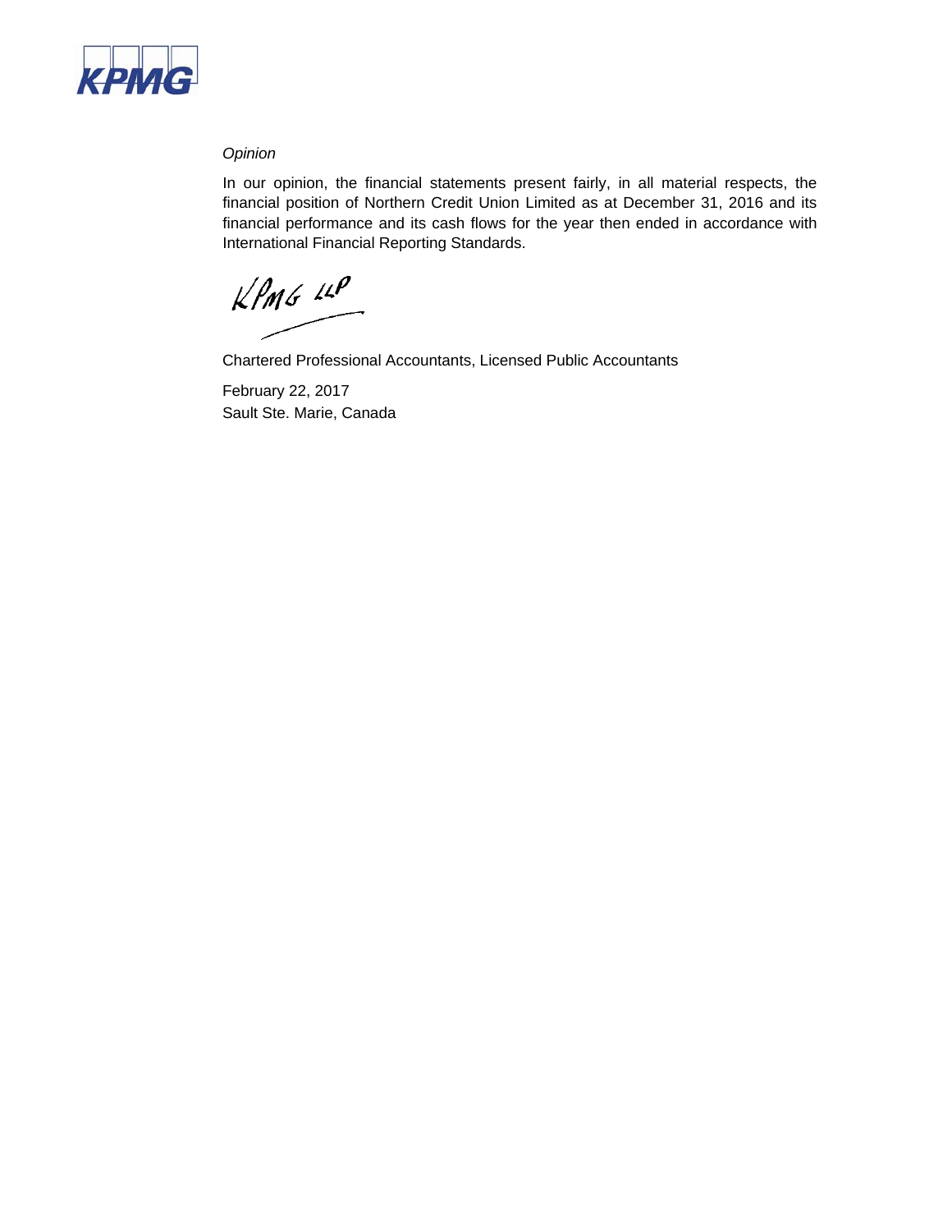*Opinion*

In our opinion, the financial statements present fairly, in all material respects, the financial position of Northern Credit Union Limited as at December 31, 2016 and its financial performance and its cash flows for the year then ended in accordance with International Financial Reporting Standards.

KPMG LLP

Chartered Professional Accountants, Licensed Public Accountants

February 22, 2017
Sault Ste. Marie, Canada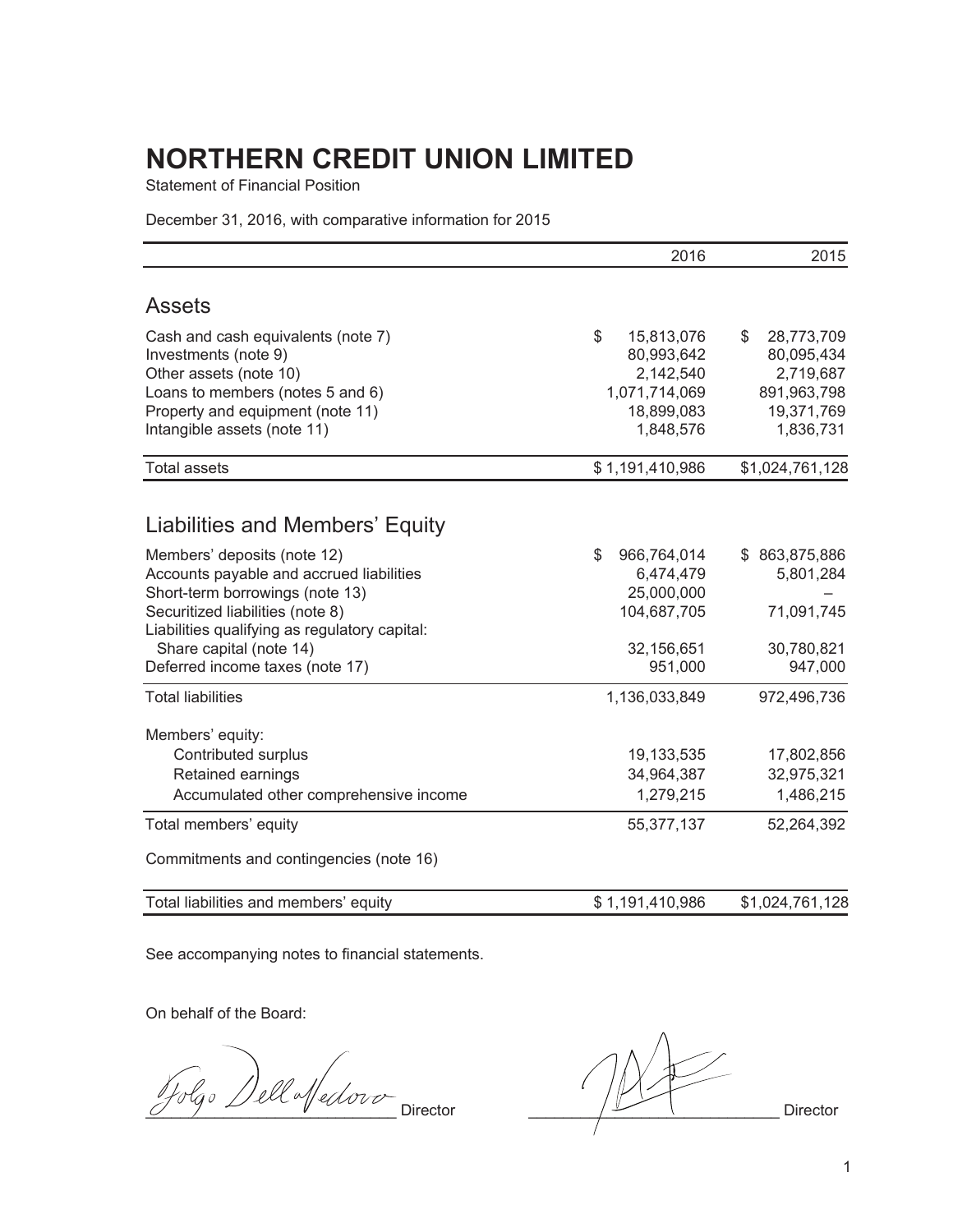# NORTHERN CREDIT UNION LIMITED

Statement of Financial Position

December 31, 2016, with comparative information for 2015

| | 2016 | 2015 |
|---|---|---|
| **Assets** | | |
| Cash and cash equivalents (note 7) | $ 15,813,076 | $ 28,773,709 |
| Investments (note 9) | 80,993,642 | 80,095,434 |
| Other assets (note 10) | 2,142,540 | 2,719,687 |
| Loans to members (notes 5 and 6) | 1,071,714,069 | 891,963,798 |
| Property and equipment (note 11) | 18,899,083 | 19,371,769 |
| Intangible assets (note 11) | 1,848,576 | 1,836,731 |
| Total assets | $ 1,191,410,986 | $1,024,761,128 |
| **Liabilities and Members' Equity** | | |
| Members' deposits (note 12) | $ 966,764,014 | $ 863,875,886 |
| Accounts payable and accrued liabilities | 6,474,479 | 5,801,284 |
| Short-term borrowings (note 13) | 25,000,000 | – |
| Securitized liabilities (note 8) | 104,687,705 | 71,091,745 |
| Liabilities qualifying as regulatory capital: | | |
| Share capital (note 14) | 32,156,651 | 30,780,821 |
| Deferred income taxes (note 17) | 951,000 | 947,000 |
| Total liabilities | 1,136,033,849 | 972,496,736 |
| Members' equity: | | |
| Contributed surplus | 19,133,535 | 17,802,856 |
| Retained earnings | 34,964,387 | 32,975,321 |
| Accumulated other comprehensive income | 1,279,215 | 1,486,215 |
| Total members' equity | 55,377,137 | 52,264,392 |
| Commitments and contingencies (note 16) | | |
| Total liabilities and members' equity | $ 1,191,410,986 | $1,024,761,128 |

See accompanying notes to financial statements.

On behalf of the Board:

_____________________________ Director

_____________________________ Director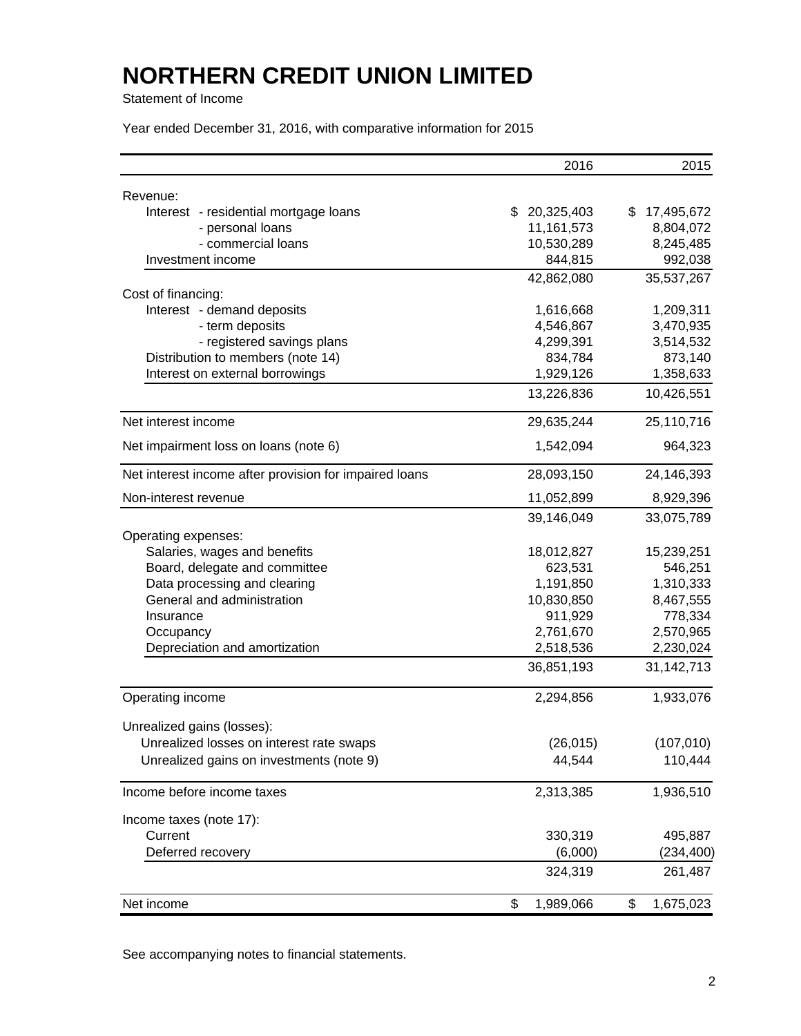# NORTHERN CREDIT UNION LIMITED

Statement of Income

Year ended December 31, 2016, with comparative information for 2015

| | 2016 | 2015 |
|---|---|---|
| Revenue: | | |
| Interest - residential mortgage loans | $ 20,325,403 | $ 17,495,672 |
| - personal loans | 11,161,573 | 8,804,072 |
| - commercial loans | 10,530,289 | 8,245,485 |
| Investment income | 844,815 | 992,038 |
| | 42,862,080 | 35,537,267 |
| Cost of financing: | | |
| Interest - demand deposits | 1,616,668 | 1,209,311 |
| - term deposits | 4,546,867 | 3,470,935 |
| - registered savings plans | 4,299,391 | 3,514,532 |
| Distribution to members (note 14) | 834,784 | 873,140 |
| Interest on external borrowings | 1,929,126 | 1,358,633 |
| | 13,226,836 | 10,426,551 |
| Net interest income | 29,635,244 | 25,110,716 |
| Net impairment loss on loans (note 6) | 1,542,094 | 964,323 |
| Net interest income after provision for impaired loans | 28,093,150 | 24,146,393 |
| Non-interest revenue | 11,052,899 | 8,929,396 |
| | 39,146,049 | 33,075,789 |
| Operating expenses: | | |
| Salaries, wages and benefits | 18,012,827 | 15,239,251 |
| Board, delegate and committee | 623,531 | 546,251 |
| Data processing and clearing | 1,191,850 | 1,310,333 |
| General and administration | 10,830,850 | 8,467,555 |
| Insurance | 911,929 | 778,334 |
| Occupancy | 2,761,670 | 2,570,965 |
| Depreciation and amortization | 2,518,536 | 2,230,024 |
| | 36,851,193 | 31,142,713 |
| Operating income | 2,294,856 | 1,933,076 |
| Unrealized gains (losses): | | |
| Unrealized losses on interest rate swaps | (26,015) | (107,010) |
| Unrealized gains on investments (note 9) | 44,544 | 110,444 |
| Income before income taxes | 2,313,385 | 1,936,510 |
| Income taxes (note 17): | | |
| Current | 330,319 | 495,887 |
| Deferred recovery | (6,000) | (234,400) |
| | 324,319 | 261,487 |
| Net income | $ 1,989,066 | $ 1,675,023 |

See accompanying notes to financial statements.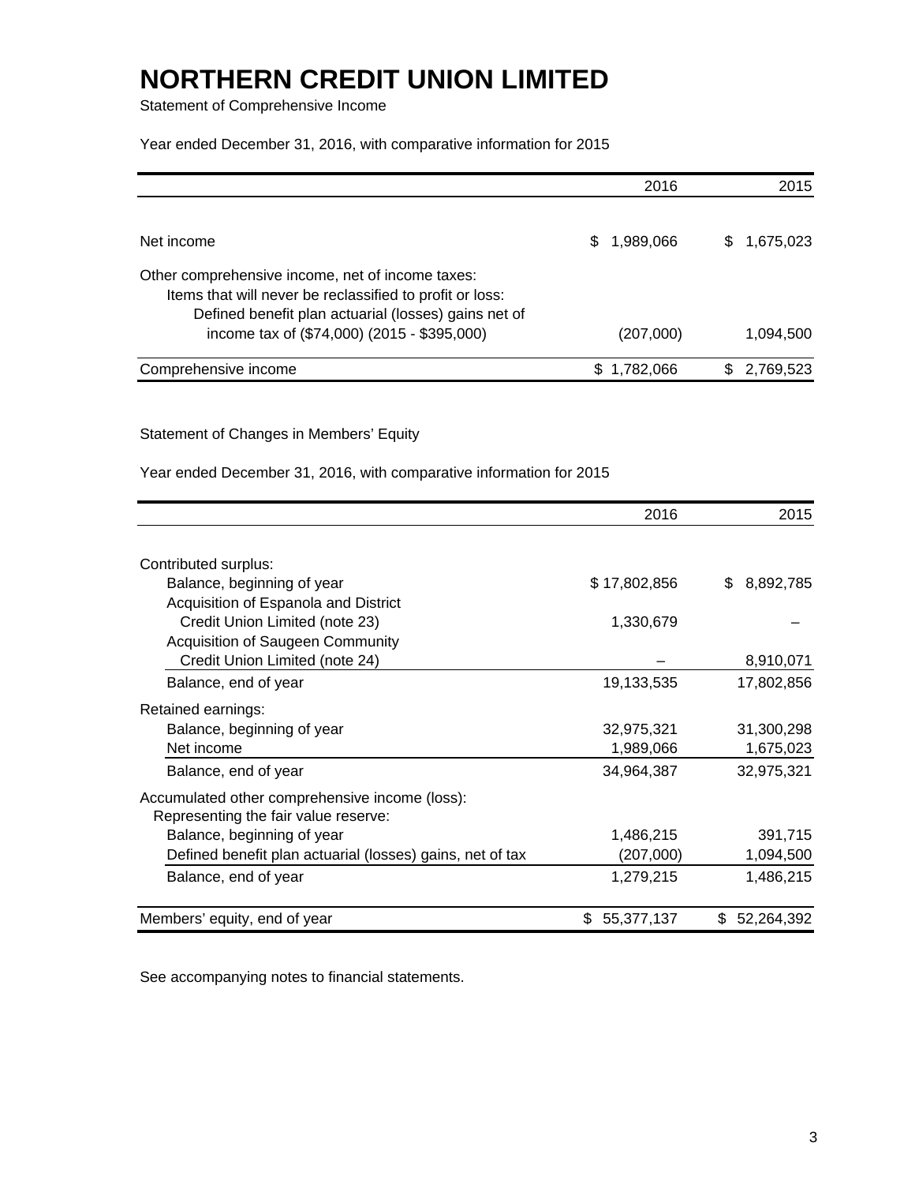# NORTHERN CREDIT UNION LIMITED

Statement of Comprehensive Income

Year ended December 31, 2016, with comparative information for 2015

| | 2016 | 2015 |
|---|---|---|
| Net income | $ 1,989,066 | $ 1,675,023 |
| Other comprehensive income, net of income taxes: | | |
| Items that will never be reclassified to profit or loss: | | |
| Defined benefit plan actuarial (losses) gains net of income tax of ($74,000) (2015 - $395,000) | (207,000) | 1,094,500 |
| Comprehensive income | $ 1,782,066 | $ 2,769,523 |

Statement of Changes in Members' Equity

Year ended December 31, 2016, with comparative information for 2015

| | 2016 | 2015 |
|---|---|---|
| Contributed surplus: | | |
| Balance, beginning of year | $ 17,802,856 | $ 8,892,785 |
| Acquisition of Espanola and District Credit Union Limited (note 23) | 1,330,679 | – |
| Acquisition of Saugeen Community Credit Union Limited (note 24) | – | 8,910,071 |
| Balance, end of year | 19,133,535 | 17,802,856 |
| Retained earnings: | | |
| Balance, beginning of year | 32,975,321 | 31,300,298 |
| Net income | 1,989,066 | 1,675,023 |
| Balance, end of year | 34,964,387 | 32,975,321 |
| Accumulated other comprehensive income (loss): | | |
| Representing the fair value reserve: | | |
| Balance, beginning of year | 1,486,215 | 391,715 |
| Defined benefit plan actuarial (losses) gains, net of tax | (207,000) | 1,094,500 |
| Balance, end of year | 1,279,215 | 1,486,215 |
| Members' equity, end of year | $ 55,377,137 | $ 52,264,392 |

See accompanying notes to financial statements.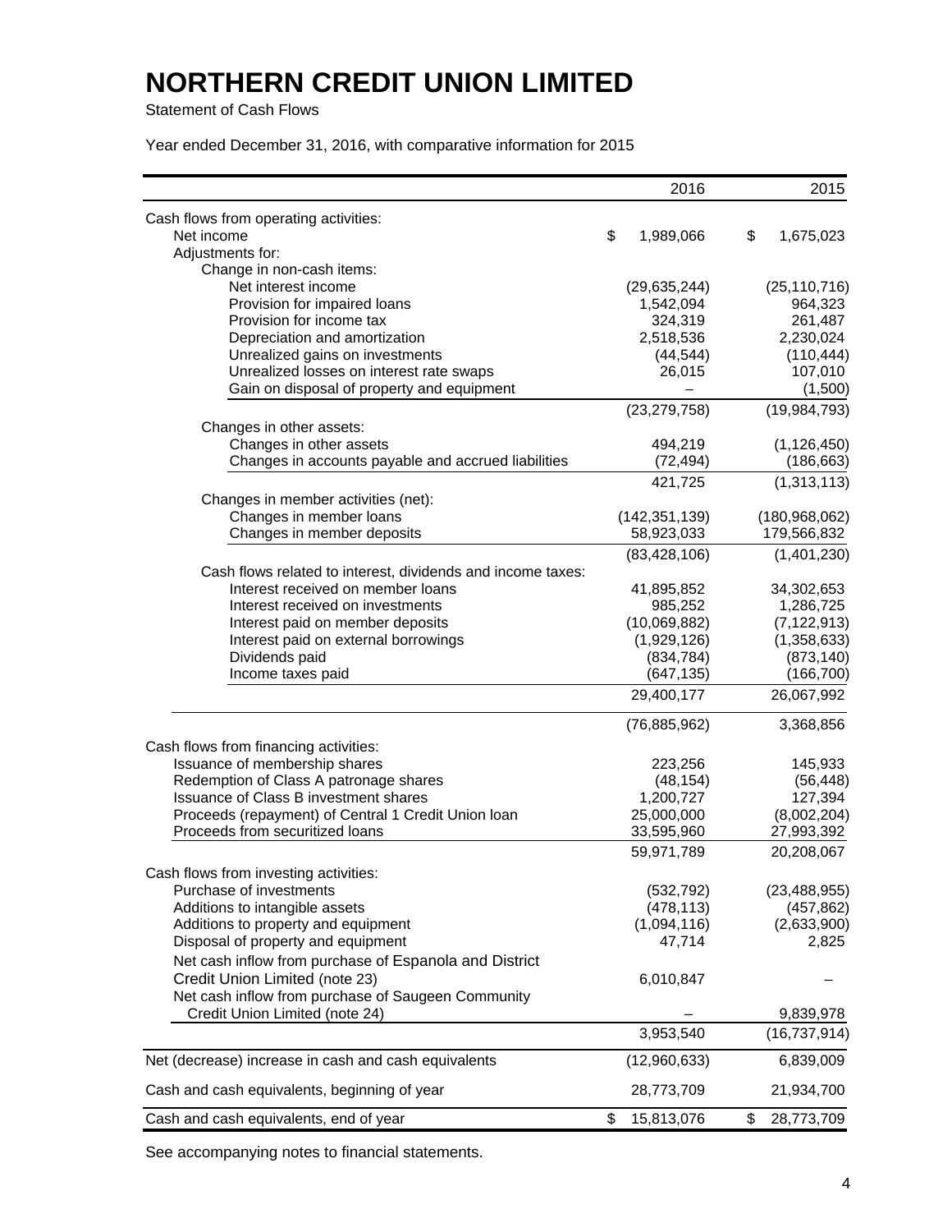# NORTHERN CREDIT UNION LIMITED

Statement of Cash Flows

Year ended December 31, 2016, with comparative information for 2015

| | 2016 | 2015 |
|---|---|---|
| Cash flows from operating activities: | | |
| Net income | $ 1,989,066 | $ 1,675,023 |
| Adjustments for: | | |
| Change in non-cash items: | | |
| Net interest income | (29,635,244) | (25,110,716) |
| Provision for impaired loans | 1,542,094 | 964,323 |
| Provision for income tax | 324,319 | 261,487 |
| Depreciation and amortization | 2,518,536 | 2,230,024 |
| Unrealized gains on investments | (44,544) | (110,444) |
| Unrealized losses on interest rate swaps | 26,015 | 107,010 |
| Gain on disposal of property and equipment | – | (1,500) |
| | (23,279,758) | (19,984,793) |
| Changes in other assets: | | |
| Changes in other assets | 494,219 | (1,126,450) |
| Changes in accounts payable and accrued liabilities | (72,494) | (186,663) |
| | 421,725 | (1,313,113) |
| Changes in member activities (net): | | |
| Changes in member loans | (142,351,139) | (180,968,062) |
| Changes in member deposits | 58,923,033 | 179,566,832 |
| | (83,428,106) | (1,401,230) |
| Cash flows related to interest, dividends and income taxes: | | |
| Interest received on member loans | 41,895,852 | 34,302,653 |
| Interest received on investments | 985,252 | 1,286,725 |
| Interest paid on member deposits | (10,069,882) | (7,122,913) |
| Interest paid on external borrowings | (1,929,126) | (1,358,633) |
| Dividends paid | (834,784) | (873,140) |
| Income taxes paid | (647,135) | (166,700) |
| | 29,400,177 | 26,067,992 |
| | (76,885,962) | 3,368,856 |
| Cash flows from financing activities: | | |
| Issuance of membership shares | 223,256 | 145,933 |
| Redemption of Class A patronage shares | (48,154) | (56,448) |
| Issuance of Class B investment shares | 1,200,727 | 127,394 |
| Proceeds (repayment) of Central 1 Credit Union loan | 25,000,000 | (8,002,204) |
| Proceeds from securitized loans | 33,595,960 | 27,993,392 |
| | 59,971,789 | 20,208,067 |
| Cash flows from investing activities: | | |
| Purchase of investments | (532,792) | (23,488,955) |
| Additions to intangible assets | (478,113) | (457,862) |
| Additions to property and equipment | (1,094,116) | (2,633,900) |
| Disposal of property and equipment | 47,714 | 2,825 |
| Net cash inflow from purchase of Espanola and District Credit Union Limited (note 23) | 6,010,847 | – |
| Net cash inflow from purchase of Saugeen Community Credit Union Limited (note 24) | – | 9,839,978 |
| | 3,953,540 | (16,737,914) |
| Net (decrease) increase in cash and cash equivalents | (12,960,633) | 6,839,009 |
| Cash and cash equivalents, beginning of year | 28,773,709 | 21,934,700 |
| Cash and cash equivalents, end of year | $ 15,813,076 | $ 28,773,709 |

See accompanying notes to financial statements.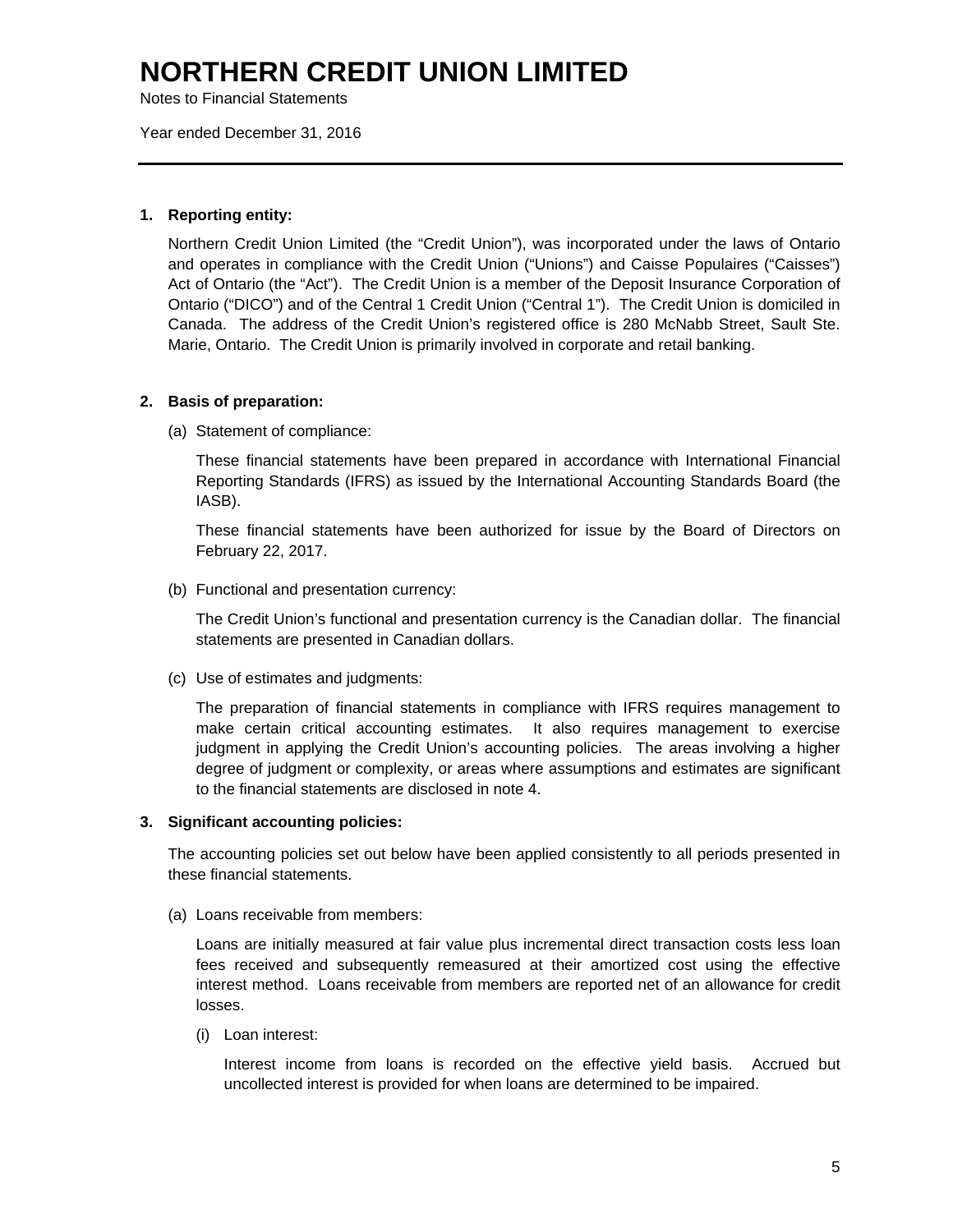# NORTHERN CREDIT UNION LIMITED

Notes to Financial Statements

Year ended December 31, 2016

---

**1. Reporting entity:**

Northern Credit Union Limited (the "Credit Union"), was incorporated under the laws of Ontario and operates in compliance with the Credit Union ("Unions") and Caisse Populaires ("Caisses") Act of Ontario (the "Act"). The Credit Union is a member of the Deposit Insurance Corporation of Ontario ("DICO") and of the Central 1 Credit Union ("Central 1"). The Credit Union is domiciled in Canada. The address of the Credit Union's registered office is 280 McNabb Street, Sault Ste. Marie, Ontario. The Credit Union is primarily involved in corporate and retail banking.

**2. Basis of preparation:**

(a) Statement of compliance:

These financial statements have been prepared in accordance with International Financial Reporting Standards (IFRS) as issued by the International Accounting Standards Board (the IASB).

These financial statements have been authorized for issue by the Board of Directors on February 22, 2017.

(b) Functional and presentation currency:

The Credit Union's functional and presentation currency is the Canadian dollar. The financial statements are presented in Canadian dollars.

(c) Use of estimates and judgments:

The preparation of financial statements in compliance with IFRS requires management to make certain critical accounting estimates. It also requires management to exercise judgment in applying the Credit Union's accounting policies. The areas involving a higher degree of judgment or complexity, or areas where assumptions and estimates are significant to the financial statements are disclosed in note 4.

**3. Significant accounting policies:**

The accounting policies set out below have been applied consistently to all periods presented in these financial statements.

(a) Loans receivable from members:

Loans are initially measured at fair value plus incremental direct transaction costs less loan fees received and subsequently remeasured at their amortized cost using the effective interest method. Loans receivable from members are reported net of an allowance for credit losses.

(i) Loan interest:

Interest income from loans is recorded on the effective yield basis. Accrued but uncollected interest is provided for when loans are determined to be impaired.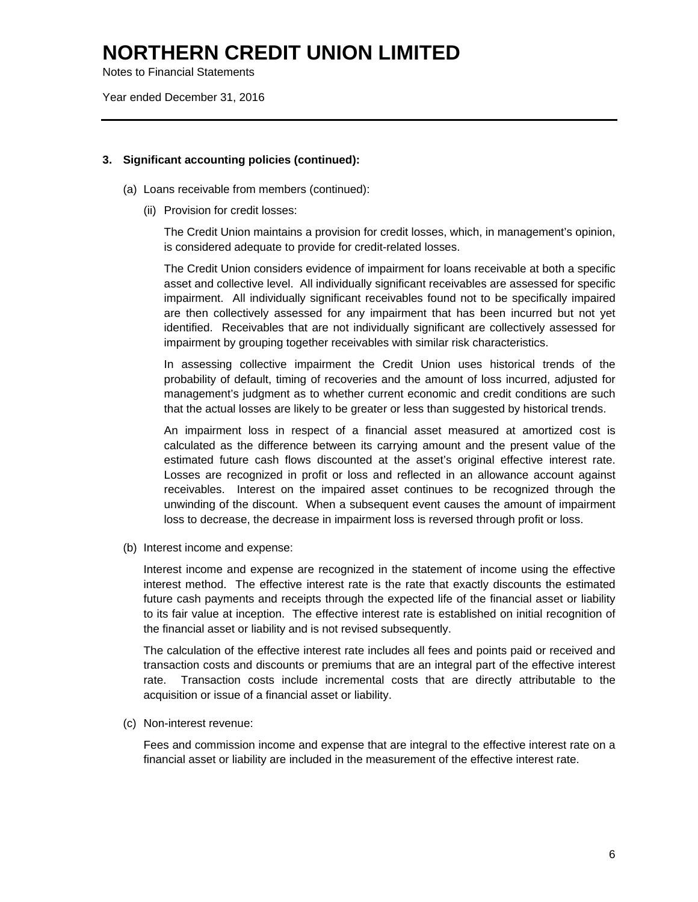### 3. Significant accounting policies (continued):

(a) Loans receivable from members (continued):

(ii) Provision for credit losses:

The Credit Union maintains a provision for credit losses, which, in management's opinion, is considered adequate to provide for credit-related losses.

The Credit Union considers evidence of impairment for loans receivable at both a specific asset and collective level. All individually significant receivables are assessed for specific impairment. All individually significant receivables found not to be specifically impaired are then collectively assessed for any impairment that has been incurred but not yet identified. Receivables that are not individually significant are collectively assessed for impairment by grouping together receivables with similar risk characteristics.

In assessing collective impairment the Credit Union uses historical trends of the probability of default, timing of recoveries and the amount of loss incurred, adjusted for management's judgment as to whether current economic and credit conditions are such that the actual losses are likely to be greater or less than suggested by historical trends.

An impairment loss in respect of a financial asset measured at amortized cost is calculated as the difference between its carrying amount and the present value of the estimated future cash flows discounted at the asset's original effective interest rate. Losses are recognized in profit or loss and reflected in an allowance account against receivables. Interest on the impaired asset continues to be recognized through the unwinding of the discount. When a subsequent event causes the amount of impairment loss to decrease, the decrease in impairment loss is reversed through profit or loss.

(b) Interest income and expense:

Interest income and expense are recognized in the statement of income using the effective interest method. The effective interest rate is the rate that exactly discounts the estimated future cash payments and receipts through the expected life of the financial asset or liability to its fair value at inception. The effective interest rate is established on initial recognition of the financial asset or liability and is not revised subsequently.

The calculation of the effective interest rate includes all fees and points paid or received and transaction costs and discounts or premiums that are an integral part of the effective interest rate. Transaction costs include incremental costs that are directly attributable to the acquisition or issue of a financial asset or liability.

(c) Non-interest revenue:

Fees and commission income and expense that are integral to the effective interest rate on a financial asset or liability are included in the measurement of the effective interest rate.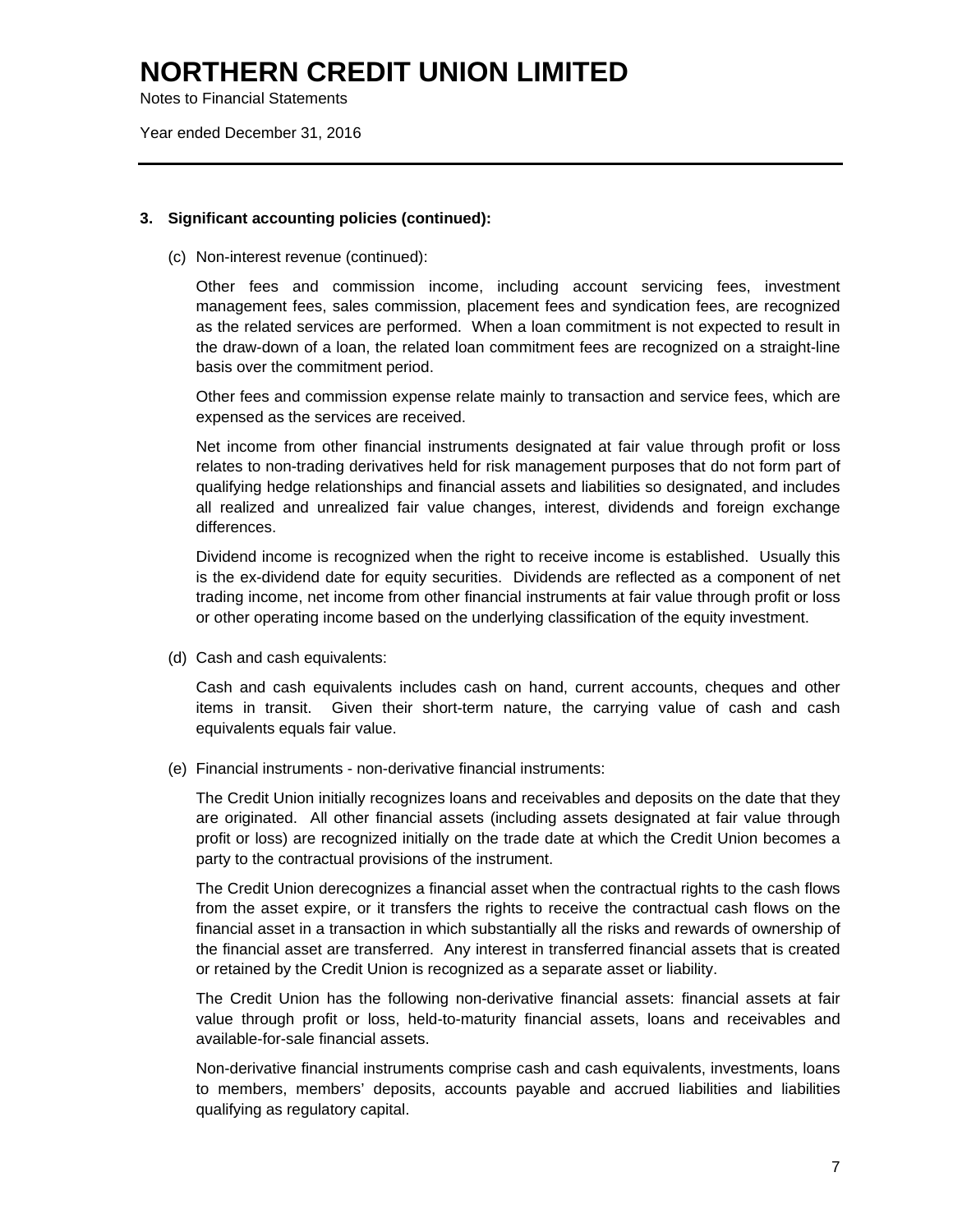### 3. Significant accounting policies (continued):

(c) Non-interest revenue (continued):

Other fees and commission income, including account servicing fees, investment management fees, sales commission, placement fees and syndication fees, are recognized as the related services are performed. When a loan commitment is not expected to result in the draw-down of a loan, the related loan commitment fees are recognized on a straight-line basis over the commitment period.

Other fees and commission expense relate mainly to transaction and service fees, which are expensed as the services are received.

Net income from other financial instruments designated at fair value through profit or loss relates to non-trading derivatives held for risk management purposes that do not form part of qualifying hedge relationships and financial assets and liabilities so designated, and includes all realized and unrealized fair value changes, interest, dividends and foreign exchange differences.

Dividend income is recognized when the right to receive income is established. Usually this is the ex-dividend date for equity securities. Dividends are reflected as a component of net trading income, net income from other financial instruments at fair value through profit or loss or other operating income based on the underlying classification of the equity investment.

(d) Cash and cash equivalents:

Cash and cash equivalents includes cash on hand, current accounts, cheques and other items in transit. Given their short-term nature, the carrying value of cash and cash equivalents equals fair value.

(e) Financial instruments - non-derivative financial instruments:

The Credit Union initially recognizes loans and receivables and deposits on the date that they are originated. All other financial assets (including assets designated at fair value through profit or loss) are recognized initially on the trade date at which the Credit Union becomes a party to the contractual provisions of the instrument.

The Credit Union derecognizes a financial asset when the contractual rights to the cash flows from the asset expire, or it transfers the rights to receive the contractual cash flows on the financial asset in a transaction in which substantially all the risks and rewards of ownership of the financial asset are transferred. Any interest in transferred financial assets that is created or retained by the Credit Union is recognized as a separate asset or liability.

The Credit Union has the following non-derivative financial assets: financial assets at fair value through profit or loss, held-to-maturity financial assets, loans and receivables and available-for-sale financial assets.

Non-derivative financial instruments comprise cash and cash equivalents, investments, loans to members, members' deposits, accounts payable and accrued liabilities and liabilities qualifying as regulatory capital.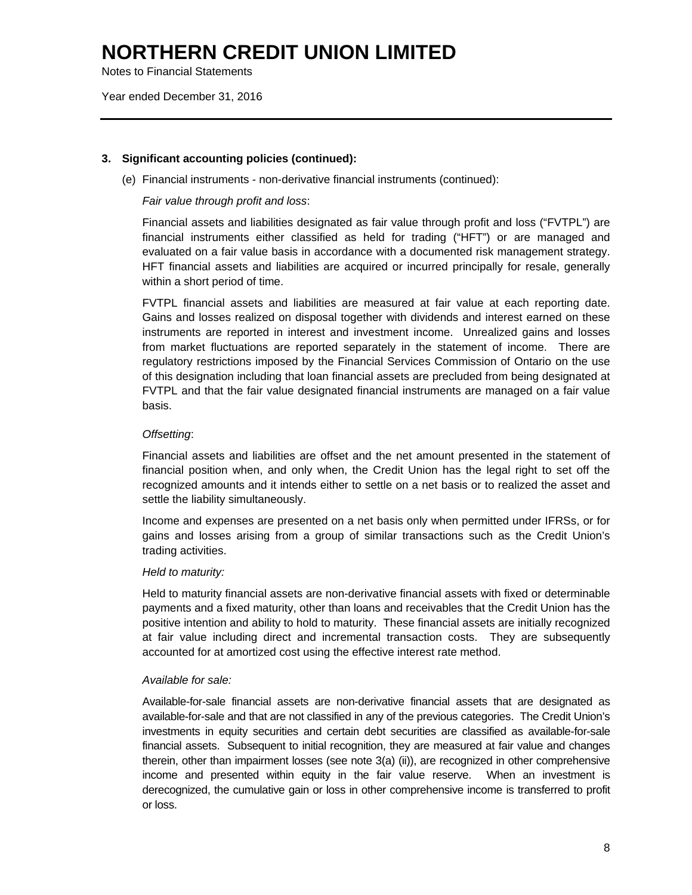### 3. Significant accounting policies (continued):

(e) Financial instruments - non-derivative financial instruments (continued):

*Fair value through profit and loss*:

Financial assets and liabilities designated as fair value through profit and loss ("FVTPL") are financial instruments either classified as held for trading ("HFT") or are managed and evaluated on a fair value basis in accordance with a documented risk management strategy. HFT financial assets and liabilities are acquired or incurred principally for resale, generally within a short period of time.

FVTPL financial assets and liabilities are measured at fair value at each reporting date. Gains and losses realized on disposal together with dividends and interest earned on these instruments are reported in interest and investment income. Unrealized gains and losses from market fluctuations are reported separately in the statement of income. There are regulatory restrictions imposed by the Financial Services Commission of Ontario on the use of this designation including that loan financial assets are precluded from being designated at FVTPL and that the fair value designated financial instruments are managed on a fair value basis.

*Offsetting*:

Financial assets and liabilities are offset and the net amount presented in the statement of financial position when, and only when, the Credit Union has the legal right to set off the recognized amounts and it intends either to settle on a net basis or to realized the asset and settle the liability simultaneously.

Income and expenses are presented on a net basis only when permitted under IFRSs, or for gains and losses arising from a group of similar transactions such as the Credit Union's trading activities.

*Held to maturity:*

Held to maturity financial assets are non-derivative financial assets with fixed or determinable payments and a fixed maturity, other than loans and receivables that the Credit Union has the positive intention and ability to hold to maturity. These financial assets are initially recognized at fair value including direct and incremental transaction costs. They are subsequently accounted for at amortized cost using the effective interest rate method.

*Available for sale:*

Available-for-sale financial assets are non-derivative financial assets that are designated as available-for-sale and that are not classified in any of the previous categories. The Credit Union's investments in equity securities and certain debt securities are classified as available-for-sale financial assets. Subsequent to initial recognition, they are measured at fair value and changes therein, other than impairment losses (see note 3(a) (ii)), are recognized in other comprehensive income and presented within equity in the fair value reserve. When an investment is derecognized, the cumulative gain or loss in other comprehensive income is transferred to profit or loss.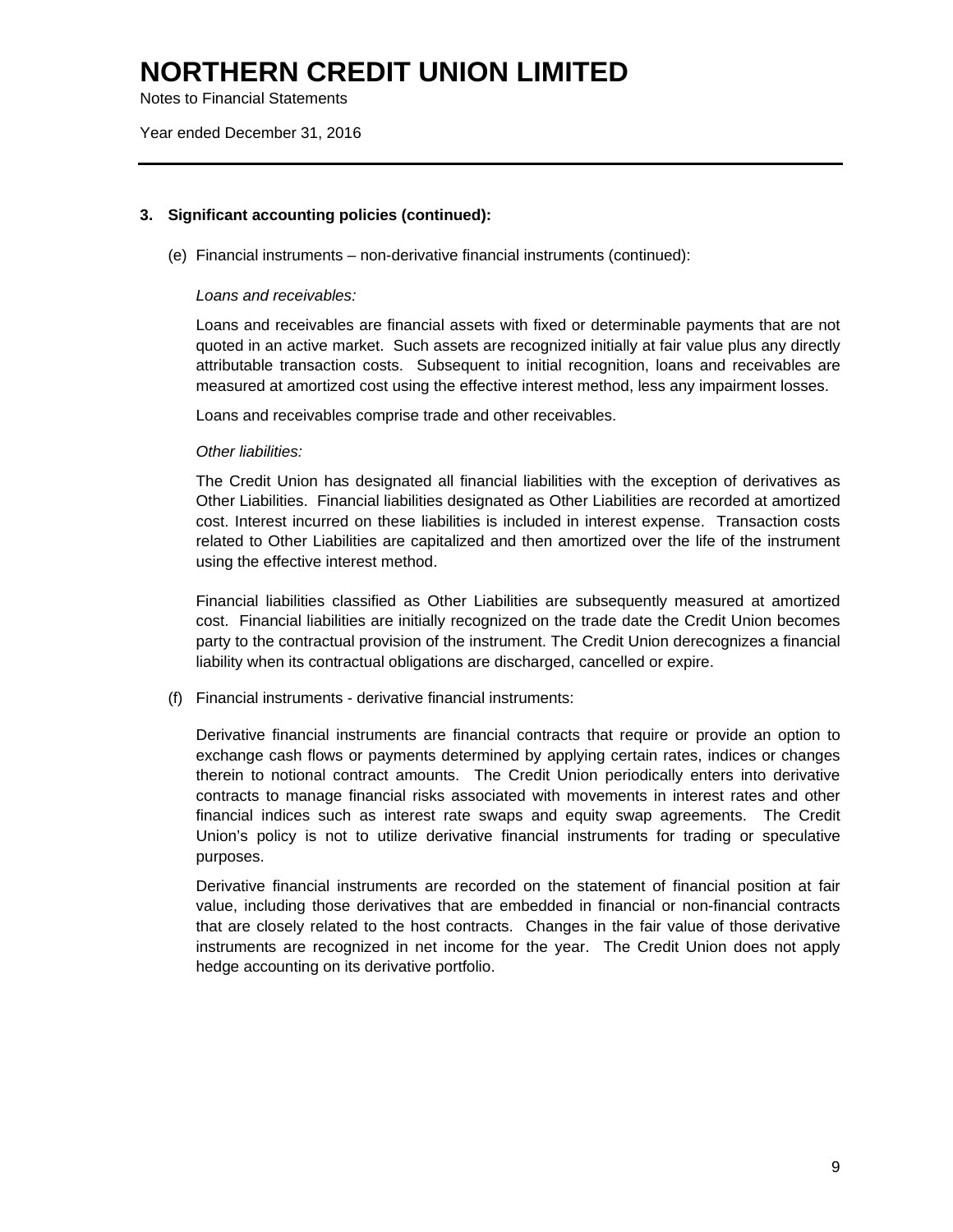### 3. Significant accounting policies (continued):

(e) Financial instruments – non-derivative financial instruments (continued):

*Loans and receivables:*

Loans and receivables are financial assets with fixed or determinable payments that are not quoted in an active market. Such assets are recognized initially at fair value plus any directly attributable transaction costs. Subsequent to initial recognition, loans and receivables are measured at amortized cost using the effective interest method, less any impairment losses.

Loans and receivables comprise trade and other receivables.

*Other liabilities:*

The Credit Union has designated all financial liabilities with the exception of derivatives as Other Liabilities. Financial liabilities designated as Other Liabilities are recorded at amortized cost. Interest incurred on these liabilities is included in interest expense. Transaction costs related to Other Liabilities are capitalized and then amortized over the life of the instrument using the effective interest method.

Financial liabilities classified as Other Liabilities are subsequently measured at amortized cost. Financial liabilities are initially recognized on the trade date the Credit Union becomes party to the contractual provision of the instrument. The Credit Union derecognizes a financial liability when its contractual obligations are discharged, cancelled or expire.

(f) Financial instruments - derivative financial instruments:

Derivative financial instruments are financial contracts that require or provide an option to exchange cash flows or payments determined by applying certain rates, indices or changes therein to notional contract amounts. The Credit Union periodically enters into derivative contracts to manage financial risks associated with movements in interest rates and other financial indices such as interest rate swaps and equity swap agreements. The Credit Union's policy is not to utilize derivative financial instruments for trading or speculative purposes.

Derivative financial instruments are recorded on the statement of financial position at fair value, including those derivatives that are embedded in financial or non-financial contracts that are closely related to the host contracts. Changes in the fair value of those derivative instruments are recognized in net income for the year. The Credit Union does not apply hedge accounting on its derivative portfolio.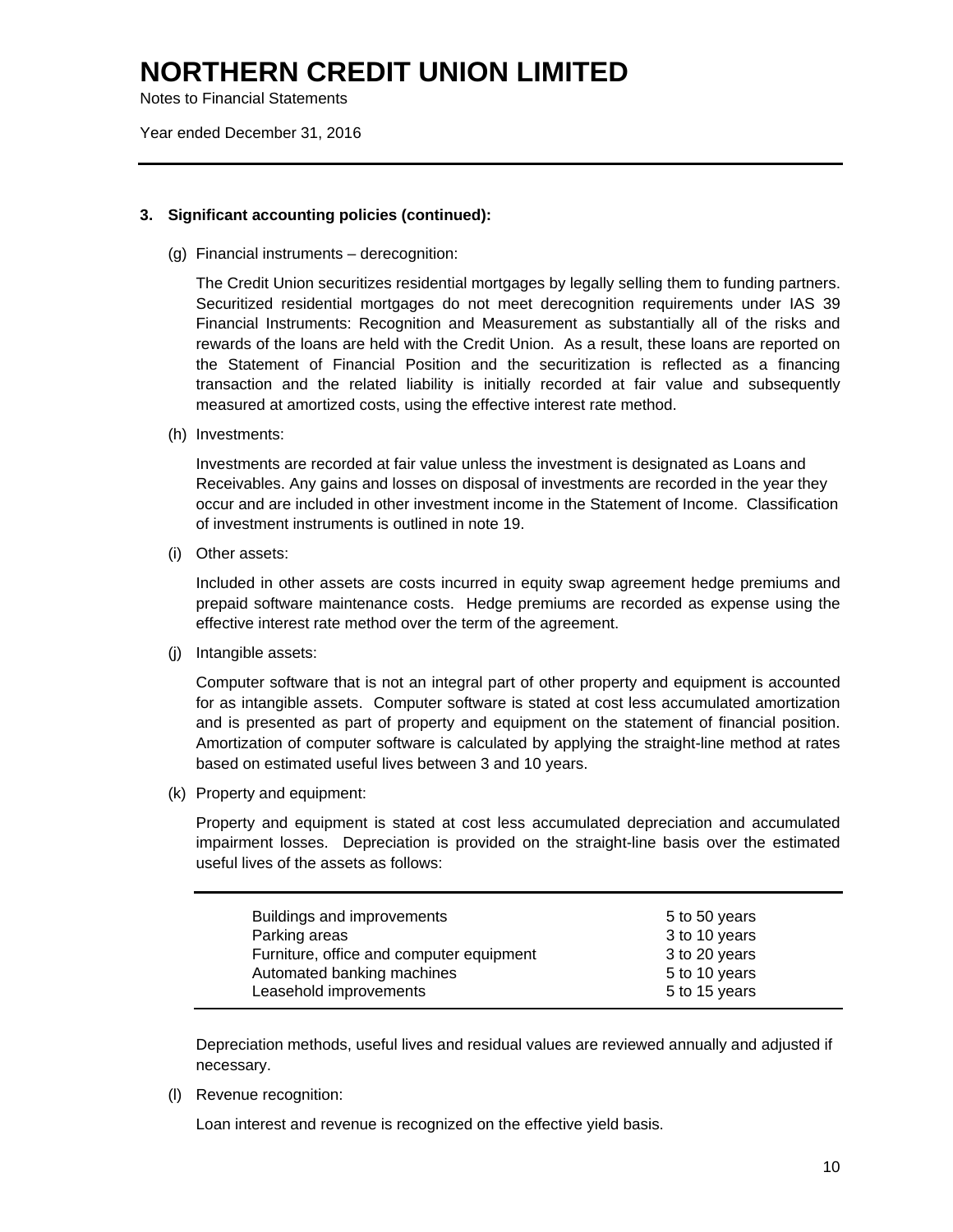# NORTHERN CREDIT UNION LIMITED

Notes to Financial Statements

Year ended December 31, 2016

---

**3. Significant accounting policies (continued):**

(g) Financial instruments – derecognition:

The Credit Union securitizes residential mortgages by legally selling them to funding partners. Securitized residential mortgages do not meet derecognition requirements under IAS 39 Financial Instruments: Recognition and Measurement as substantially all of the risks and rewards of the loans are held with the Credit Union. As a result, these loans are reported on the Statement of Financial Position and the securitization is reflected as a financing transaction and the related liability is initially recorded at fair value and subsequently measured at amortized costs, using the effective interest rate method.

(h) Investments:

Investments are recorded at fair value unless the investment is designated as Loans and Receivables. Any gains and losses on disposal of investments are recorded in the year they occur and are included in other investment income in the Statement of Income. Classification of investment instruments is outlined in note 19.

(i) Other assets:

Included in other assets are costs incurred in equity swap agreement hedge premiums and prepaid software maintenance costs. Hedge premiums are recorded as expense using the effective interest rate method over the term of the agreement.

(j) Intangible assets:

Computer software that is not an integral part of other property and equipment is accounted for as intangible assets. Computer software is stated at cost less accumulated amortization and is presented as part of property and equipment on the statement of financial position. Amortization of computer software is calculated by applying the straight-line method at rates based on estimated useful lives between 3 and 10 years.

(k) Property and equipment:

Property and equipment is stated at cost less accumulated depreciation and accumulated impairment losses. Depreciation is provided on the straight-line basis over the estimated useful lives of the assets as follows:

| | |
|---|---|
| Buildings and improvements | 5 to 50 years |
| Parking areas | 3 to 10 years |
| Furniture, office and computer equipment | 3 to 20 years |
| Automated banking machines | 5 to 10 years |
| Leasehold improvements | 5 to 15 years |

Depreciation methods, useful lives and residual values are reviewed annually and adjusted if necessary.

(l) Revenue recognition:

Loan interest and revenue is recognized on the effective yield basis.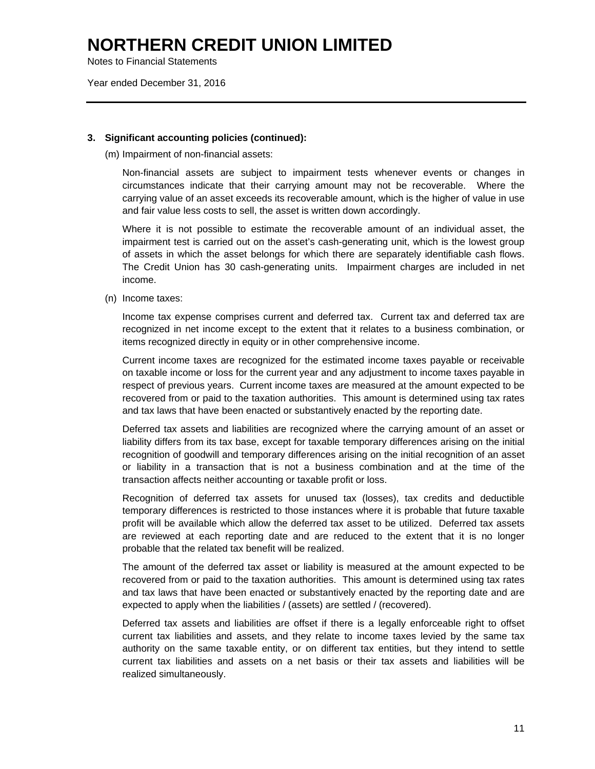### 3. Significant accounting policies (continued):

(m) Impairment of non-financial assets:

Non-financial assets are subject to impairment tests whenever events or changes in circumstances indicate that their carrying amount may not be recoverable. Where the carrying value of an asset exceeds its recoverable amount, which is the higher of value in use and fair value less costs to sell, the asset is written down accordingly.

Where it is not possible to estimate the recoverable amount of an individual asset, the impairment test is carried out on the asset's cash-generating unit, which is the lowest group of assets in which the asset belongs for which there are separately identifiable cash flows. The Credit Union has 30 cash-generating units. Impairment charges are included in net income.

(n) Income taxes:

Income tax expense comprises current and deferred tax. Current tax and deferred tax are recognized in net income except to the extent that it relates to a business combination, or items recognized directly in equity or in other comprehensive income.

Current income taxes are recognized for the estimated income taxes payable or receivable on taxable income or loss for the current year and any adjustment to income taxes payable in respect of previous years. Current income taxes are measured at the amount expected to be recovered from or paid to the taxation authorities. This amount is determined using tax rates and tax laws that have been enacted or substantively enacted by the reporting date.

Deferred tax assets and liabilities are recognized where the carrying amount of an asset or liability differs from its tax base, except for taxable temporary differences arising on the initial recognition of goodwill and temporary differences arising on the initial recognition of an asset or liability in a transaction that is not a business combination and at the time of the transaction affects neither accounting or taxable profit or loss.

Recognition of deferred tax assets for unused tax (losses), tax credits and deductible temporary differences is restricted to those instances where it is probable that future taxable profit will be available which allow the deferred tax asset to be utilized. Deferred tax assets are reviewed at each reporting date and are reduced to the extent that it is no longer probable that the related tax benefit will be realized.

The amount of the deferred tax asset or liability is measured at the amount expected to be recovered from or paid to the taxation authorities. This amount is determined using tax rates and tax laws that have been enacted or substantively enacted by the reporting date and are expected to apply when the liabilities / (assets) are settled / (recovered).

Deferred tax assets and liabilities are offset if there is a legally enforceable right to offset current tax liabilities and assets, and they relate to income taxes levied by the same tax authority on the same taxable entity, or on different tax entities, but they intend to settle current tax liabilities and assets on a net basis or their tax assets and liabilities will be realized simultaneously.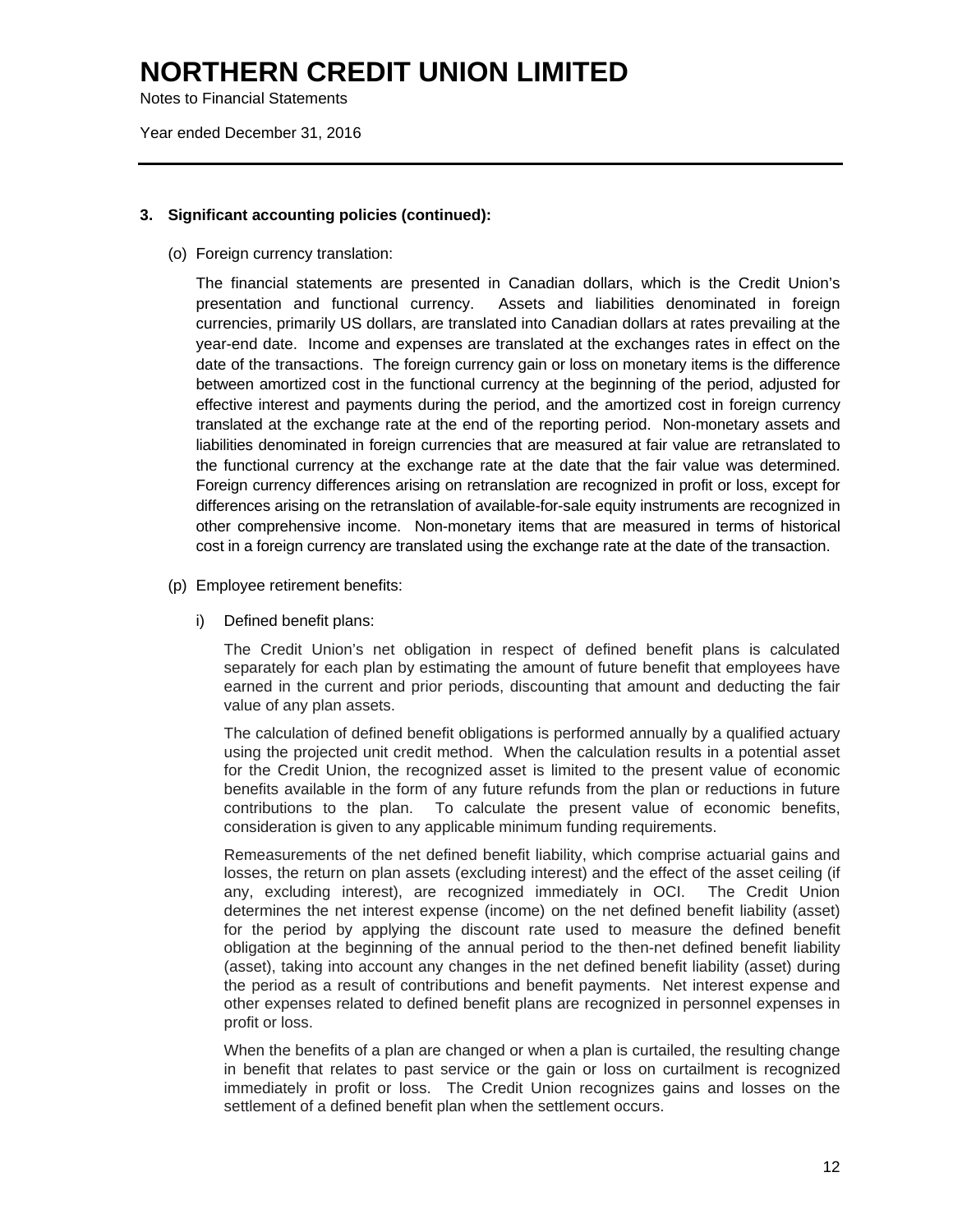# NORTHERN CREDIT UNION LIMITED

Notes to Financial Statements

Year ended December 31, 2016

## 3. Significant accounting policies (continued):

(o) Foreign currency translation:

The financial statements are presented in Canadian dollars, which is the Credit Union's presentation and functional currency. Assets and liabilities denominated in foreign currencies, primarily US dollars, are translated into Canadian dollars at rates prevailing at the year-end date. Income and expenses are translated at the exchanges rates in effect on the date of the transactions. The foreign currency gain or loss on monetary items is the difference between amortized cost in the functional currency at the beginning of the period, adjusted for effective interest and payments during the period, and the amortized cost in foreign currency translated at the exchange rate at the end of the reporting period. Non-monetary assets and liabilities denominated in foreign currencies that are measured at fair value are retranslated to the functional currency at the exchange rate at the date that the fair value was determined. Foreign currency differences arising on retranslation are recognized in profit or loss, except for differences arising on the retranslation of available-for-sale equity instruments are recognized in other comprehensive income. Non-monetary items that are measured in terms of historical cost in a foreign currency are translated using the exchange rate at the date of the transaction.

(p) Employee retirement benefits:

i) Defined benefit plans:

The Credit Union's net obligation in respect of defined benefit plans is calculated separately for each plan by estimating the amount of future benefit that employees have earned in the current and prior periods, discounting that amount and deducting the fair value of any plan assets.

The calculation of defined benefit obligations is performed annually by a qualified actuary using the projected unit credit method. When the calculation results in a potential asset for the Credit Union, the recognized asset is limited to the present value of economic benefits available in the form of any future refunds from the plan or reductions in future contributions to the plan. To calculate the present value of economic benefits, consideration is given to any applicable minimum funding requirements.

Remeasurements of the net defined benefit liability, which comprise actuarial gains and losses, the return on plan assets (excluding interest) and the effect of the asset ceiling (if any, excluding interest), are recognized immediately in OCI. The Credit Union determines the net interest expense (income) on the net defined benefit liability (asset) for the period by applying the discount rate used to measure the defined benefit obligation at the beginning of the annual period to the then-net defined benefit liability (asset), taking into account any changes in the net defined benefit liability (asset) during the period as a result of contributions and benefit payments. Net interest expense and other expenses related to defined benefit plans are recognized in personnel expenses in profit or loss.

When the benefits of a plan are changed or when a plan is curtailed, the resulting change in benefit that relates to past service or the gain or loss on curtailment is recognized immediately in profit or loss. The Credit Union recognizes gains and losses on the settlement of a defined benefit plan when the settlement occurs.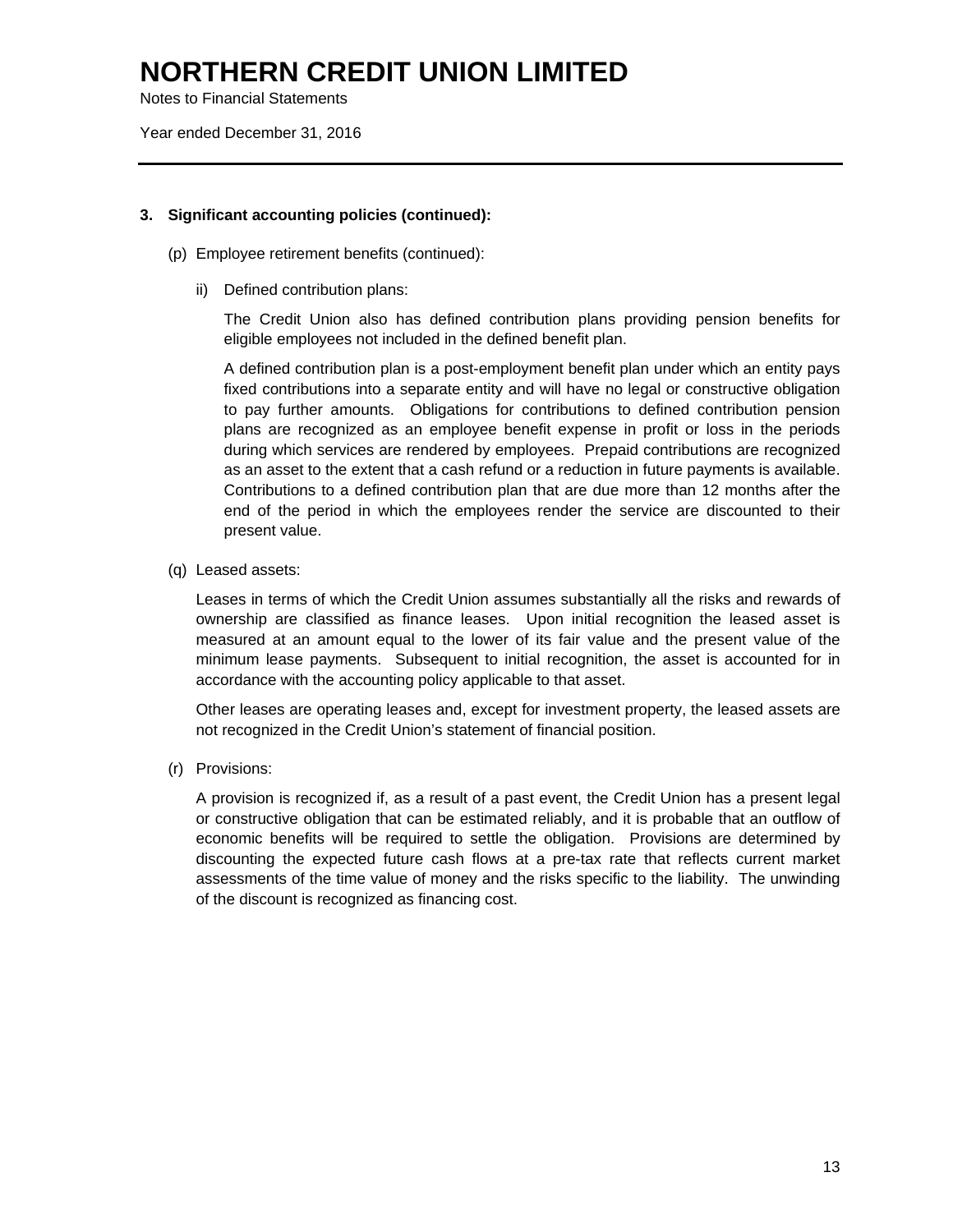# NORTHERN CREDIT UNION LIMITED

Notes to Financial Statements

Year ended December 31, 2016

## 3. Significant accounting policies (continued):

(p) Employee retirement benefits (continued):

ii) Defined contribution plans:

The Credit Union also has defined contribution plans providing pension benefits for eligible employees not included in the defined benefit plan.

A defined contribution plan is a post-employment benefit plan under which an entity pays fixed contributions into a separate entity and will have no legal or constructive obligation to pay further amounts. Obligations for contributions to defined contribution pension plans are recognized as an employee benefit expense in profit or loss in the periods during which services are rendered by employees. Prepaid contributions are recognized as an asset to the extent that a cash refund or a reduction in future payments is available. Contributions to a defined contribution plan that are due more than 12 months after the end of the period in which the employees render the service are discounted to their present value.

(q) Leased assets:

Leases in terms of which the Credit Union assumes substantially all the risks and rewards of ownership are classified as finance leases. Upon initial recognition the leased asset is measured at an amount equal to the lower of its fair value and the present value of the minimum lease payments. Subsequent to initial recognition, the asset is accounted for in accordance with the accounting policy applicable to that asset.

Other leases are operating leases and, except for investment property, the leased assets are not recognized in the Credit Union's statement of financial position.

(r) Provisions:

A provision is recognized if, as a result of a past event, the Credit Union has a present legal or constructive obligation that can be estimated reliably, and it is probable that an outflow of economic benefits will be required to settle the obligation. Provisions are determined by discounting the expected future cash flows at a pre-tax rate that reflects current market assessments of the time value of money and the risks specific to the liability. The unwinding of the discount is recognized as financing cost.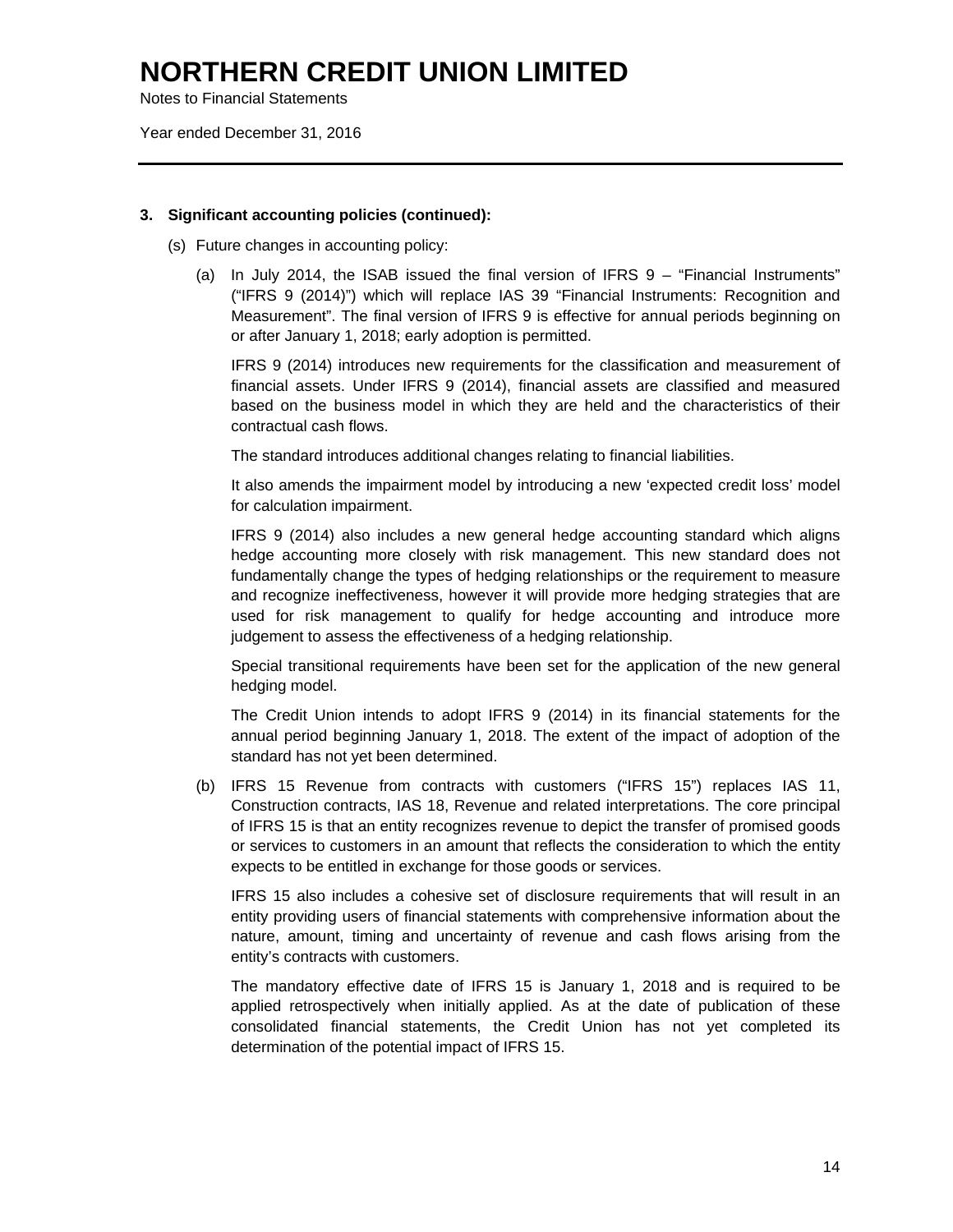### 3. Significant accounting policies (continued):

(s) Future changes in accounting policy:

(a) In July 2014, the ISAB issued the final version of IFRS 9 – "Financial Instruments" ("IFRS 9 (2014)") which will replace IAS 39 "Financial Instruments: Recognition and Measurement". The final version of IFRS 9 is effective for annual periods beginning on or after January 1, 2018; early adoption is permitted.

IFRS 9 (2014) introduces new requirements for the classification and measurement of financial assets. Under IFRS 9 (2014), financial assets are classified and measured based on the business model in which they are held and the characteristics of their contractual cash flows.

The standard introduces additional changes relating to financial liabilities.

It also amends the impairment model by introducing a new 'expected credit loss' model for calculation impairment.

IFRS 9 (2014) also includes a new general hedge accounting standard which aligns hedge accounting more closely with risk management. This new standard does not fundamentally change the types of hedging relationships or the requirement to measure and recognize ineffectiveness, however it will provide more hedging strategies that are used for risk management to qualify for hedge accounting and introduce more judgement to assess the effectiveness of a hedging relationship.

Special transitional requirements have been set for the application of the new general hedging model.

The Credit Union intends to adopt IFRS 9 (2014) in its financial statements for the annual period beginning January 1, 2018. The extent of the impact of adoption of the standard has not yet been determined.

(b) IFRS 15 Revenue from contracts with customers ("IFRS 15") replaces IAS 11, Construction contracts, IAS 18, Revenue and related interpretations. The core principal of IFRS 15 is that an entity recognizes revenue to depict the transfer of promised goods or services to customers in an amount that reflects the consideration to which the entity expects to be entitled in exchange for those goods or services.

IFRS 15 also includes a cohesive set of disclosure requirements that will result in an entity providing users of financial statements with comprehensive information about the nature, amount, timing and uncertainty of revenue and cash flows arising from the entity's contracts with customers.

The mandatory effective date of IFRS 15 is January 1, 2018 and is required to be applied retrospectively when initially applied. As at the date of publication of these consolidated financial statements, the Credit Union has not yet completed its determination of the potential impact of IFRS 15.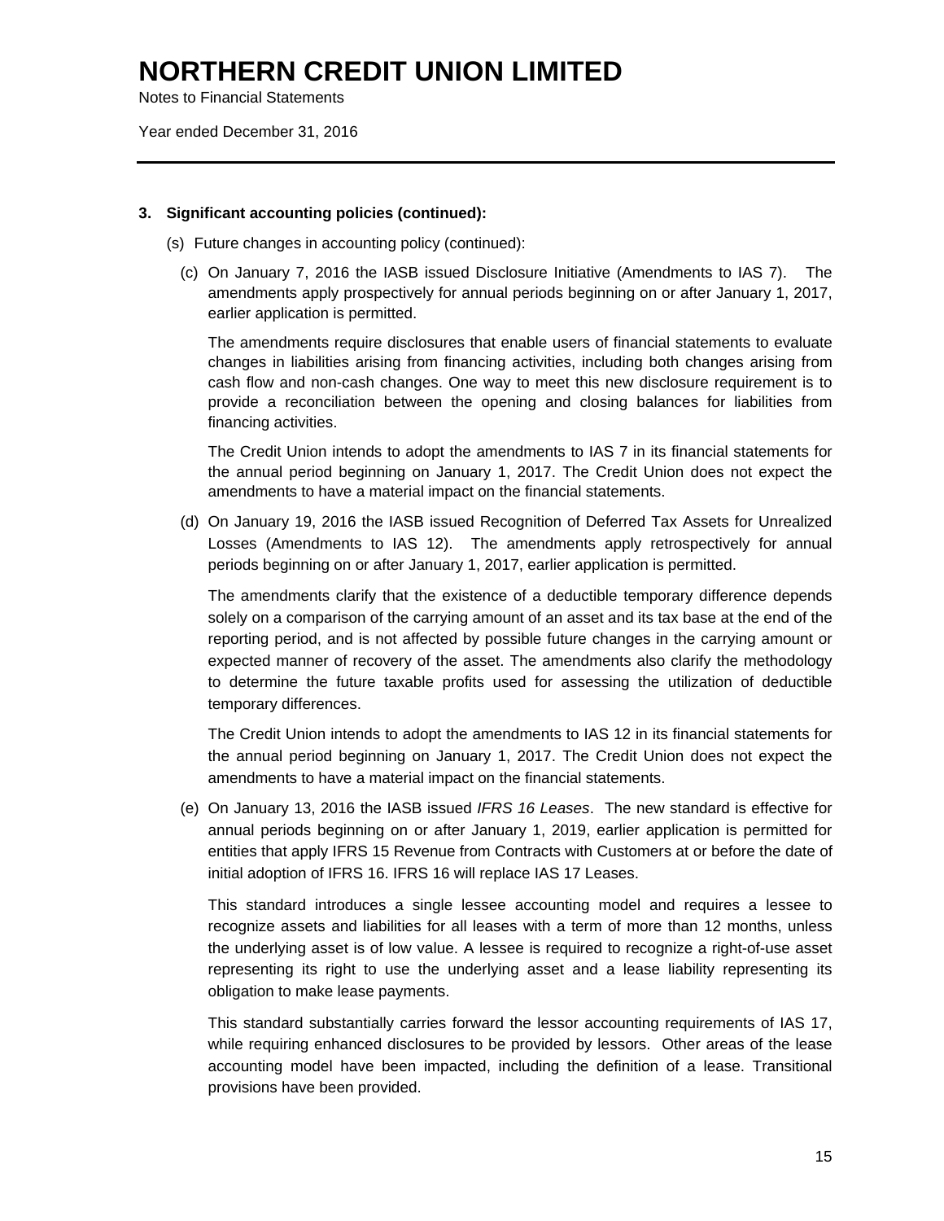**3. Significant accounting policies (continued):**

(s) Future changes in accounting policy (continued):

(c) On January 7, 2016 the IASB issued Disclosure Initiative (Amendments to IAS 7). The amendments apply prospectively for annual periods beginning on or after January 1, 2017, earlier application is permitted.

The amendments require disclosures that enable users of financial statements to evaluate changes in liabilities arising from financing activities, including both changes arising from cash flow and non-cash changes. One way to meet this new disclosure requirement is to provide a reconciliation between the opening and closing balances for liabilities from financing activities.

The Credit Union intends to adopt the amendments to IAS 7 in its financial statements for the annual period beginning on January 1, 2017. The Credit Union does not expect the amendments to have a material impact on the financial statements.

(d) On January 19, 2016 the IASB issued Recognition of Deferred Tax Assets for Unrealized Losses (Amendments to IAS 12). The amendments apply retrospectively for annual periods beginning on or after January 1, 2017, earlier application is permitted.

The amendments clarify that the existence of a deductible temporary difference depends solely on a comparison of the carrying amount of an asset and its tax base at the end of the reporting period, and is not affected by possible future changes in the carrying amount or expected manner of recovery of the asset. The amendments also clarify the methodology to determine the future taxable profits used for assessing the utilization of deductible temporary differences.

The Credit Union intends to adopt the amendments to IAS 12 in its financial statements for the annual period beginning on January 1, 2017. The Credit Union does not expect the amendments to have a material impact on the financial statements.

(e) On January 13, 2016 the IASB issued *IFRS 16 Leases*. The new standard is effective for annual periods beginning on or after January 1, 2019, earlier application is permitted for entities that apply IFRS 15 Revenue from Contracts with Customers at or before the date of initial adoption of IFRS 16. IFRS 16 will replace IAS 17 Leases.

This standard introduces a single lessee accounting model and requires a lessee to recognize assets and liabilities for all leases with a term of more than 12 months, unless the underlying asset is of low value. A lessee is required to recognize a right-of-use asset representing its right to use the underlying asset and a lease liability representing its obligation to make lease payments.

This standard substantially carries forward the lessor accounting requirements of IAS 17, while requiring enhanced disclosures to be provided by lessors. Other areas of the lease accounting model have been impacted, including the definition of a lease. Transitional provisions have been provided.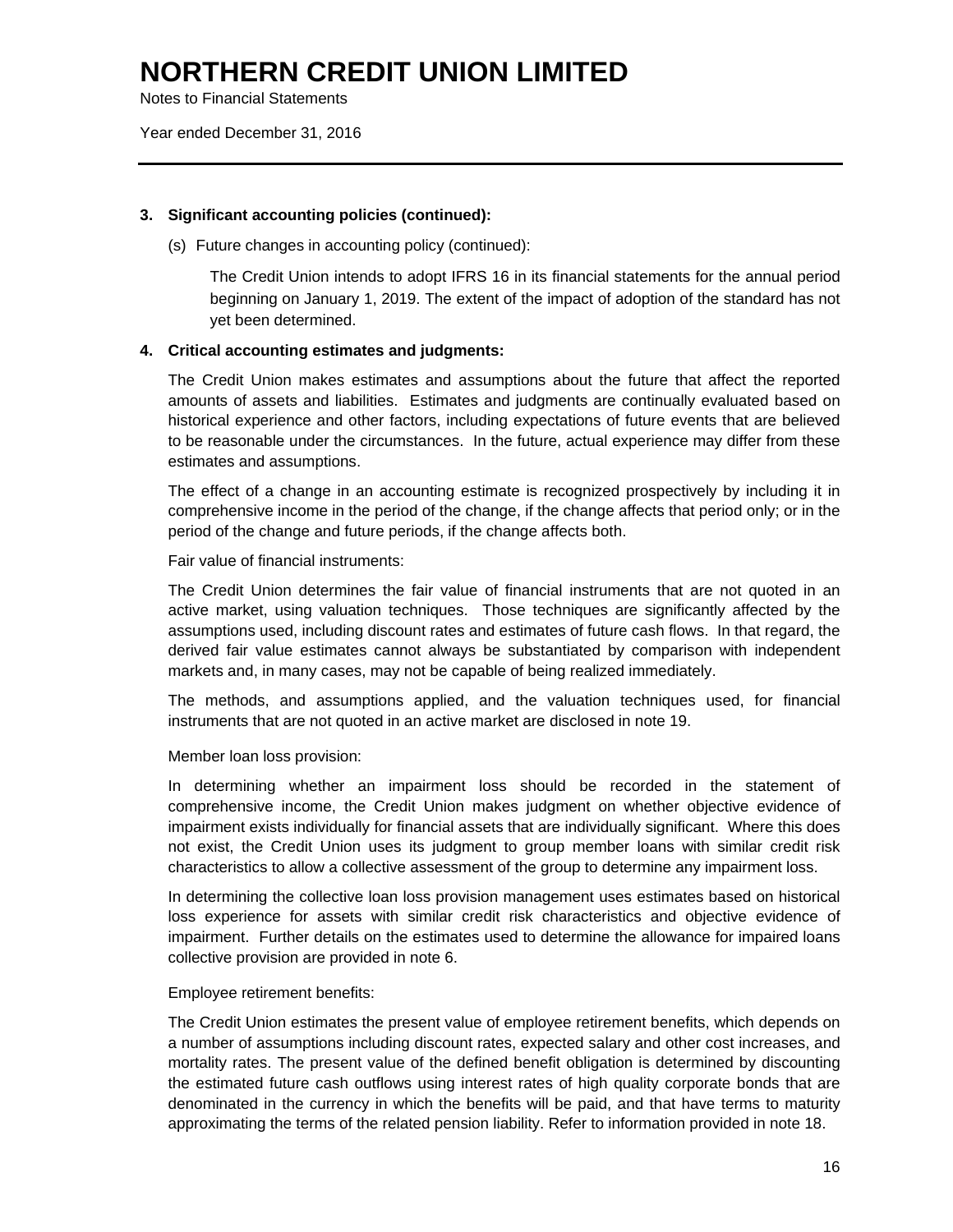# NORTHERN CREDIT UNION LIMITED

Notes to Financial Statements

Year ended December 31, 2016

---

**3. Significant accounting policies (continued):**

(s) Future changes in accounting policy (continued):

The Credit Union intends to adopt IFRS 16 in its financial statements for the annual period beginning on January 1, 2019. The extent of the impact of adoption of the standard has not yet been determined.

**4. Critical accounting estimates and judgments:**

The Credit Union makes estimates and assumptions about the future that affect the reported amounts of assets and liabilities. Estimates and judgments are continually evaluated based on historical experience and other factors, including expectations of future events that are believed to be reasonable under the circumstances. In the future, actual experience may differ from these estimates and assumptions.

The effect of a change in an accounting estimate is recognized prospectively by including it in comprehensive income in the period of the change, if the change affects that period only; or in the period of the change and future periods, if the change affects both.

Fair value of financial instruments:

The Credit Union determines the fair value of financial instruments that are not quoted in an active market, using valuation techniques. Those techniques are significantly affected by the assumptions used, including discount rates and estimates of future cash flows. In that regard, the derived fair value estimates cannot always be substantiated by comparison with independent markets and, in many cases, may not be capable of being realized immediately.

The methods, and assumptions applied, and the valuation techniques used, for financial instruments that are not quoted in an active market are disclosed in note 19.

Member loan loss provision:

In determining whether an impairment loss should be recorded in the statement of comprehensive income, the Credit Union makes judgment on whether objective evidence of impairment exists individually for financial assets that are individually significant. Where this does not exist, the Credit Union uses its judgment to group member loans with similar credit risk characteristics to allow a collective assessment of the group to determine any impairment loss.

In determining the collective loan loss provision management uses estimates based on historical loss experience for assets with similar credit risk characteristics and objective evidence of impairment. Further details on the estimates used to determine the allowance for impaired loans collective provision are provided in note 6.

Employee retirement benefits:

The Credit Union estimates the present value of employee retirement benefits, which depends on a number of assumptions including discount rates, expected salary and other cost increases, and mortality rates. The present value of the defined benefit obligation is determined by discounting the estimated future cash outflows using interest rates of high quality corporate bonds that are denominated in the currency in which the benefits will be paid, and that have terms to maturity approximating the terms of the related pension liability. Refer to information provided in note 18.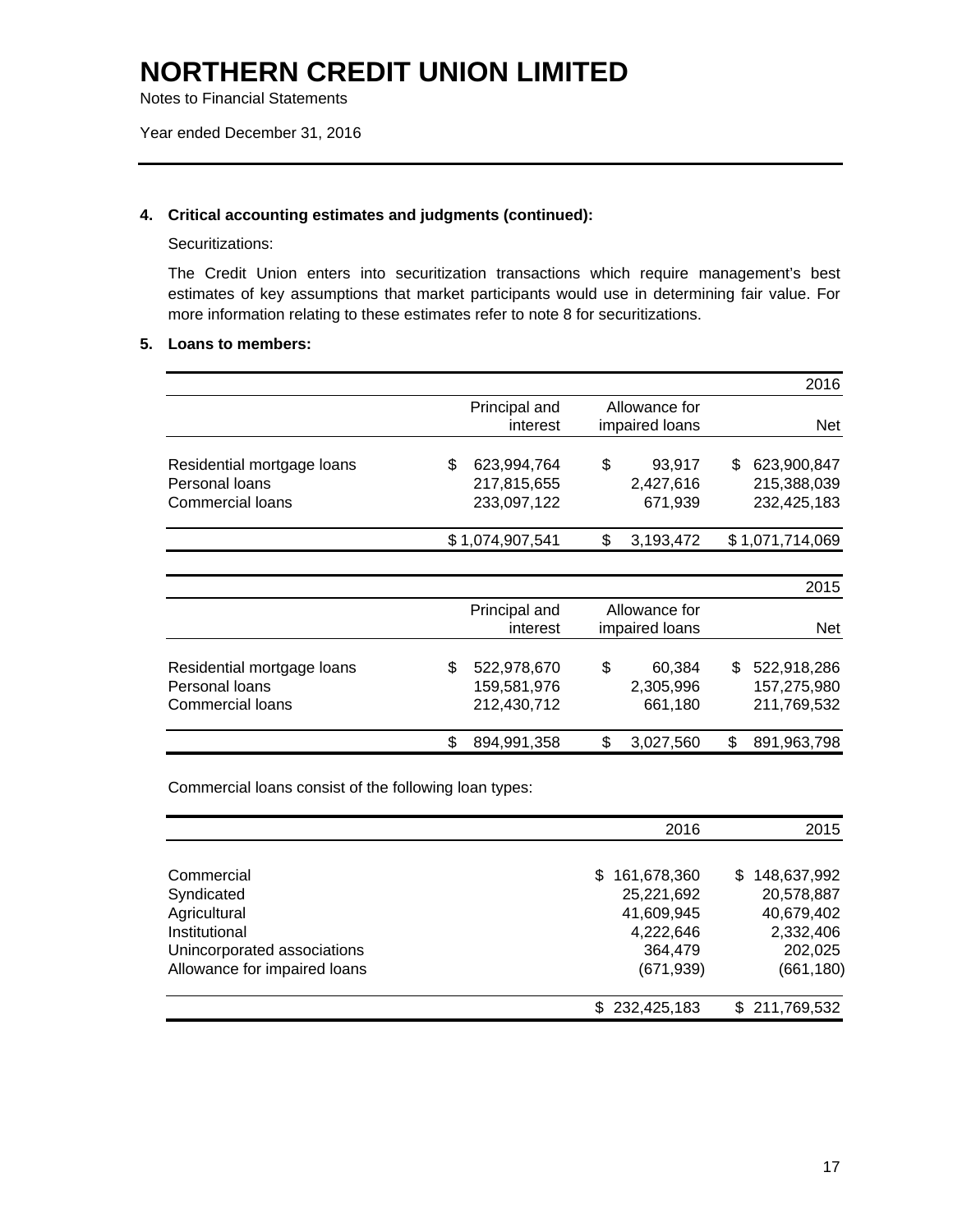# NORTHERN CREDIT UNION LIMITED

Notes to Financial Statements

Year ended December 31, 2016

**4. Critical accounting estimates and judgments (continued):**

Securitizations:

The Credit Union enters into securitization transactions which require management's best estimates of key assumptions that market participants would use in determining fair value. For more information relating to these estimates refer to note 8 for securitizations.

**5. Loans to members:**

| | | | 2016 |
|---|---|---|---|
| | Principal and interest | Allowance for impaired loans | Net |
| Residential mortgage loans | $ 623,994,764 | $ 93,917 | $ 623,900,847 |
| Personal loans | 217,815,655 | 2,427,616 | 215,388,039 |
| Commercial loans | 233,097,122 | 671,939 | 232,425,183 |
| | $ 1,074,907,541 | $ 3,193,472 | $ 1,071,714,069 |

| | | | 2015 |
|---|---|---|---|
| | Principal and interest | Allowance for impaired loans | Net |
| Residential mortgage loans | $ 522,978,670 | $ 60,384 | $ 522,918,286 |
| Personal loans | 159,581,976 | 2,305,996 | 157,275,980 |
| Commercial loans | 212,430,712 | 661,180 | 211,769,532 |
| | $ 894,991,358 | $ 3,027,560 | $ 891,963,798 |

Commercial loans consist of the following loan types:

| | 2016 | 2015 |
|---|---|---|
| Commercial | $ 161,678,360 | $ 148,637,992 |
| Syndicated | 25,221,692 | 20,578,887 |
| Agricultural | 41,609,945 | 40,679,402 |
| Institutional | 4,222,646 | 2,332,406 |
| Unincorporated associations | 364,479 | 202,025 |
| Allowance for impaired loans | (671,939) | (661,180) |
| | $ 232,425,183 | $ 211,769,532 |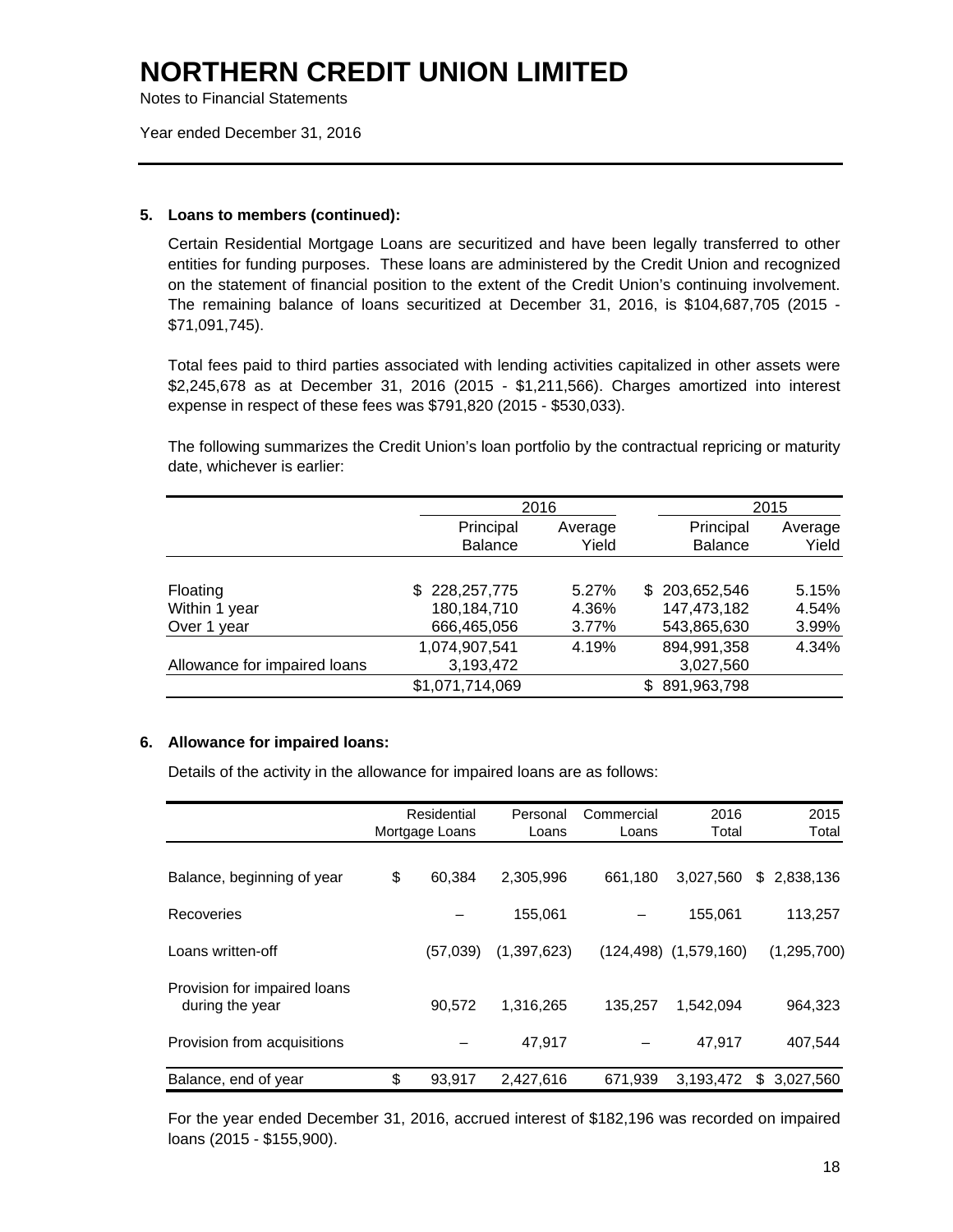# NORTHERN CREDIT UNION LIMITED

Notes to Financial Statements

Year ended December 31, 2016

**5. Loans to members (continued):**

Certain Residential Mortgage Loans are securitized and have been legally transferred to other entities for funding purposes. These loans are administered by the Credit Union and recognized on the statement of financial position to the extent of the Credit Union's continuing involvement. The remaining balance of loans securitized at December 31, 2016, is $104,687,705 (2015 - $71,091,745).

Total fees paid to third parties associated with lending activities capitalized in other assets were $2,245,678 as at December 31, 2016 (2015 - $1,211,566). Charges amortized into interest expense in respect of these fees was $791,820 (2015 - $530,033).

The following summarizes the Credit Union's loan portfolio by the contractual repricing or maturity date, whichever is earlier:

| | 2016 | | 2015 | |
|---|---|---|---|---|
| | Principal Balance | Average Yield | Principal Balance | Average Yield |
| Floating | $ 228,257,775 | 5.27% | $ 203,652,546 | 5.15% |
| Within 1 year | 180,184,710 | 4.36% | 147,473,182 | 4.54% |
| Over 1 year | 666,465,056 | 3.77% | 543,865,630 | 3.99% |
| | 1,074,907,541 | 4.19% | 894,991,358 | 4.34% |
| Allowance for impaired loans | 3,193,472 | | 3,027,560 | |
| | $1,071,714,069 | | $ 891,963,798 | |

**6. Allowance for impaired loans:**

Details of the activity in the allowance for impaired loans are as follows:

| | Residential Mortgage Loans | Personal Loans | Commercial Loans | 2016 Total | 2015 Total |
|---|---|---|---|---|---|
| Balance, beginning of year | $ 60,384 | 2,305,996 | 661,180 | 3,027,560 | $ 2,838,136 |
| Recoveries | – | 155,061 | – | 155,061 | 113,257 |
| Loans written-off | (57,039) | (1,397,623) | (124,498) | (1,579,160) | (1,295,700) |
| Provision for impaired loans during the year | 90,572 | 1,316,265 | 135,257 | 1,542,094 | 964,323 |
| Provision from acquisitions | – | 47,917 | – | 47,917 | 407,544 |
| Balance, end of year | $ 93,917 | 2,427,616 | 671,939 | 3,193,472 | $ 3,027,560 |

For the year ended December 31, 2016, accrued interest of $182,196 was recorded on impaired loans (2015 - $155,900).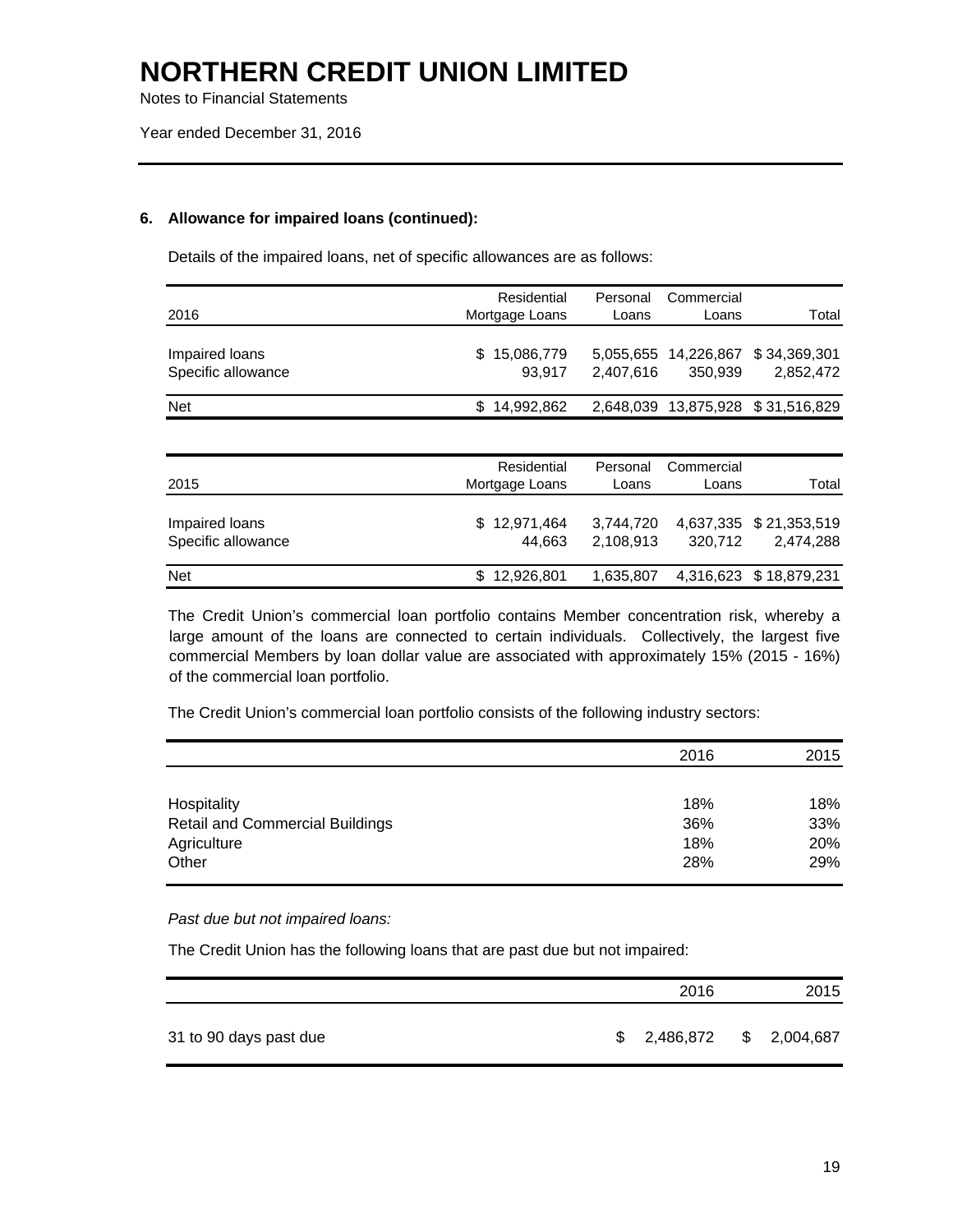**6. Allowance for impaired loans (continued):**

Details of the impaired loans, net of specific allowances are as follows:

| 2016 | Residential Mortgage Loans | Personal Loans | Commercial Loans | Total |
|---|---|---|---|---|
| Impaired loans | $ 15,086,779 | 5,055,655 | 14,226,867 | $ 34,369,301 |
| Specific allowance | 93,917 | 2,407,616 | 350,939 | 2,852,472 |
| Net | $ 14,992,862 | 2,648,039 | 13,875,928 | $ 31,516,829 |

| 2015 | Residential Mortgage Loans | Personal Loans | Commercial Loans | Total |
|---|---|---|---|---|
| Impaired loans | $ 12,971,464 | 3,744,720 | 4,637,335 | $ 21,353,519 |
| Specific allowance | 44,663 | 2,108,913 | 320,712 | 2,474,288 |
| Net | $ 12,926,801 | 1,635,807 | 4,316,623 | $ 18,879,231 |

The Credit Union's commercial loan portfolio contains Member concentration risk, whereby a large amount of the loans are connected to certain individuals. Collectively, the largest five commercial Members by loan dollar value are associated with approximately 15% (2015 - 16%) of the commercial loan portfolio.

The Credit Union's commercial loan portfolio consists of the following industry sectors:

| | 2016 | 2015 |
|---|---|---|
| Hospitality | 18% | 18% |
| Retail and Commercial Buildings | 36% | 33% |
| Agriculture | 18% | 20% |
| Other | 28% | 29% |

*Past due but not impaired loans:*

The Credit Union has the following loans that are past due but not impaired:

| | 2016 | 2015 |
|---|---|---|
| 31 to 90 days past due | $ 2,486,872 | $ 2,004,687 |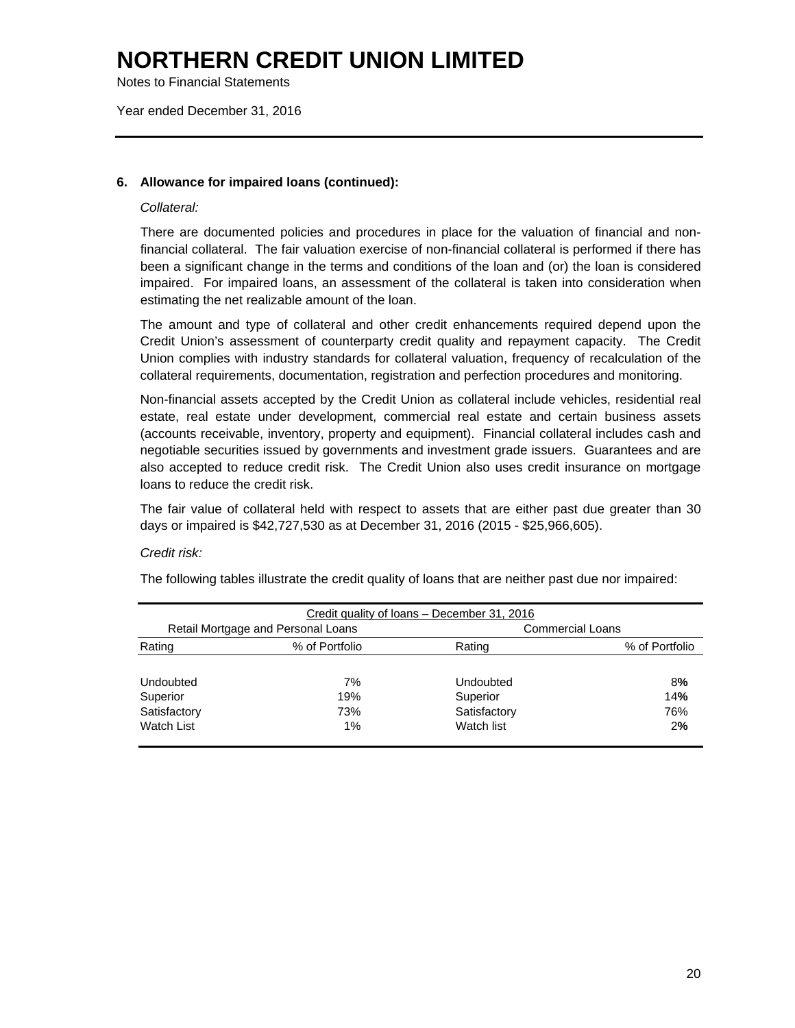### 6. Allowance for impaired loans (continued):

*Collateral:*

There are documented policies and procedures in place for the valuation of financial and non-financial collateral. The fair valuation exercise of non-financial collateral is performed if there has been a significant change in the terms and conditions of the loan and (or) the loan is considered impaired. For impaired loans, an assessment of the collateral is taken into consideration when estimating the net realizable amount of the loan.

The amount and type of collateral and other credit enhancements required depend upon the Credit Union's assessment of counterparty credit quality and repayment capacity. The Credit Union complies with industry standards for collateral valuation, frequency of recalculation of the collateral requirements, documentation, registration and perfection procedures and monitoring.

Non-financial assets accepted by the Credit Union as collateral include vehicles, residential real estate, real estate under development, commercial real estate and certain business assets (accounts receivable, inventory, property and equipment). Financial collateral includes cash and negotiable securities issued by governments and investment grade issuers. Guarantees and are also accepted to reduce credit risk. The Credit Union also uses credit insurance on mortgage loans to reduce the credit risk.

The fair value of collateral held with respect to assets that are either past due greater than 30 days or impaired is $42,727,530 as at December 31, 2016 (2015 - $25,966,605).

*Credit risk:*

The following tables illustrate the credit quality of loans that are neither past due nor impaired:

| Credit quality of loans – December 31, 2016 | | | |
|---|---|---|---|
| Retail Mortgage and Personal Loans | | Commercial Loans | |
| Rating | % of Portfolio | Rating | % of Portfolio |
| Undoubted | 7% | Undoubted | 8% |
| Superior | 19% | Superior | 14% |
| Satisfactory | 73% | Satisfactory | 76% |
| Watch List | 1% | Watch list | 2% |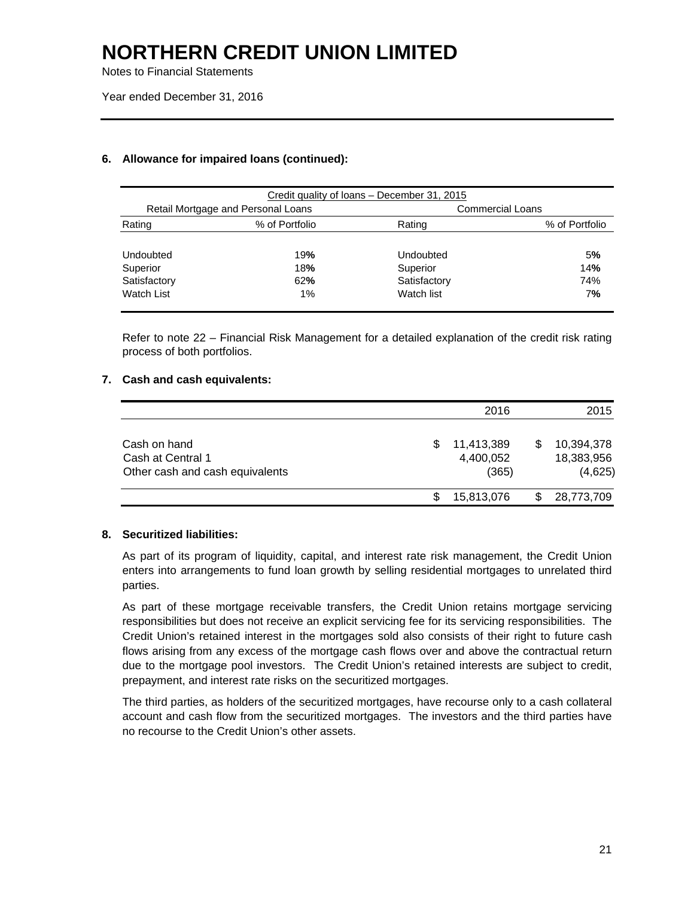## 6. Allowance for impaired loans (continued):

| Credit quality of loans – December 31, 2015 | | | |
|---|---|---|---|
| Retail Mortgage and Personal Loans | | Commercial Loans | |
| Rating | % of Portfolio | Rating | % of Portfolio |
| Undoubted | 19% | Undoubted | 5% |
| Superior | 18% | Superior | 14% |
| Satisfactory | 62% | Satisfactory | 74% |
| Watch List | 1% | Watch list | 7% |

Refer to note 22 – Financial Risk Management for a detailed explanation of the credit risk rating process of both portfolios.

## 7. Cash and cash equivalents:

| | 2016 | 2015 |
|---|---|---|
| Cash on hand | $ 11,413,389 | $ 10,394,378 |
| Cash at Central 1 | 4,400,052 | 18,383,956 |
| Other cash and cash equivalents | (365) | (4,625) |
| | $ 15,813,076 | $ 28,773,709 |

## 8. Securitized liabilities:

As part of its program of liquidity, capital, and interest rate risk management, the Credit Union enters into arrangements to fund loan growth by selling residential mortgages to unrelated third parties.

As part of these mortgage receivable transfers, the Credit Union retains mortgage servicing responsibilities but does not receive an explicit servicing fee for its servicing responsibilities. The Credit Union's retained interest in the mortgages sold also consists of their right to future cash flows arising from any excess of the mortgage cash flows over and above the contractual return due to the mortgage pool investors. The Credit Union's retained interests are subject to credit, prepayment, and interest rate risks on the securitized mortgages.

The third parties, as holders of the securitized mortgages, have recourse only to a cash collateral account and cash flow from the securitized mortgages. The investors and the third parties have no recourse to the Credit Union's other assets.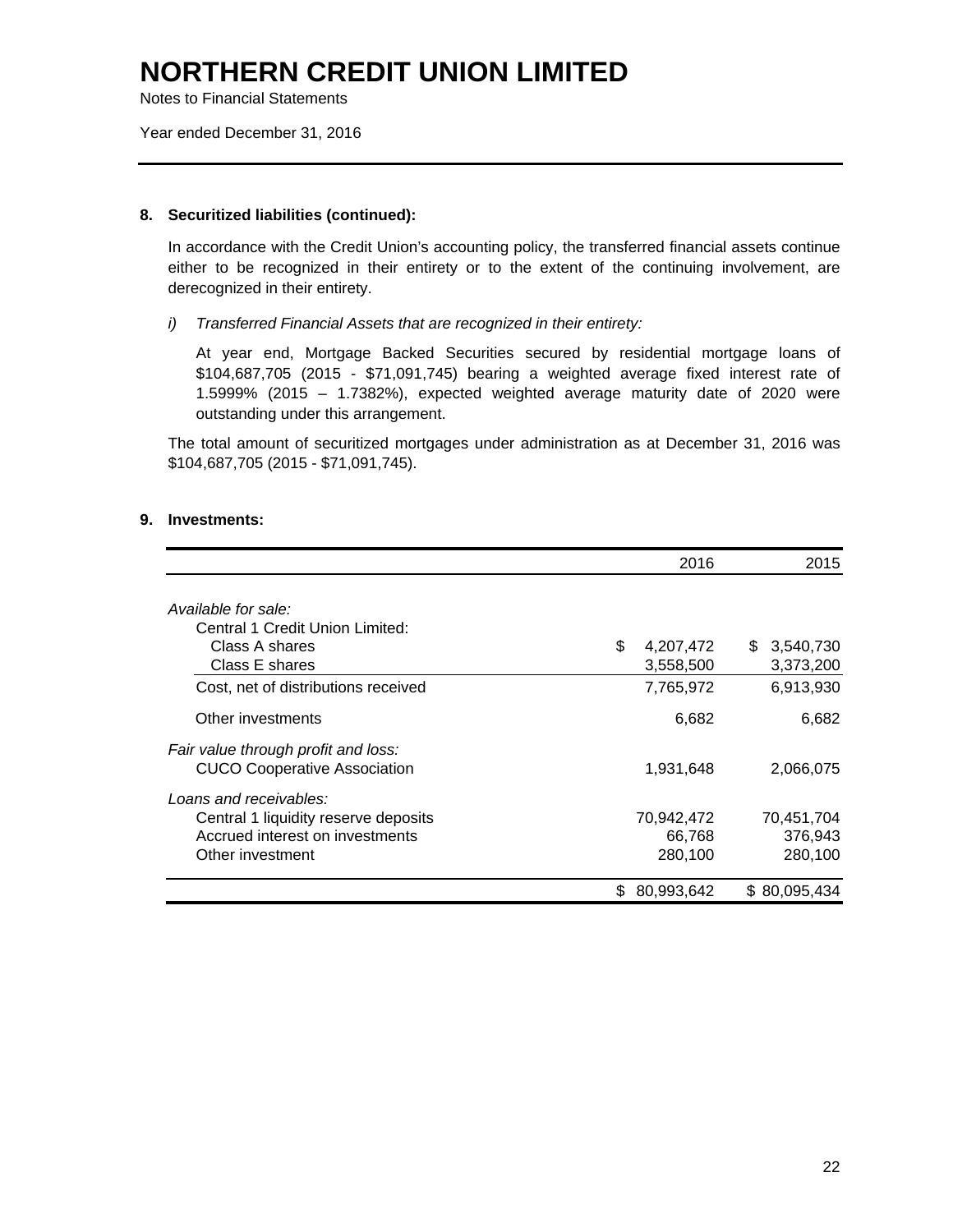# NORTHERN CREDIT UNION LIMITED

Notes to Financial Statements

Year ended December 31, 2016

**8. Securitized liabilities (continued):**

In accordance with the Credit Union's accounting policy, the transferred financial assets continue either to be recognized in their entirety or to the extent of the continuing involvement, are derecognized in their entirety.

*i) Transferred Financial Assets that are recognized in their entirety:*

At year end, Mortgage Backed Securities secured by residential mortgage loans of $104,687,705 (2015 - $71,091,745) bearing a weighted average fixed interest rate of 1.5999% (2015 – 1.7382%), expected weighted average maturity date of 2020 were outstanding under this arrangement.

The total amount of securitized mortgages under administration as at December 31, 2016 was $104,687,705 (2015 - $71,091,745).

**9. Investments:**

| | 2016 | 2015 |
|---|---|---|
| *Available for sale:* | | |
| Central 1 Credit Union Limited: | | |
| Class A shares | $ 4,207,472 | $ 3,540,730 |
| Class E shares | 3,558,500 | 3,373,200 |
| Cost, net of distributions received | 7,765,972 | 6,913,930 |
| Other investments | 6,682 | 6,682 |
| *Fair value through profit and loss:* | | |
| CUCO Cooperative Association | 1,931,648 | 2,066,075 |
| *Loans and receivables:* | | |
| Central 1 liquidity reserve deposits | 70,942,472 | 70,451,704 |
| Accrued interest on investments | 66,768 | 376,943 |
| Other investment | 280,100 | 280,100 |
| | $ 80,993,642 | $ 80,095,434 |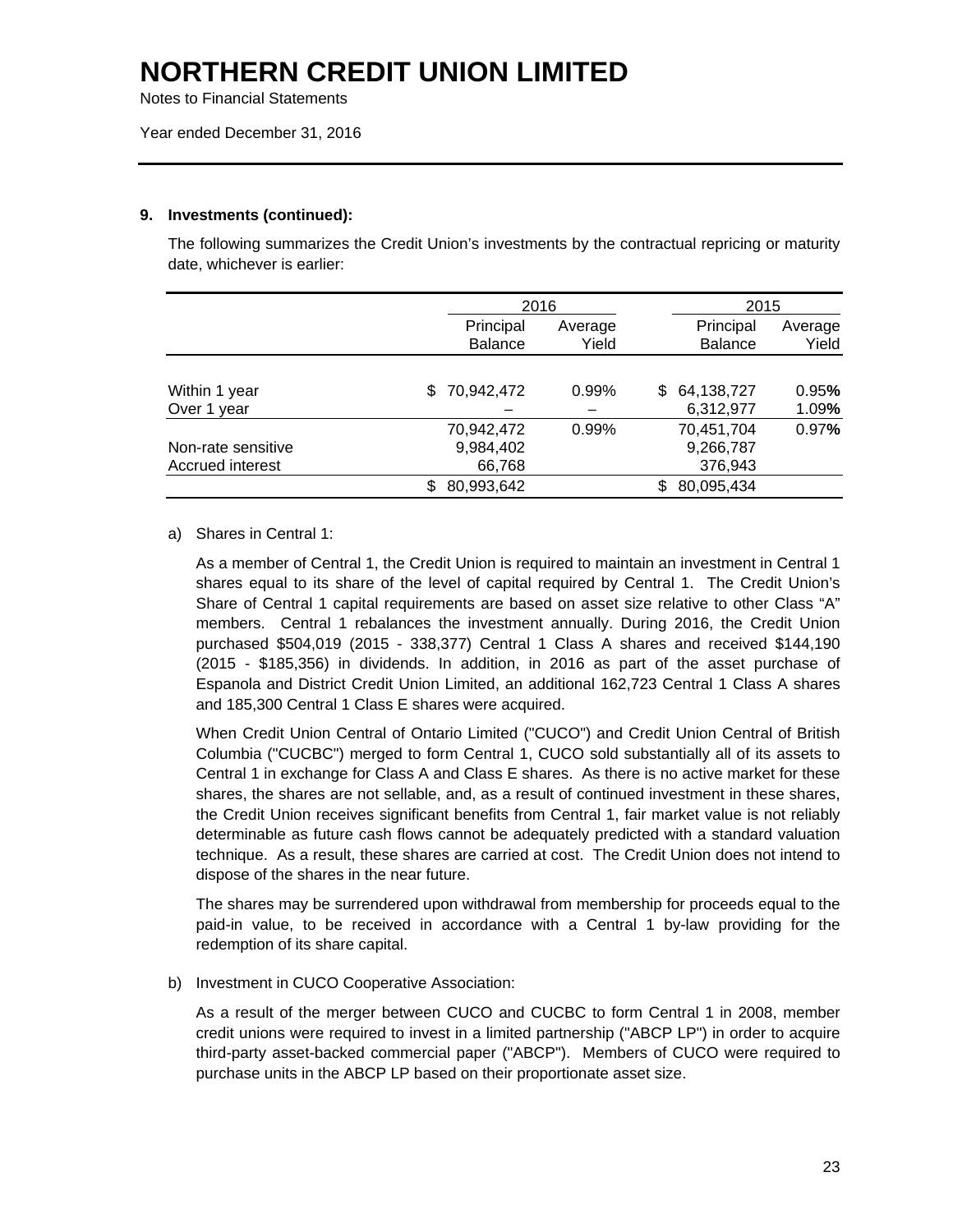# NORTHERN CREDIT UNION LIMITED

Notes to Financial Statements

Year ended December 31, 2016

### 9. Investments (continued):

The following summarizes the Credit Union's investments by the contractual repricing or maturity date, whichever is earlier:

| | 2016 | | 2015 | |
|---|---|---|---|---|
| | Principal Balance | Average Yield | Principal Balance | Average Yield |
| Within 1 year | $ 70,942,472 | 0.99% | $ 64,138,727 | 0.95% |
| Over 1 year | – | – | 6,312,977 | 1.09% |
| | 70,942,472 | 0.99% | 70,451,704 | 0.97% |
| Non-rate sensitive | 9,984,402 | | 9,266,787 | |
| Accrued interest | 66,768 | | 376,943 | |
| | $ 80,993,642 | | $ 80,095,434 | |

a) Shares in Central 1:

As a member of Central 1, the Credit Union is required to maintain an investment in Central 1 shares equal to its share of the level of capital required by Central 1. The Credit Union's Share of Central 1 capital requirements are based on asset size relative to other Class "A" members. Central 1 rebalances the investment annually. During 2016, the Credit Union purchased $504,019 (2015 - 338,377) Central 1 Class A shares and received $144,190 (2015 - $185,356) in dividends. In addition, in 2016 as part of the asset purchase of Espanola and District Credit Union Limited, an additional 162,723 Central 1 Class A shares and 185,300 Central 1 Class E shares were acquired.

When Credit Union Central of Ontario Limited ("CUCO") and Credit Union Central of British Columbia ("CUCBC") merged to form Central 1, CUCO sold substantially all of its assets to Central 1 in exchange for Class A and Class E shares. As there is no active market for these shares, the shares are not sellable, and, as a result of continued investment in these shares, the Credit Union receives significant benefits from Central 1, fair market value is not reliably determinable as future cash flows cannot be adequately predicted with a standard valuation technique. As a result, these shares are carried at cost. The Credit Union does not intend to dispose of the shares in the near future.

The shares may be surrendered upon withdrawal from membership for proceeds equal to the paid-in value, to be received in accordance with a Central 1 by-law providing for the redemption of its share capital.

b) Investment in CUCO Cooperative Association:

As a result of the merger between CUCO and CUCBC to form Central 1 in 2008, member credit unions were required to invest in a limited partnership ("ABCP LP") in order to acquire third-party asset-backed commercial paper ("ABCP"). Members of CUCO were required to purchase units in the ABCP LP based on their proportionate asset size.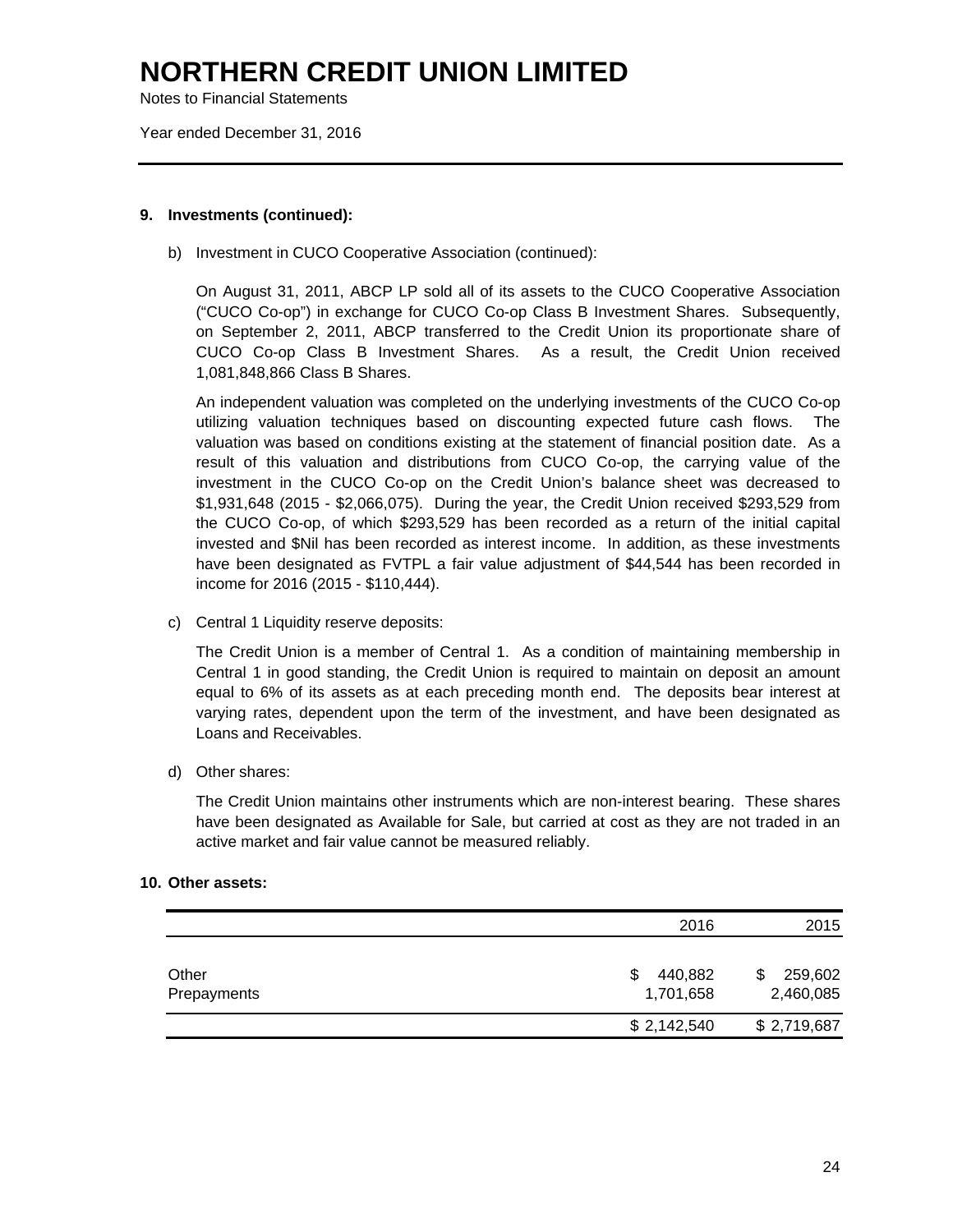# NORTHERN CREDIT UNION LIMITED

Notes to Financial Statements

Year ended December 31, 2016

**9. Investments (continued):**

b) Investment in CUCO Cooperative Association (continued):

On August 31, 2011, ABCP LP sold all of its assets to the CUCO Cooperative Association ("CUCO Co-op") in exchange for CUCO Co-op Class B Investment Shares. Subsequently, on September 2, 2011, ABCP transferred to the Credit Union its proportionate share of CUCO Co-op Class B Investment Shares. As a result, the Credit Union received 1,081,848,866 Class B Shares.

An independent valuation was completed on the underlying investments of the CUCO Co-op utilizing valuation techniques based on discounting expected future cash flows. The valuation was based on conditions existing at the statement of financial position date. As a result of this valuation and distributions from CUCO Co-op, the carrying value of the investment in the CUCO Co-op on the Credit Union's balance sheet was decreased to $1,931,648 (2015 - $2,066,075). During the year, the Credit Union received $293,529 from the CUCO Co-op, of which $293,529 has been recorded as a return of the initial capital invested and $Nil has been recorded as interest income. In addition, as these investments have been designated as FVTPL a fair value adjustment of $44,544 has been recorded in income for 2016 (2015 - $110,444).

c) Central 1 Liquidity reserve deposits:

The Credit Union is a member of Central 1. As a condition of maintaining membership in Central 1 in good standing, the Credit Union is required to maintain on deposit an amount equal to 6% of its assets as at each preceding month end. The deposits bear interest at varying rates, dependent upon the term of the investment, and have been designated as Loans and Receivables.

d) Other shares:

The Credit Union maintains other instruments which are non-interest bearing. These shares have been designated as Available for Sale, but carried at cost as they are not traded in an active market and fair value cannot be measured reliably.

**10. Other assets:**

| | 2016 | 2015 |
|---|---:|---:|
| Other | $ 440,882 | $ 259,602 |
| Prepayments | 1,701,658 | 2,460,085 |
| | $ 2,142,540 | $ 2,719,687 |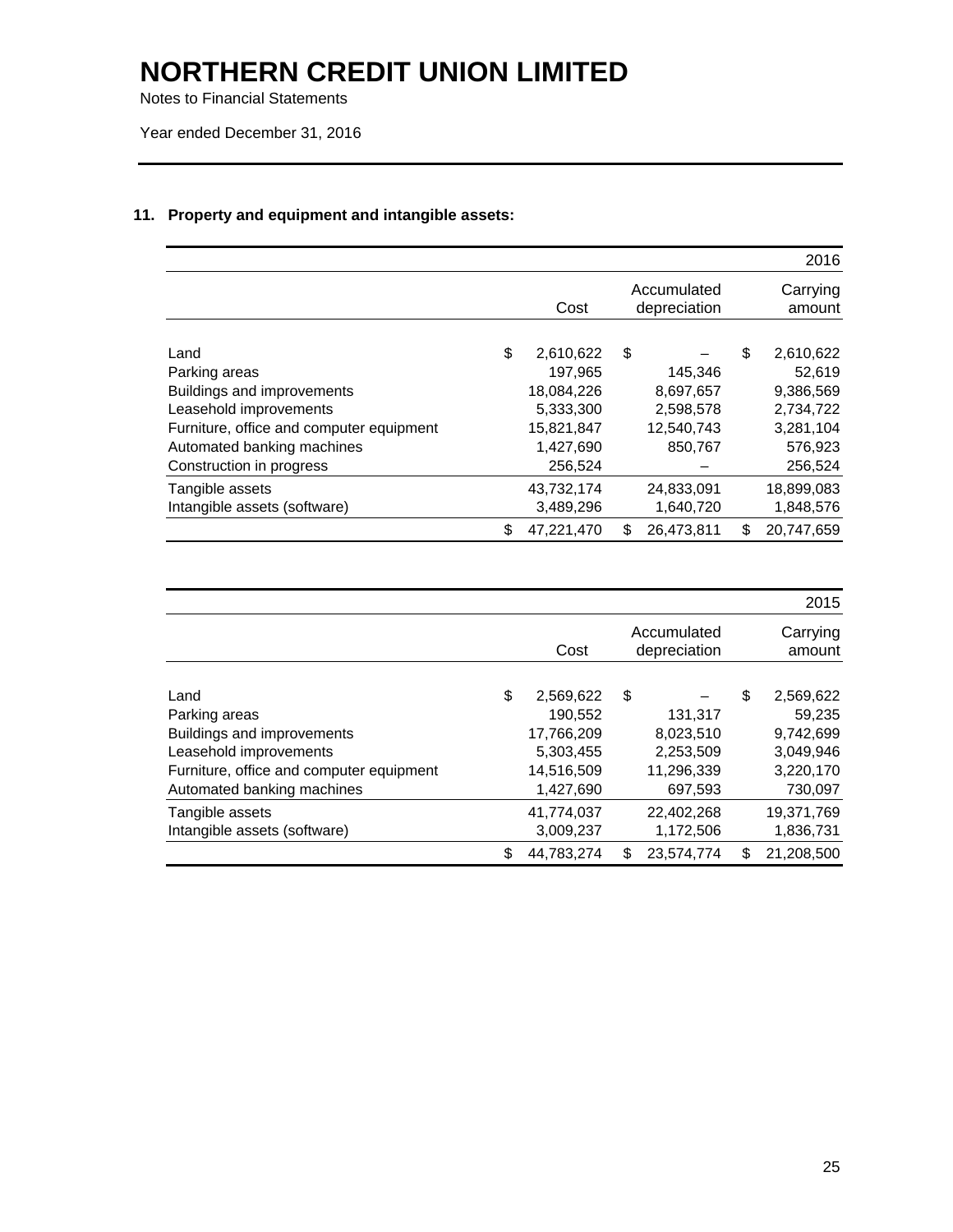# NORTHERN CREDIT UNION LIMITED

Notes to Financial Statements

Year ended December 31, 2016

## 11. Property and equipment and intangible assets:

| | | | 2016 |
|---|---|---|---|
| | Cost | Accumulated depreciation | Carrying amount |
| Land | $ 2,610,622 | $ – | $ 2,610,622 |
| Parking areas | 197,965 | 145,346 | 52,619 |
| Buildings and improvements | 18,084,226 | 8,697,657 | 9,386,569 |
| Leasehold improvements | 5,333,300 | 2,598,578 | 2,734,722 |
| Furniture, office and computer equipment | 15,821,847 | 12,540,743 | 3,281,104 |
| Automated banking machines | 1,427,690 | 850,767 | 576,923 |
| Construction in progress | 256,524 | – | 256,524 |
| Tangible assets | 43,732,174 | 24,833,091 | 18,899,083 |
| Intangible assets (software) | 3,489,296 | 1,640,720 | 1,848,576 |
| | $ 47,221,470 | $ 26,473,811 | $ 20,747,659 |

| | | | 2015 |
|---|---|---|---|
| | Cost | Accumulated depreciation | Carrying amount |
| Land | $ 2,569,622 | $ – | $ 2,569,622 |
| Parking areas | 190,552 | 131,317 | 59,235 |
| Buildings and improvements | 17,766,209 | 8,023,510 | 9,742,699 |
| Leasehold improvements | 5,303,455 | 2,253,509 | 3,049,946 |
| Furniture, office and computer equipment | 14,516,509 | 11,296,339 | 3,220,170 |
| Automated banking machines | 1,427,690 | 697,593 | 730,097 |
| Tangible assets | 41,774,037 | 22,402,268 | 19,371,769 |
| Intangible assets (software) | 3,009,237 | 1,172,506 | 1,836,731 |
| | $ 44,783,274 | $ 23,574,774 | $ 21,208,500 |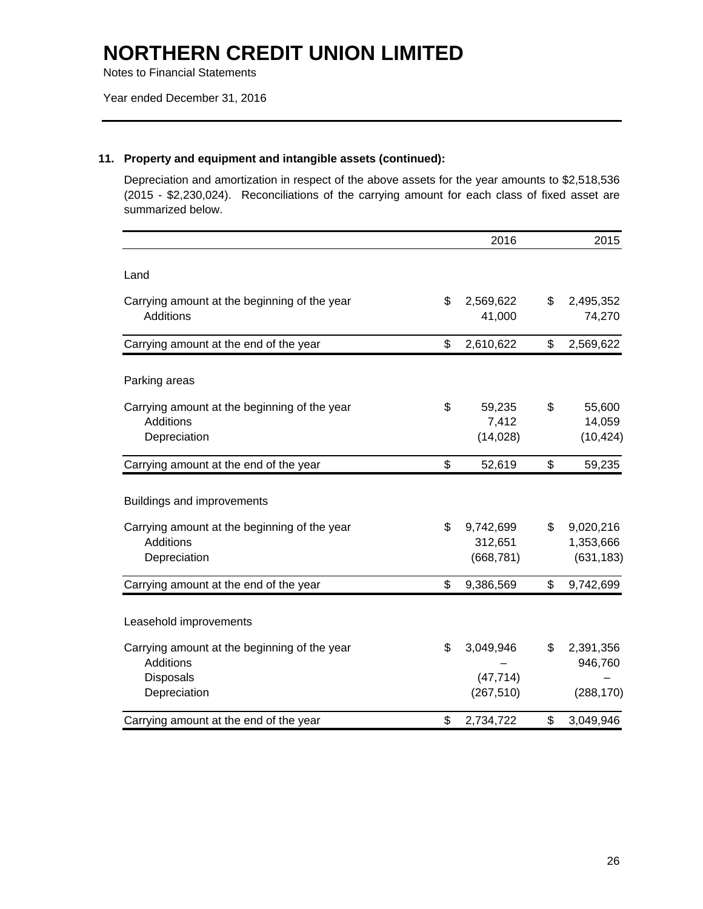# NORTHERN CREDIT UNION LIMITED

Notes to Financial Statements

Year ended December 31, 2016

### 11. Property and equipment and intangible assets (continued):

Depreciation and amortization in respect of the above assets for the year amounts to $2,518,536 (2015 - $2,230,024). Reconciliations of the carrying amount for each class of fixed asset are summarized below.

| | 2016 | 2015 |
|---|---|---|
| **Land** | | |
| Carrying amount at the beginning of the year | $ 2,569,622 | $ 2,495,352 |
| Additions | 41,000 | 74,270 |
| Carrying amount at the end of the year | $ 2,610,622 | $ 2,569,622 |
| **Parking areas** | | |
| Carrying amount at the beginning of the year | $ 59,235 | $ 55,600 |
| Additions | 7,412 | 14,059 |
| Depreciation | (14,028) | (10,424) |
| Carrying amount at the end of the year | $ 52,619 | $ 59,235 |
| **Buildings and improvements** | | |
| Carrying amount at the beginning of the year | $ 9,742,699 | $ 9,020,216 |
| Additions | 312,651 | 1,353,666 |
| Depreciation | (668,781) | (631,183) |
| Carrying amount at the end of the year | $ 9,386,569 | $ 9,742,699 |
| **Leasehold improvements** | | |
| Carrying amount at the beginning of the year | $ 3,049,946 | $ 2,391,356 |
| Additions | – | 946,760 |
| Disposals | (47,714) | – |
| Depreciation | (267,510) | (288,170) |
| Carrying amount at the end of the year | $ 2,734,722 | $ 3,049,946 |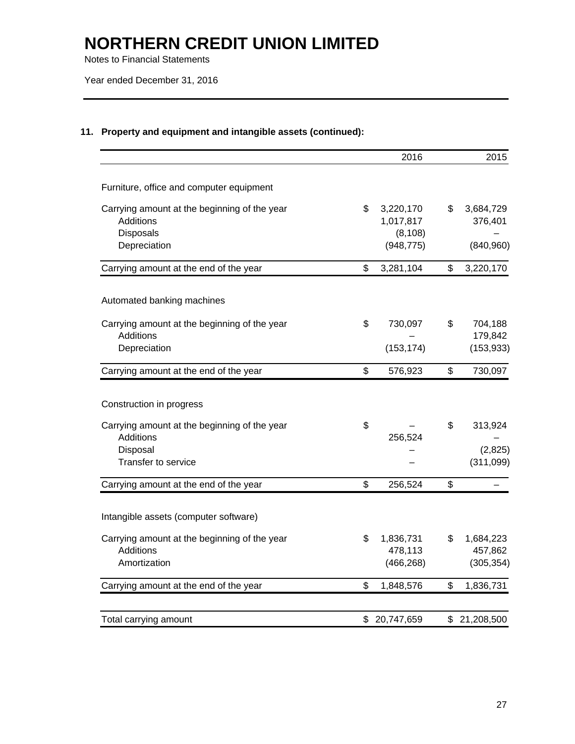# NORTHERN CREDIT UNION LIMITED

Notes to Financial Statements

Year ended December 31, 2016

## 11. Property and equipment and intangible assets (continued):

| | 2016 | 2015 |
|---|---|---|
| **Furniture, office and computer equipment** | | |
| Carrying amount at the beginning of the year | $ 3,220,170 | $ 3,684,729 |
| Additions | 1,017,817 | 376,401 |
| Disposals | (8,108) | – |
| Depreciation | (948,775) | (840,960) |
| Carrying amount at the end of the year | $ 3,281,104 | $ 3,220,170 |
| **Automated banking machines** | | |
| Carrying amount at the beginning of the year | $ 730,097 | $ 704,188 |
| Additions | – | 179,842 |
| Depreciation | (153,174) | (153,933) |
| Carrying amount at the end of the year | $ 576,923 | $ 730,097 |
| **Construction in progress** | | |
| Carrying amount at the beginning of the year | $ – | $ 313,924 |
| Additions | 256,524 | – |
| Disposal | – | (2,825) |
| Transfer to service | – | (311,099) |
| Carrying amount at the end of the year | $ 256,524 | $ – |
| **Intangible assets (computer software)** | | |
| Carrying amount at the beginning of the year | $ 1,836,731 | $ 1,684,223 |
| Additions | 478,113 | 457,862 |
| Amortization | (466,268) | (305,354) |
| Carrying amount at the end of the year | $ 1,848,576 | $ 1,836,731 |
| Total carrying amount | $ 20,747,659 | $ 21,208,500 |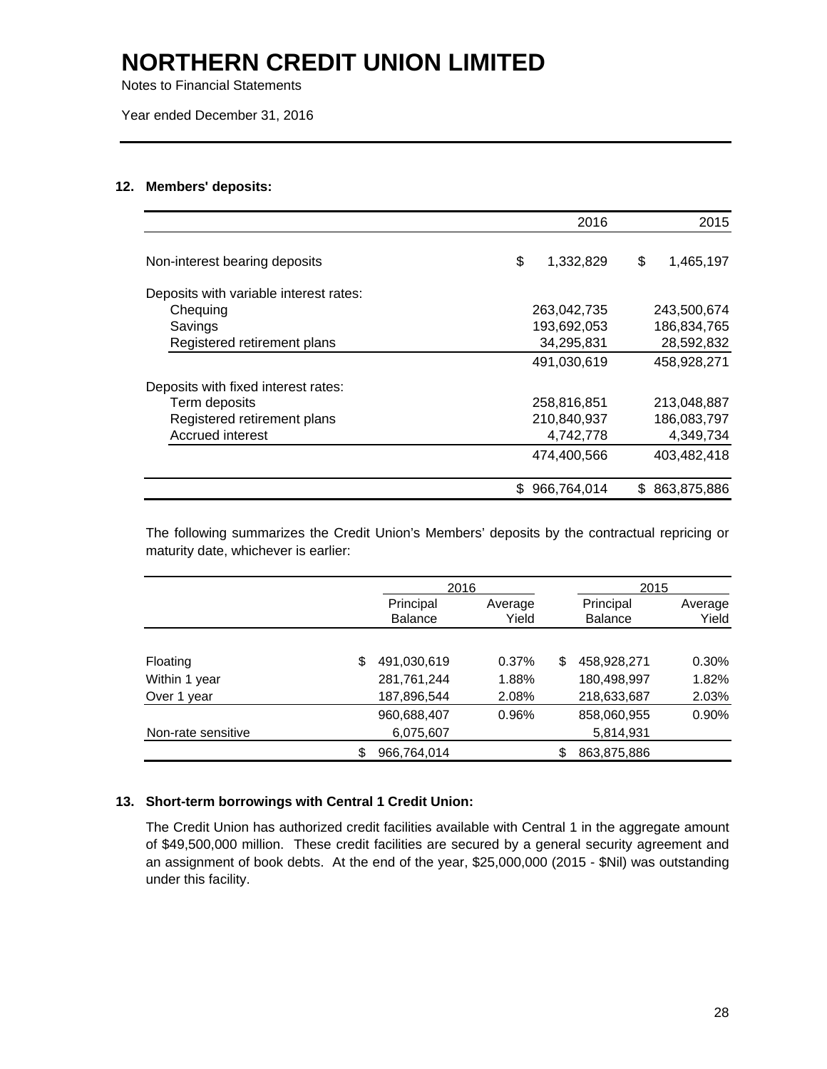# NORTHERN CREDIT UNION LIMITED

Notes to Financial Statements

Year ended December 31, 2016

## 12. Members' deposits:

| | 2016 | 2015 |
|---|---|---|
| Non-interest bearing deposits | $ 1,332,829 | $ 1,465,197 |
| Deposits with variable interest rates: | | |
| Chequing | 263,042,735 | 243,500,674 |
| Savings | 193,692,053 | 186,834,765 |
| Registered retirement plans | 34,295,831 | 28,592,832 |
| | 491,030,619 | 458,928,271 |
| Deposits with fixed interest rates: | | |
| Term deposits | 258,816,851 | 213,048,887 |
| Registered retirement plans | 210,840,937 | 186,083,797 |
| Accrued interest | 4,742,778 | 4,349,734 |
| | 474,400,566 | 403,482,418 |
| | $ 966,764,014 | $ 863,875,886 |

The following summarizes the Credit Union's Members' deposits by the contractual repricing or maturity date, whichever is earlier:

| | 2016 | | 2015 | |
|---|---|---|---|---|
| | Principal Balance | Average Yield | Principal Balance | Average Yield |
| Floating | $ 491,030,619 | 0.37% | $ 458,928,271 | 0.30% |
| Within 1 year | 281,761,244 | 1.88% | 180,498,997 | 1.82% |
| Over 1 year | 187,896,544 | 2.08% | 218,633,687 | 2.03% |
| | 960,688,407 | 0.96% | 858,060,955 | 0.90% |
| Non-rate sensitive | 6,075,607 | | 5,814,931 | |
| | $ 966,764,014 | | $ 863,875,886 | |

## 13. Short-term borrowings with Central 1 Credit Union:

The Credit Union has authorized credit facilities available with Central 1 in the aggregate amount of $49,500,000 million. These credit facilities are secured by a general security agreement and an assignment of book debts. At the end of the year, $25,000,000 (2015 - $Nil) was outstanding under this facility.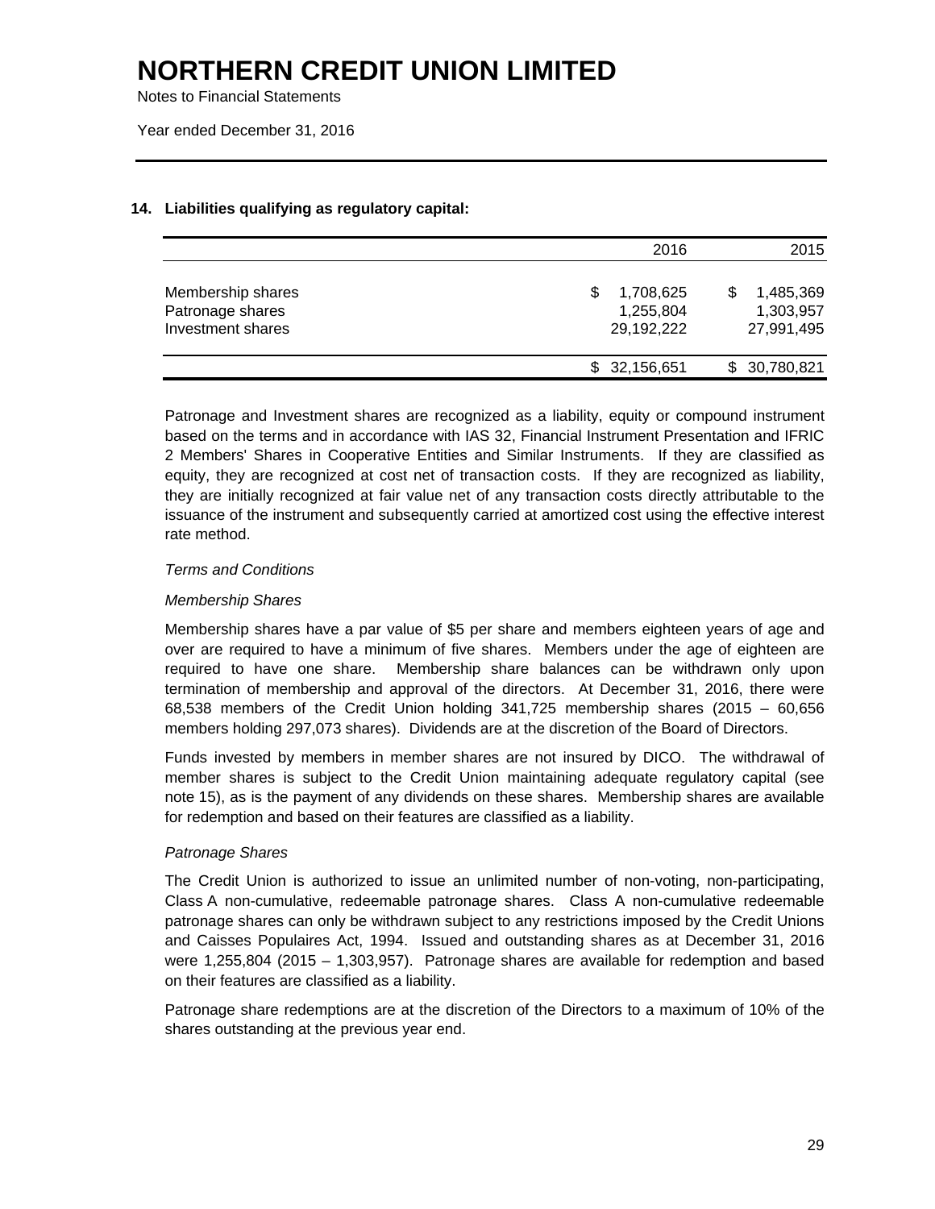# NORTHERN CREDIT UNION LIMITED

Notes to Financial Statements

Year ended December 31, 2016

### 14. Liabilities qualifying as regulatory capital:

| | 2016 | 2015 |
|---|---:|---:|
| Membership shares | $ 1,708,625 | $ 1,485,369 |
| Patronage shares | 1,255,804 | 1,303,957 |
| Investment shares | 29,192,222 | 27,991,495 |
| | $ 32,156,651 | $ 30,780,821 |

Patronage and Investment shares are recognized as a liability, equity or compound instrument based on the terms and in accordance with IAS 32, Financial Instrument Presentation and IFRIC 2 Members' Shares in Cooperative Entities and Similar Instruments. If they are classified as equity, they are recognized at cost net of transaction costs. If they are recognized as liability, they are initially recognized at fair value net of any transaction costs directly attributable to the issuance of the instrument and subsequently carried at amortized cost using the effective interest rate method.

*Terms and Conditions*

*Membership Shares*

Membership shares have a par value of $5 per share and members eighteen years of age and over are required to have a minimum of five shares. Members under the age of eighteen are required to have one share. Membership share balances can be withdrawn only upon termination of membership and approval of the directors. At December 31, 2016, there were 68,538 members of the Credit Union holding 341,725 membership shares (2015 – 60,656 members holding 297,073 shares). Dividends are at the discretion of the Board of Directors.

Funds invested by members in member shares are not insured by DICO. The withdrawal of member shares is subject to the Credit Union maintaining adequate regulatory capital (see note 15), as is the payment of any dividends on these shares. Membership shares are available for redemption and based on their features are classified as a liability.

*Patronage Shares*

The Credit Union is authorized to issue an unlimited number of non-voting, non-participating, Class A non-cumulative, redeemable patronage shares. Class A non-cumulative redeemable patronage shares can only be withdrawn subject to any restrictions imposed by the Credit Unions and Caisses Populaires Act, 1994. Issued and outstanding shares as at December 31, 2016 were 1,255,804 (2015 – 1,303,957). Patronage shares are available for redemption and based on their features are classified as a liability.

Patronage share redemptions are at the discretion of the Directors to a maximum of 10% of the shares outstanding at the previous year end.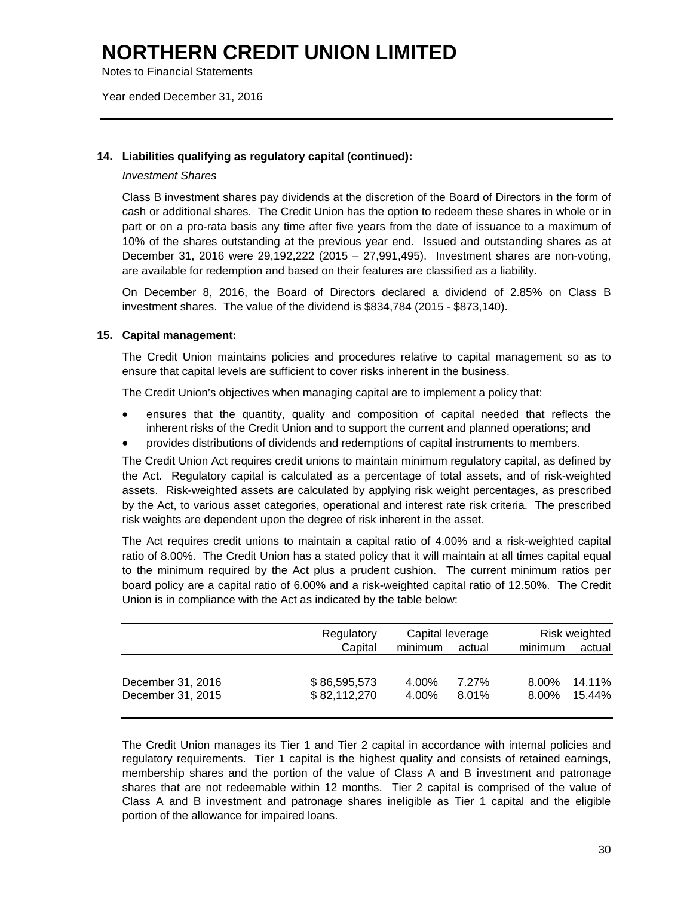# NORTHERN CREDIT UNION LIMITED

Notes to Financial Statements

Year ended December 31, 2016

## 14. Liabilities qualifying as regulatory capital (continued):

*Investment Shares*

Class B investment shares pay dividends at the discretion of the Board of Directors in the form of cash or additional shares. The Credit Union has the option to redeem these shares in whole or in part or on a pro-rata basis any time after five years from the date of issuance to a maximum of 10% of the shares outstanding at the previous year end. Issued and outstanding shares as at December 31, 2016 were 29,192,222 (2015 – 27,991,495). Investment shares are non-voting, are available for redemption and based on their features are classified as a liability.

On December 8, 2016, the Board of Directors declared a dividend of 2.85% on Class B investment shares. The value of the dividend is $834,784 (2015 - $873,140).

## 15. Capital management:

The Credit Union maintains policies and procedures relative to capital management so as to ensure that capital levels are sufficient to cover risks inherent in the business.

The Credit Union's objectives when managing capital are to implement a policy that:

- ensures that the quantity, quality and composition of capital needed that reflects the inherent risks of the Credit Union and to support the current and planned operations; and
- provides distributions of dividends and redemptions of capital instruments to members.

The Credit Union Act requires credit unions to maintain minimum regulatory capital, as defined by the Act. Regulatory capital is calculated as a percentage of total assets, and of risk-weighted assets. Risk-weighted assets are calculated by applying risk weight percentages, as prescribed by the Act, to various asset categories, operational and interest rate risk criteria. The prescribed risk weights are dependent upon the degree of risk inherent in the asset.

The Act requires credit unions to maintain a capital ratio of 4.00% and a risk-weighted capital ratio of 8.00%. The Credit Union has a stated policy that it will maintain at all times capital equal to the minimum required by the Act plus a prudent cushion. The current minimum ratios per board policy are a capital ratio of 6.00% and a risk-weighted capital ratio of 12.50%. The Credit Union is in compliance with the Act as indicated by the table below:

| | Regulatory | Capital leverage | | Risk weighted | |
|---|---|---|---|---|---|
| | Capital | minimum | actual | minimum | actual |
| December 31, 2016 | $ 86,595,573 | 4.00% | 7.27% | 8.00% | 14.11% |
| December 31, 2015 | $ 82,112,270 | 4.00% | 8.01% | 8.00% | 15.44% |

The Credit Union manages its Tier 1 and Tier 2 capital in accordance with internal policies and regulatory requirements. Tier 1 capital is the highest quality and consists of retained earnings, membership shares and the portion of the value of Class A and B investment and patronage shares that are not redeemable within 12 months. Tier 2 capital is comprised of the value of Class A and B investment and patronage shares ineligible as Tier 1 capital and the eligible portion of the allowance for impaired loans.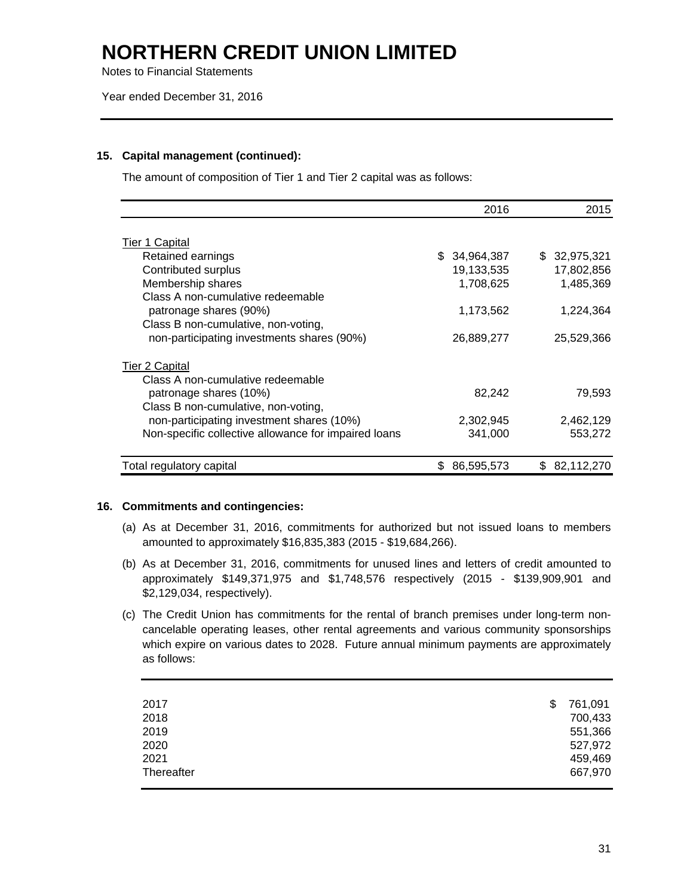# NORTHERN CREDIT UNION LIMITED

Notes to Financial Statements

Year ended December 31, 2016

**15. Capital management (continued):**

The amount of composition of Tier 1 and Tier 2 capital was as follows:

| | 2016 | 2015 |
|---|---|---|
| Tier 1 Capital | | |
| Retained earnings | $ 34,964,387 | $ 32,975,321 |
| Contributed surplus | 19,133,535 | 17,802,856 |
| Membership shares | 1,708,625 | 1,485,369 |
| Class A non-cumulative redeemable patronage shares (90%) | 1,173,562 | 1,224,364 |
| Class B non-cumulative, non-voting, non-participating investments shares (90%) | 26,889,277 | 25,529,366 |
| Tier 2 Capital | | |
| Class A non-cumulative redeemable patronage shares (10%) | 82,242 | 79,593 |
| Class B non-cumulative, non-voting, non-participating investment shares (10%) | 2,302,945 | 2,462,129 |
| Non-specific collective allowance for impaired loans | 341,000 | 553,272 |
| Total regulatory capital | $ 86,595,573 | $ 82,112,270 |

**16. Commitments and contingencies:**

(a) As at December 31, 2016, commitments for authorized but not issued loans to members amounted to approximately $16,835,383 (2015 - $19,684,266).

(b) As at December 31, 2016, commitments for unused lines and letters of credit amounted to approximately $149,371,975 and $1,748,576 respectively (2015 - $139,909,901 and $2,129,034, respectively).

(c) The Credit Union has commitments for the rental of branch premises under long-term non-cancelable operating leases, other rental agreements and various community sponsorships which expire on various dates to 2028. Future annual minimum payments are approximately as follows:

| | |
|---|---|
| 2017 | $ 761,091 |
| 2018 | 700,433 |
| 2019 | 551,366 |
| 2020 | 527,972 |
| 2021 | 459,469 |
| Thereafter | 667,970 |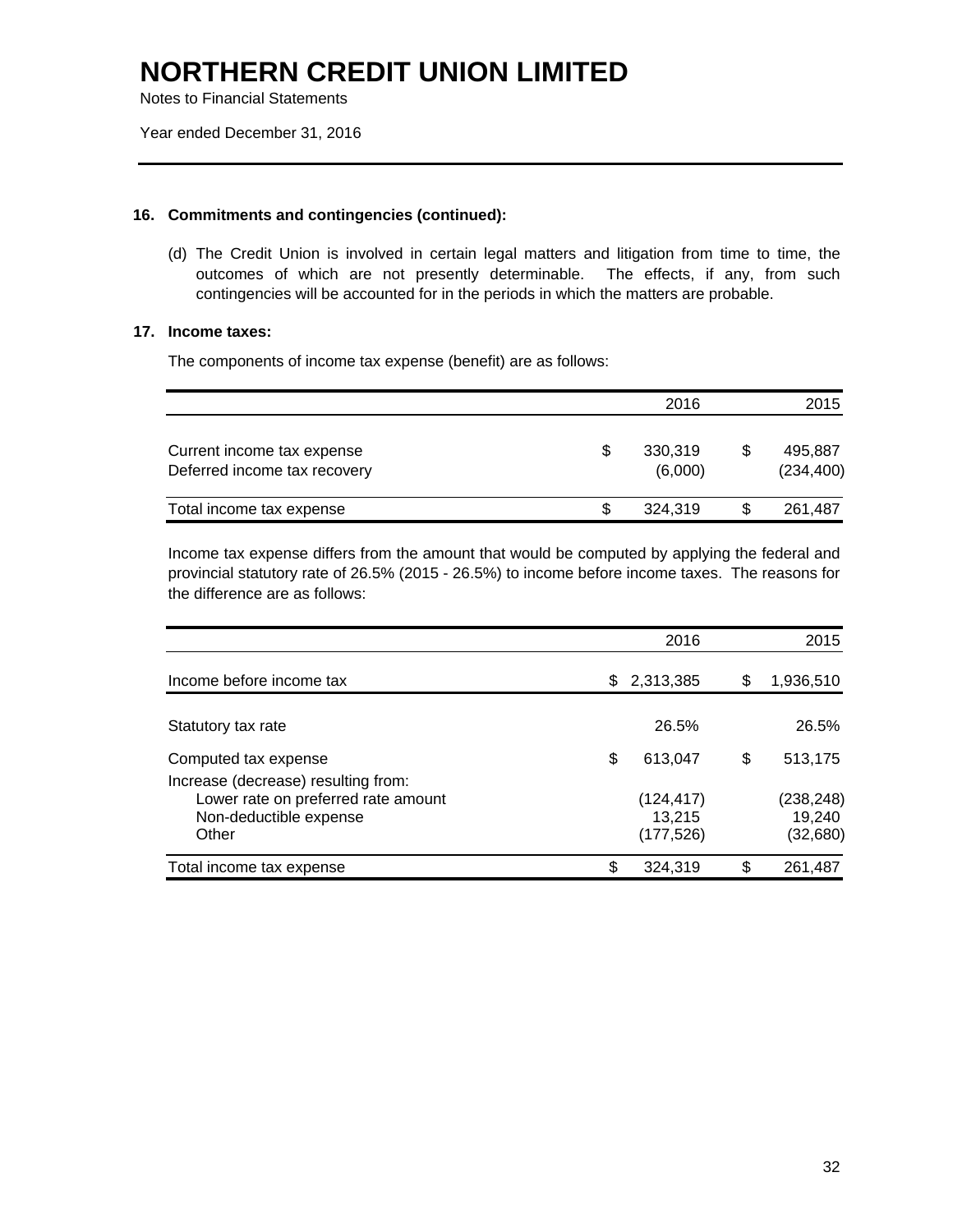# NORTHERN CREDIT UNION LIMITED

Notes to Financial Statements

Year ended December 31, 2016

### 16. Commitments and contingencies (continued):

(d) The Credit Union is involved in certain legal matters and litigation from time to time, the outcomes of which are not presently determinable. The effects, if any, from such contingencies will be accounted for in the periods in which the matters are probable.

### 17. Income taxes:

The components of income tax expense (benefit) are as follows:

| | 2016 | 2015 |
|---|---|---|
| Current income tax expense | $ 330,319 | $ 495,887 |
| Deferred income tax recovery | (6,000) | (234,400) |
| Total income tax expense | $ 324,319 | $ 261,487 |

Income tax expense differs from the amount that would be computed by applying the federal and provincial statutory rate of 26.5% (2015 - 26.5%) to income before income taxes. The reasons for the difference are as follows:

| | 2016 | 2015 |
|---|---|---|
| Income before income tax | $ 2,313,385 | $ 1,936,510 |
| Statutory tax rate | 26.5% | 26.5% |
| Computed tax expense | $ 613,047 | $ 513,175 |
| Increase (decrease) resulting from: | | |
| Lower rate on preferred rate amount | (124,417) | (238,248) |
| Non-deductible expense | 13,215 | 19,240 |
| Other | (177,526) | (32,680) |
| Total income tax expense | $ 324,319 | $ 261,487 |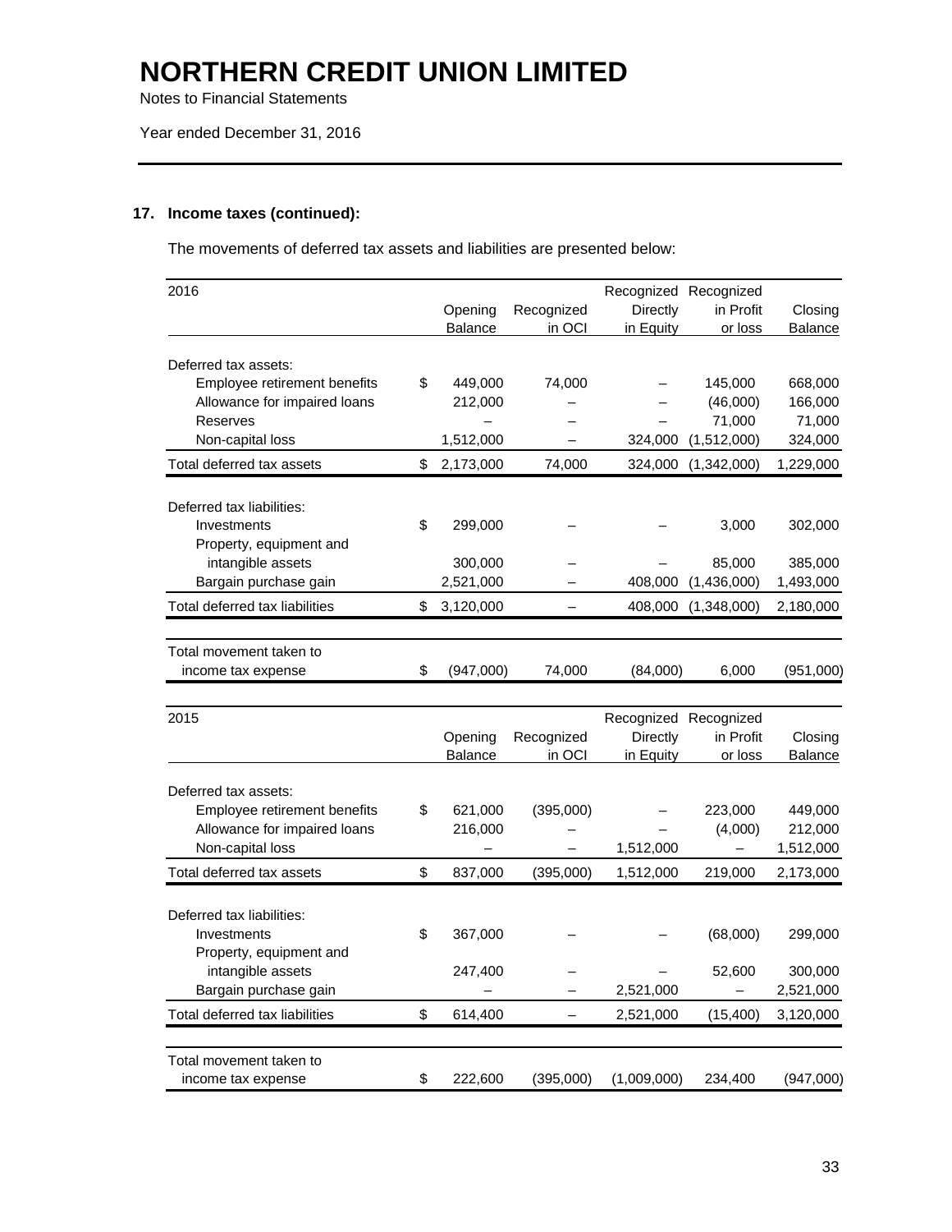# NORTHERN CREDIT UNION LIMITED

Notes to Financial Statements

Year ended December 31, 2016

## 17. Income taxes (continued):

The movements of deferred tax assets and liabilities are presented below:

| 2016 | Opening Balance | Recognized in OCI | Recognized Directly in Equity | Recognized in Profit or loss | Closing Balance |
|---|---|---|---|---|---|
| Deferred tax assets: | | | | | |
| Employee retirement benefits | $ 449,000 | 74,000 | – | 145,000 | 668,000 |
| Allowance for impaired loans | 212,000 | – | – | (46,000) | 166,000 |
| Reserves | – | – | – | 71,000 | 71,000 |
| Non-capital loss | 1,512,000 | – | 324,000 | (1,512,000) | 324,000 |
| Total deferred tax assets | $ 2,173,000 | 74,000 | 324,000 | (1,342,000) | 1,229,000 |
| Deferred tax liabilities: | | | | | |
| Investments | $ 299,000 | – | – | 3,000 | 302,000 |
| Property, equipment and intangible assets | 300,000 | – | – | 85,000 | 385,000 |
| Bargain purchase gain | 2,521,000 | – | 408,000 | (1,436,000) | 1,493,000 |
| Total deferred tax liabilities | $ 3,120,000 | – | 408,000 | (1,348,000) | 2,180,000 |
| Total movement taken to income tax expense | $ (947,000) | 74,000 | (84,000) | 6,000 | (951,000) |

| 2015 | Opening Balance | Recognized in OCI | Recognized Directly in Equity | Recognized in Profit or loss | Closing Balance |
|---|---|---|---|---|---|
| Deferred tax assets: | | | | | |
| Employee retirement benefits | $ 621,000 | (395,000) | – | 223,000 | 449,000 |
| Allowance for impaired loans | 216,000 | – | – | (4,000) | 212,000 |
| Non-capital loss | – | – | 1,512,000 | – | 1,512,000 |
| Total deferred tax assets | $ 837,000 | (395,000) | 1,512,000 | 219,000 | 2,173,000 |
| Deferred tax liabilities: | | | | | |
| Investments | $ 367,000 | – | – | (68,000) | 299,000 |
| Property, equipment and intangible assets | 247,400 | – | – | 52,600 | 300,000 |
| Bargain purchase gain | – | – | 2,521,000 | – | 2,521,000 |
| Total deferred tax liabilities | $ 614,400 | – | 2,521,000 | (15,400) | 3,120,000 |
| Total movement taken to income tax expense | $ 222,600 | (395,000) | (1,009,000) | 234,400 | (947,000) |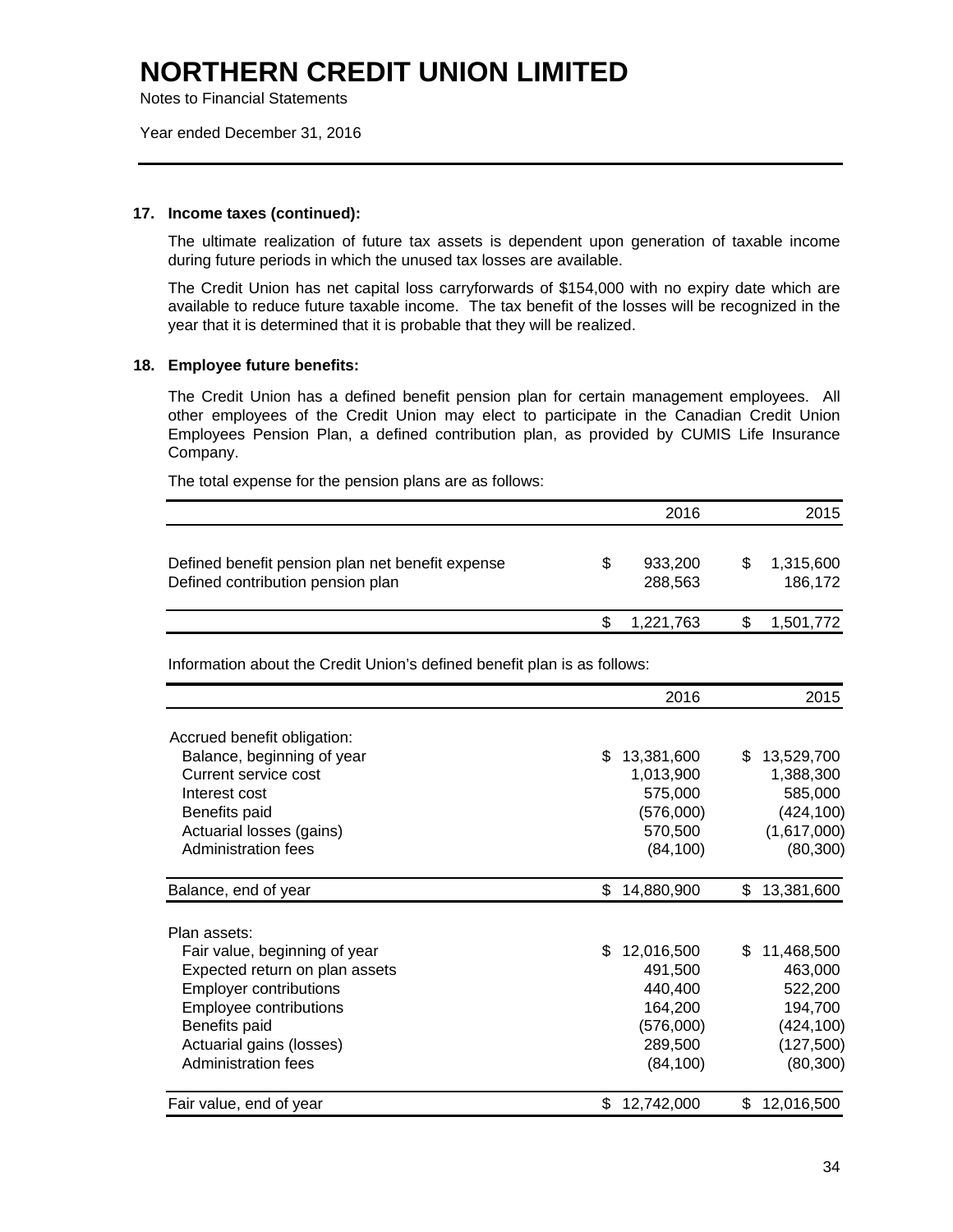# NORTHERN CREDIT UNION LIMITED

Notes to Financial Statements

Year ended December 31, 2016

## 17. Income taxes (continued):

The ultimate realization of future tax assets is dependent upon generation of taxable income during future periods in which the unused tax losses are available.

The Credit Union has net capital loss carryforwards of $154,000 with no expiry date which are available to reduce future taxable income. The tax benefit of the losses will be recognized in the year that it is determined that it is probable that they will be realized.

## 18. Employee future benefits:

The Credit Union has a defined benefit pension plan for certain management employees. All other employees of the Credit Union may elect to participate in the Canadian Credit Union Employees Pension Plan, a defined contribution plan, as provided by CUMIS Life Insurance Company.

The total expense for the pension plans are as follows:

| | 2016 | 2015 |
|---|---|---|
| Defined benefit pension plan net benefit expense | $ 933,200 | $ 1,315,600 |
| Defined contribution pension plan | 288,563 | 186,172 |
| | $ 1,221,763 | $ 1,501,772 |

Information about the Credit Union's defined benefit plan is as follows:

| | 2016 | 2015 |
|---|---|---|
| Accrued benefit obligation: | | |
| Balance, beginning of year | $ 13,381,600 | $ 13,529,700 |
| Current service cost | 1,013,900 | 1,388,300 |
| Interest cost | 575,000 | 585,000 |
| Benefits paid | (576,000) | (424,100) |
| Actuarial losses (gains) | 570,500 | (1,617,000) |
| Administration fees | (84,100) | (80,300) |
| Balance, end of year | $ 14,880,900 | $ 13,381,600 |
| Plan assets: | | |
| Fair value, beginning of year | $ 12,016,500 | $ 11,468,500 |
| Expected return on plan assets | 491,500 | 463,000 |
| Employer contributions | 440,400 | 522,200 |
| Employee contributions | 164,200 | 194,700 |
| Benefits paid | (576,000) | (424,100) |
| Actuarial gains (losses) | 289,500 | (127,500) |
| Administration fees | (84,100) | (80,300) |
| Fair value, end of year | $ 12,742,000 | $ 12,016,500 |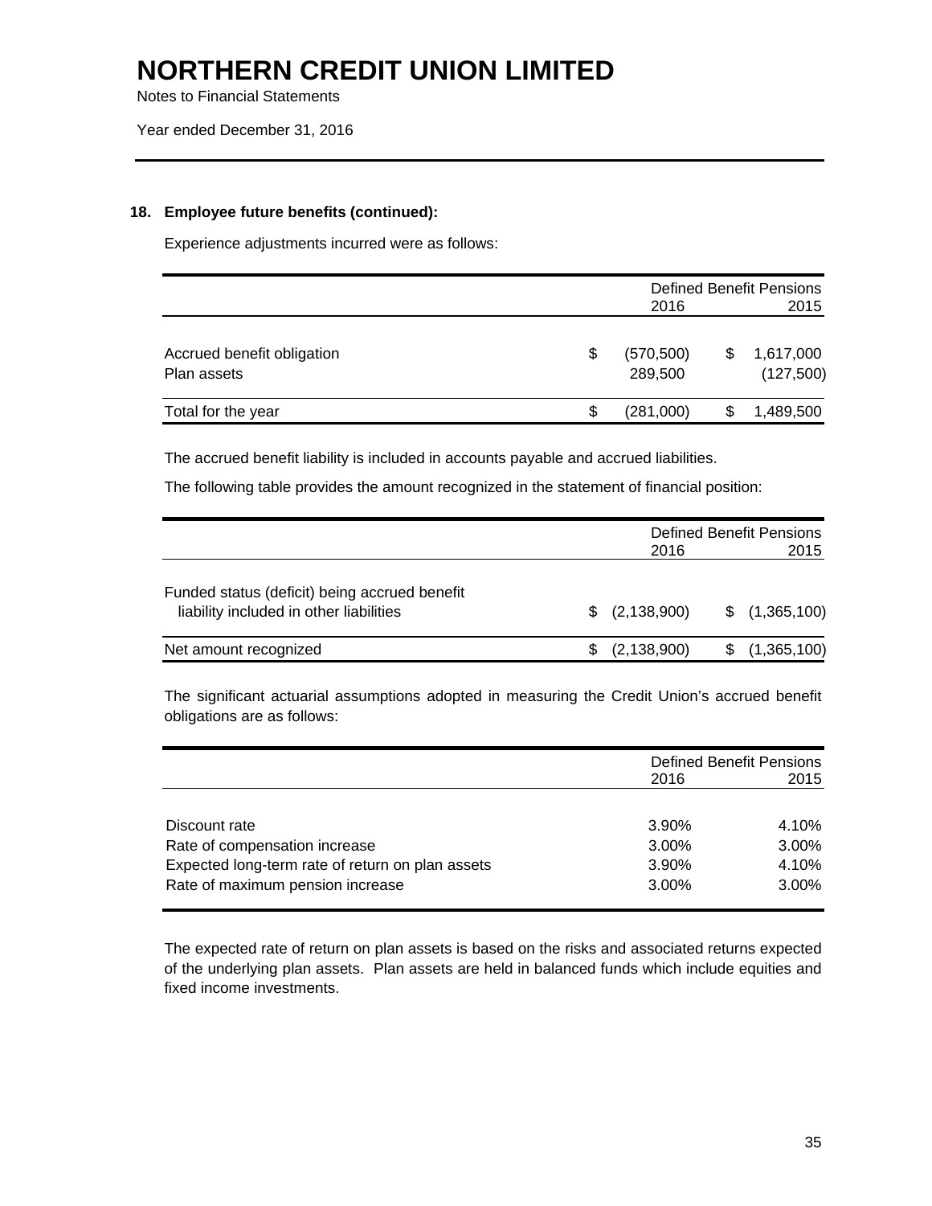# NORTHERN CREDIT UNION LIMITED

Notes to Financial Statements

Year ended December 31, 2016

## 18. Employee future benefits (continued):

Experience adjustments incurred were as follows:

| | Defined Benefit Pensions | |
|---|---|---|
| | 2016 | 2015 |
| Accrued benefit obligation | $ (570,500) | $ 1,617,000 |
| Plan assets | 289,500 | (127,500) |
| Total for the year | $ (281,000) | $ 1,489,500 |

The accrued benefit liability is included in accounts payable and accrued liabilities.

The following table provides the amount recognized in the statement of financial position:

| | Defined Benefit Pensions | |
|---|---|---|
| | 2016 | 2015 |
| Funded status (deficit) being accrued benefit liability included in other liabilities | $ (2,138,900) | $ (1,365,100) |
| Net amount recognized | $ (2,138,900) | $ (1,365,100) |

The significant actuarial assumptions adopted in measuring the Credit Union's accrued benefit obligations are as follows:

| | Defined Benefit Pensions | |
|---|---|---|
| | 2016 | 2015 |
| Discount rate | 3.90% | 4.10% |
| Rate of compensation increase | 3.00% | 3.00% |
| Expected long-term rate of return on plan assets | 3.90% | 4.10% |
| Rate of maximum pension increase | 3.00% | 3.00% |

The expected rate of return on plan assets is based on the risks and associated returns expected of the underlying plan assets. Plan assets are held in balanced funds which include equities and fixed income investments.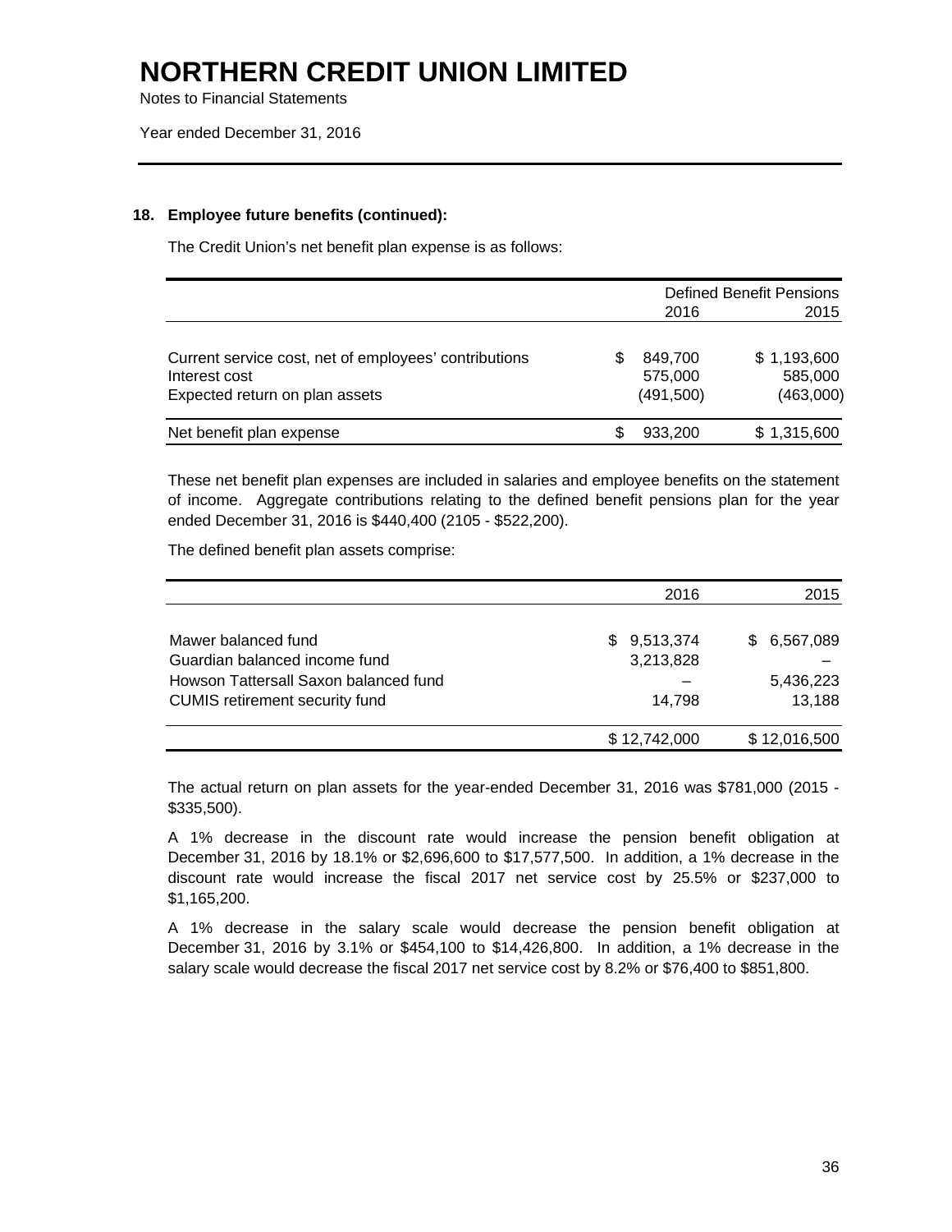# NORTHERN CREDIT UNION LIMITED

Notes to Financial Statements

Year ended December 31, 2016

### 18. Employee future benefits (continued):

The Credit Union's net benefit plan expense is as follows:

| | Defined Benefit Pensions | |
|---|---|---|
| | 2016 | 2015 |
| Current service cost, net of employees' contributions | $ 849,700 | $ 1,193,600 |
| Interest cost | 575,000 | 585,000 |
| Expected return on plan assets | (491,500) | (463,000) |
| Net benefit plan expense | $ 933,200 | $ 1,315,600 |

These net benefit plan expenses are included in salaries and employee benefits on the statement of income. Aggregate contributions relating to the defined benefit pensions plan for the year ended December 31, 2016 is $440,400 (2105 - $522,200).

The defined benefit plan assets comprise:

| | 2016 | 2015 |
|---|---|---|
| Mawer balanced fund | $ 9,513,374 | $ 6,567,089 |
| Guardian balanced income fund | 3,213,828 | – |
| Howson Tattersall Saxon balanced fund | – | 5,436,223 |
| CUMIS retirement security fund | 14,798 | 13,188 |
| | $ 12,742,000 | $ 12,016,500 |

The actual return on plan assets for the year-ended December 31, 2016 was $781,000 (2015 - $335,500).

A 1% decrease in the discount rate would increase the pension benefit obligation at December 31, 2016 by 18.1% or $2,696,600 to $17,577,500. In addition, a 1% decrease in the discount rate would increase the fiscal 2017 net service cost by 25.5% or $237,000 to $1,165,200.

A 1% decrease in the salary scale would decrease the pension benefit obligation at December 31, 2016 by 3.1% or $454,100 to $14,426,800. In addition, a 1% decrease in the salary scale would decrease the fiscal 2017 net service cost by 8.2% or $76,400 to $851,800.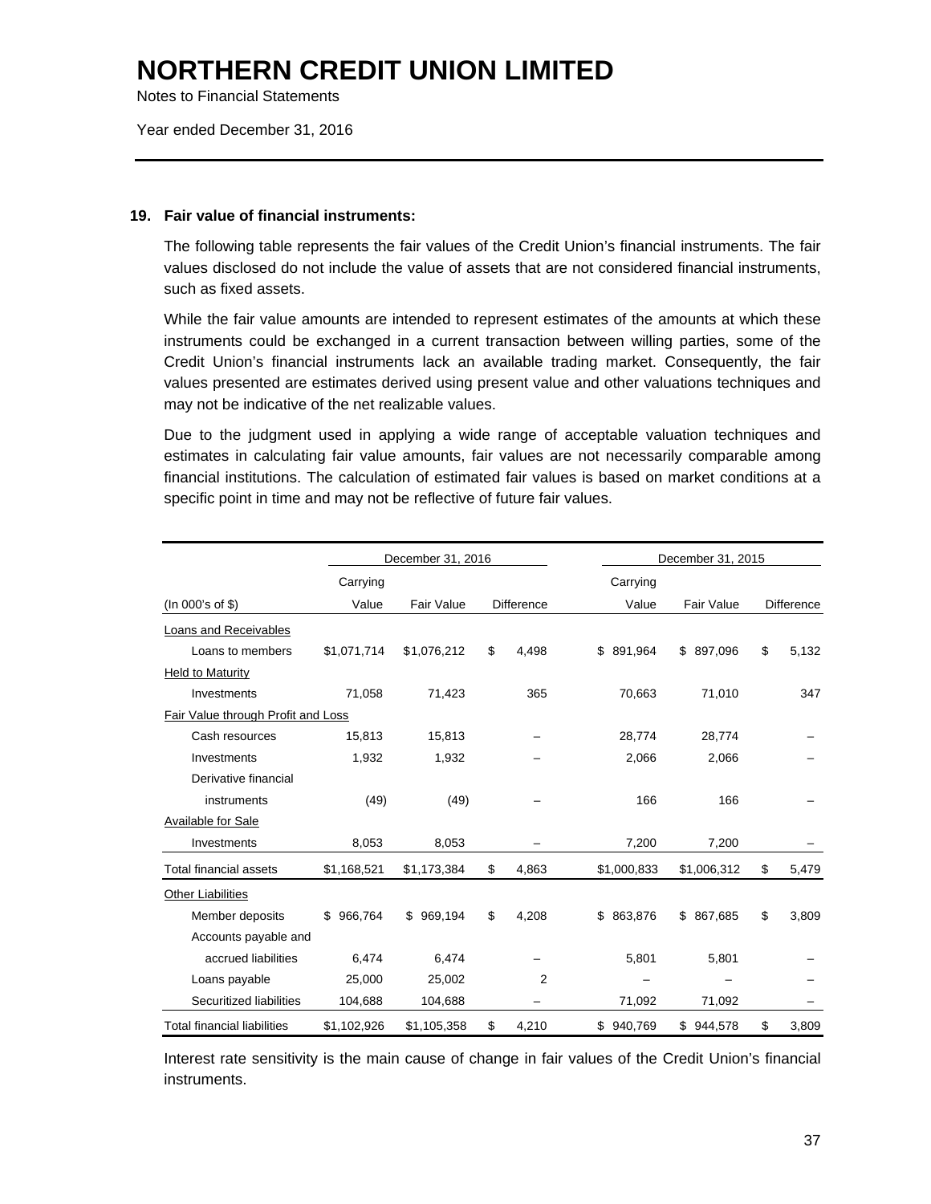# NORTHERN CREDIT UNION LIMITED

Notes to Financial Statements

Year ended December 31, 2016

## 19. Fair value of financial instruments:

The following table represents the fair values of the Credit Union's financial instruments. The fair values disclosed do not include the value of assets that are not considered financial instruments, such as fixed assets.

While the fair value amounts are intended to represent estimates of the amounts at which these instruments could be exchanged in a current transaction between willing parties, some of the Credit Union's financial instruments lack an available trading market. Consequently, the fair values presented are estimates derived using present value and other valuations techniques and may not be indicative of the net realizable values.

Due to the judgment used in applying a wide range of acceptable valuation techniques and estimates in calculating fair value amounts, fair values are not necessarily comparable among financial institutions. The calculation of estimated fair values is based on market conditions at a specific point in time and may not be reflective of future fair values.

| | December 31, 2016 | | | December 31, 2015 | | |
|---|---|---|---|---|---|---|
| (In 000's of $) | Carrying Value | Fair Value | Difference | Carrying Value | Fair Value | Difference |
| Loans and Receivables | | | | | | |
| Loans to members | $1,071,714 | $1,076,212 | $ 4,498 | $ 891,964 | $ 897,096 | $ 5,132 |
| Held to Maturity | | | | | | |
| Investments | 71,058 | 71,423 | 365 | 70,663 | 71,010 | 347 |
| Fair Value through Profit and Loss | | | | | | |
| Cash resources | 15,813 | 15,813 | – | 28,774 | 28,774 | – |
| Investments | 1,932 | 1,932 | – | 2,066 | 2,066 | – |
| Derivative financial instruments | (49) | (49) | – | 166 | 166 | – |
| Available for Sale | | | | | | |
| Investments | 8,053 | 8,053 | – | 7,200 | 7,200 | – |
| Total financial assets | $1,168,521 | $1,173,384 | $ 4,863 | $1,000,833 | $1,006,312 | $ 5,479 |
| Other Liabilities | | | | | | |
| Member deposits | $ 966,764 | $ 969,194 | $ 4,208 | $ 863,876 | $ 867,685 | $ 3,809 |
| Accounts payable and accrued liabilities | 6,474 | 6,474 | – | 5,801 | 5,801 | – |
| Loans payable | 25,000 | 25,002 | 2 | – | – | – |
| Securitized liabilities | 104,688 | 104,688 | – | 71,092 | 71,092 | – |
| Total financial liabilities | $1,102,926 | $1,105,358 | $ 4,210 | $ 940,769 | $ 944,578 | $ 3,809 |

Interest rate sensitivity is the main cause of change in fair values of the Credit Union's financial instruments.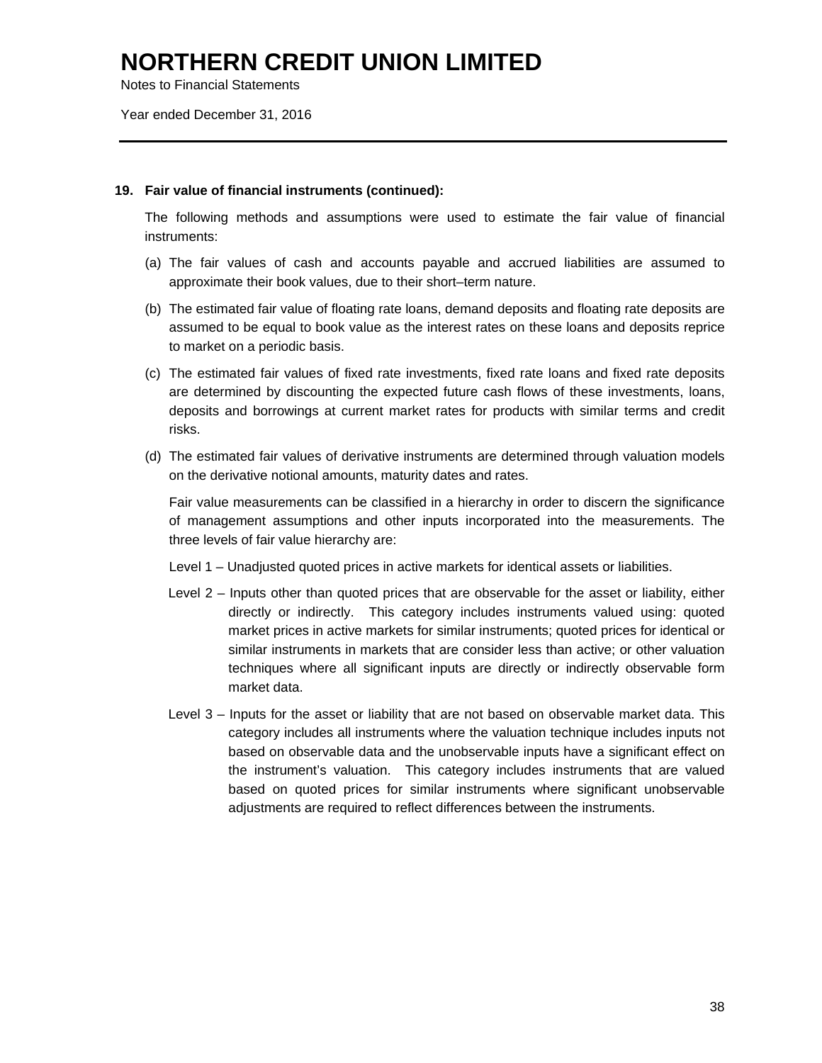**19. Fair value of financial instruments (continued):**

The following methods and assumptions were used to estimate the fair value of financial instruments:

(a) The fair values of cash and accounts payable and accrued liabilities are assumed to approximate their book values, due to their short–term nature.

(b) The estimated fair value of floating rate loans, demand deposits and floating rate deposits are assumed to be equal to book value as the interest rates on these loans and deposits reprice to market on a periodic basis.

(c) The estimated fair values of fixed rate investments, fixed rate loans and fixed rate deposits are determined by discounting the expected future cash flows of these investments, loans, deposits and borrowings at current market rates for products with similar terms and credit risks.

(d) The estimated fair values of derivative instruments are determined through valuation models on the derivative notional amounts, maturity dates and rates.

Fair value measurements can be classified in a hierarchy in order to discern the significance of management assumptions and other inputs incorporated into the measurements. The three levels of fair value hierarchy are:

Level 1 – Unadjusted quoted prices in active markets for identical assets or liabilities.

Level 2 – Inputs other than quoted prices that are observable for the asset or liability, either directly or indirectly. This category includes instruments valued using: quoted market prices in active markets for similar instruments; quoted prices for identical or similar instruments in markets that are consider less than active; or other valuation techniques where all significant inputs are directly or indirectly observable form market data.

Level 3 – Inputs for the asset or liability that are not based on observable market data. This category includes all instruments where the valuation technique includes inputs not based on observable data and the unobservable inputs have a significant effect on the instrument's valuation. This category includes instruments that are valued based on quoted prices for similar instruments where significant unobservable adjustments are required to reflect differences between the instruments.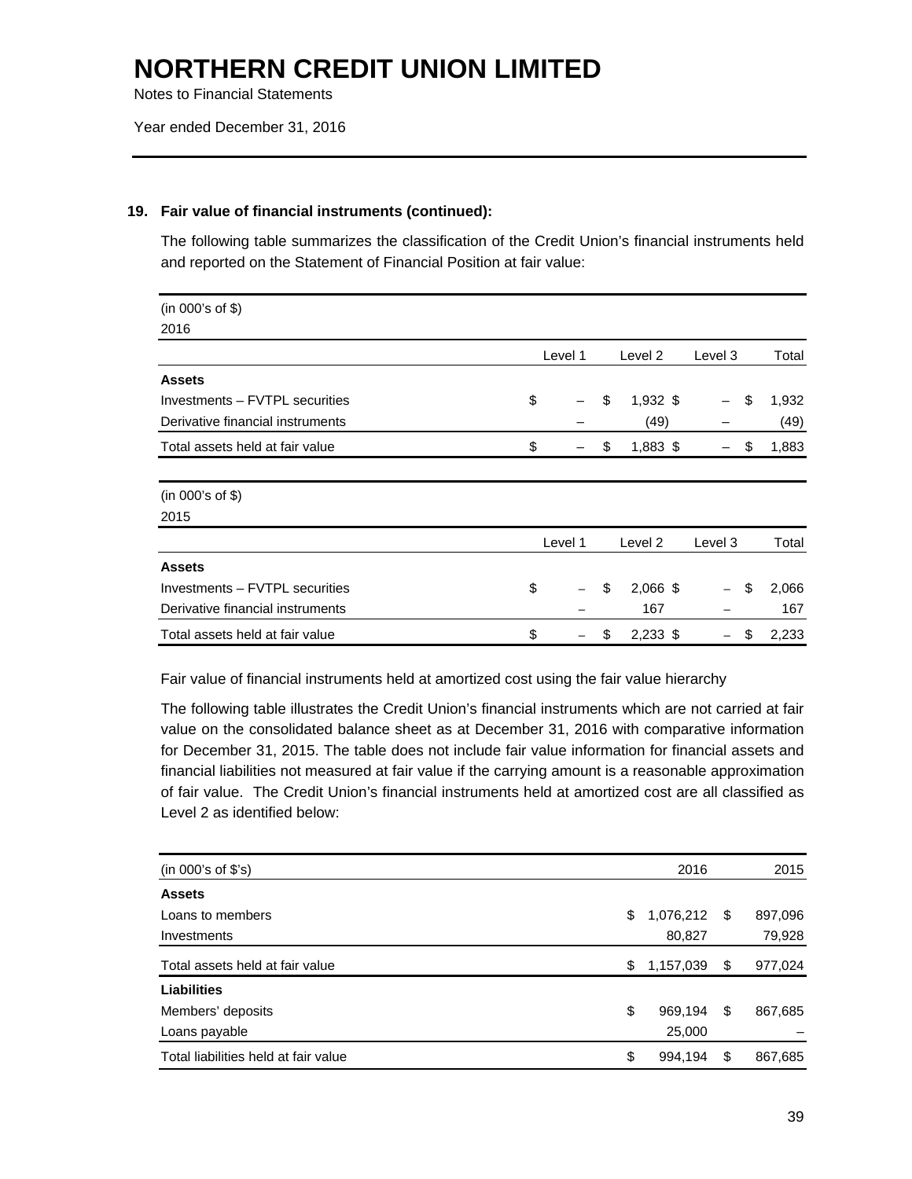### 19. Fair value of financial instruments (continued):

The following table summarizes the classification of the Credit Union's financial instruments held and reported on the Statement of Financial Position at fair value:

| (in 000's of $) 2016 | Level 1 | Level 2 | Level 3 | Total |
|---|---|---|---|---|
| **Assets** | | | | |
| Investments – FVTPL securities | $ – | $ 1,932 | $ – | $ 1,932 |
| Derivative financial instruments | – | (49) | – | (49) |
| Total assets held at fair value | $ – | $ 1,883 | $ – | $ 1,883 |

| (in 000's of $) 2015 | Level 1 | Level 2 | Level 3 | Total |
|---|---|---|---|---|
| **Assets** | | | | |
| Investments – FVTPL securities | $ – | $ 2,066 | $ – | $ 2,066 |
| Derivative financial instruments | – | 167 | – | 167 |
| Total assets held at fair value | $ – | $ 2,233 | $ – | $ 2,233 |

Fair value of financial instruments held at amortized cost using the fair value hierarchy

The following table illustrates the Credit Union's financial instruments which are not carried at fair value on the consolidated balance sheet as at December 31, 2016 with comparative information for December 31, 2015. The table does not include fair value information for financial assets and financial liabilities not measured at fair value if the carrying amount is a reasonable approximation of fair value. The Credit Union's financial instruments held at amortized cost are all classified as Level 2 as identified below:

| (in 000's of $'s) | 2016 | 2015 |
|---|---|---|
| **Assets** | | |
| Loans to members | $ 1,076,212 | $ 897,096 |
| Investments | 80,827 | 79,928 |
| Total assets held at fair value | $ 1,157,039 | $ 977,024 |
| **Liabilities** | | |
| Members' deposits | $ 969,194 | $ 867,685 |
| Loans payable | 25,000 | – |
| Total liabilities held at fair value | $ 994,194 | $ 867,685 |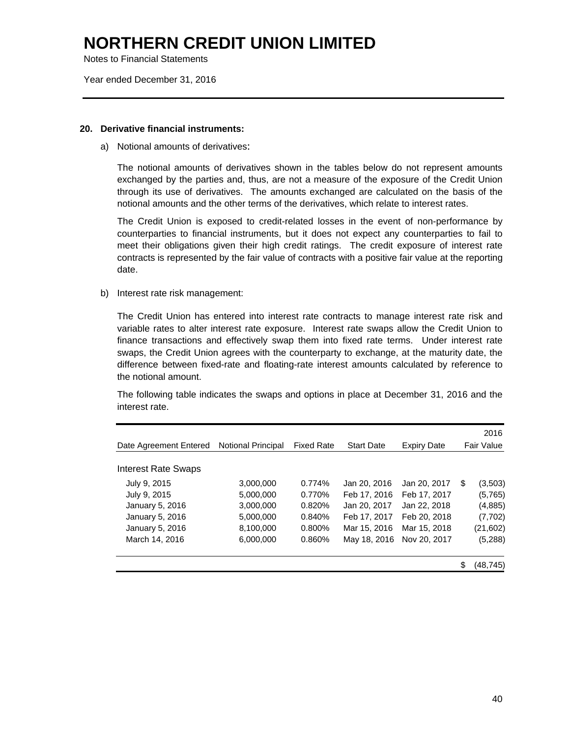# NORTHERN CREDIT UNION LIMITED

Notes to Financial Statements

Year ended December 31, 2016

## 20. Derivative financial instruments:

a) Notional amounts of derivatives:

The notional amounts of derivatives shown in the tables below do not represent amounts exchanged by the parties and, thus, are not a measure of the exposure of the Credit Union through its use of derivatives. The amounts exchanged are calculated on the basis of the notional amounts and the other terms of the derivatives, which relate to interest rates.

The Credit Union is exposed to credit-related losses in the event of non-performance by counterparties to financial instruments, but it does not expect any counterparties to fail to meet their obligations given their high credit ratings. The credit exposure of interest rate contracts is represented by the fair value of contracts with a positive fair value at the reporting date.

b) Interest rate risk management:

The Credit Union has entered into interest rate contracts to manage interest rate risk and variable rates to alter interest rate exposure. Interest rate swaps allow the Credit Union to finance transactions and effectively swap them into fixed rate terms. Under interest rate swaps, the Credit Union agrees with the counterparty to exchange, at the maturity date, the difference between fixed-rate and floating-rate interest amounts calculated by reference to the notional amount.

The following table indicates the swaps and options in place at December 31, 2016 and the interest rate.

| Date Agreement Entered | Notional Principal | Fixed Rate | Start Date | Expiry Date | 2016 Fair Value |
|---|---|---|---|---|---|
| Interest Rate Swaps | | | | | |
| July 9, 2015 | 3,000,000 | 0.774% | Jan 20, 2016 | Jan 20, 2017 | $ (3,503) |
| July 9, 2015 | 5,000,000 | 0.770% | Feb 17, 2016 | Feb 17, 2017 | (5,765) |
| January 5, 2016 | 3,000,000 | 0.820% | Jan 20, 2017 | Jan 22, 2018 | (4,885) |
| January 5, 2016 | 5,000,000 | 0.840% | Feb 17, 2017 | Feb 20, 2018 | (7,702) |
| January 5, 2016 | 8,100,000 | 0.800% | Mar 15, 2016 | Mar 15, 2018 | (21,602) |
| March 14, 2016 | 6,000,000 | 0.860% | May 18, 2016 | Nov 20, 2017 | (5,288) |
| | | | | | $ (48,745) |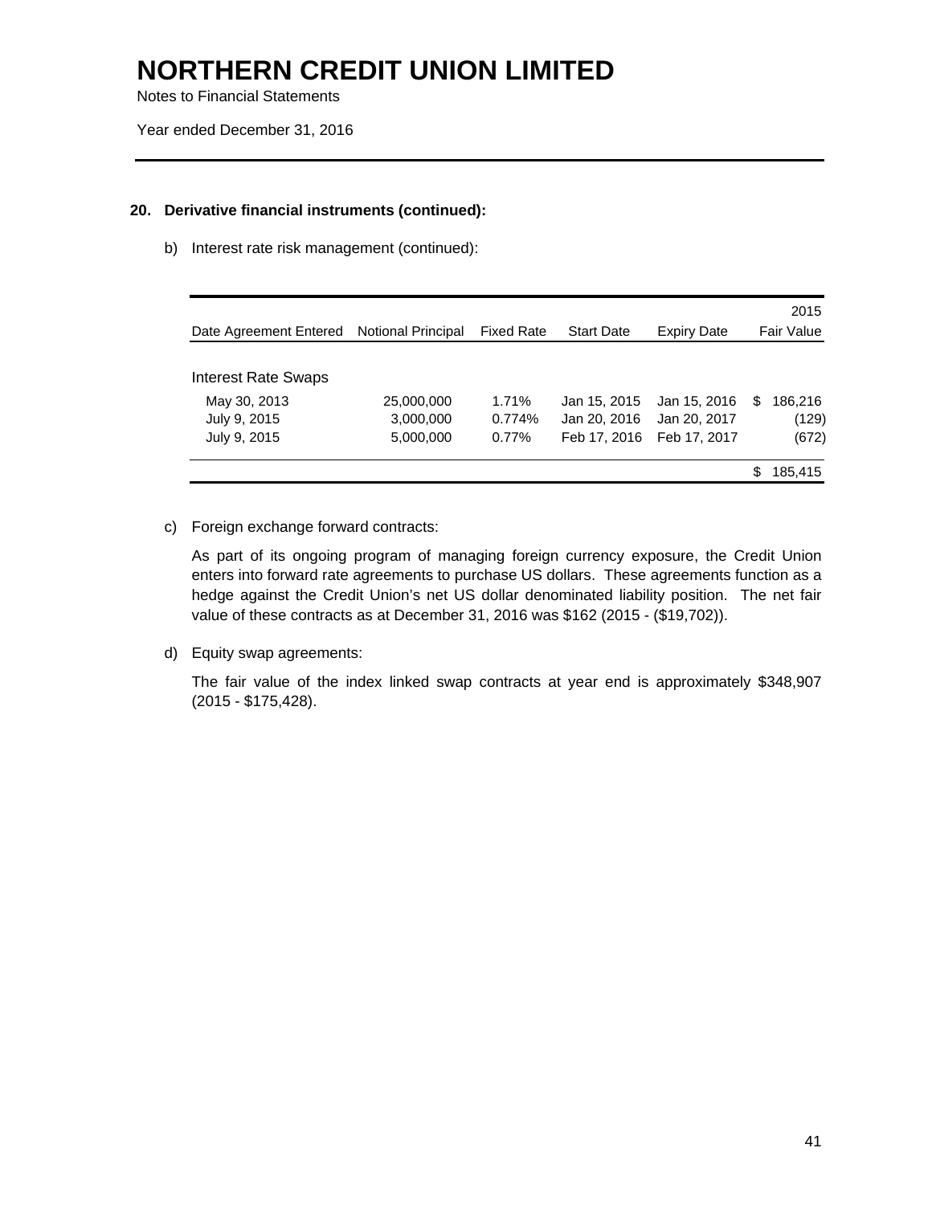# NORTHERN CREDIT UNION LIMITED

Notes to Financial Statements

Year ended December 31, 2016

## 20. Derivative financial instruments (continued):

b) Interest rate risk management (continued):

| Date Agreement Entered | Notional Principal | Fixed Rate | Start Date | Expiry Date | 2015 Fair Value |
|---|---|---|---|---|---|
| Interest Rate Swaps | | | | | |
| May 30, 2013 | 25,000,000 | 1.71% | Jan 15, 2015 | Jan 15, 2016 | $ 186,216 |
| July 9, 2015 | 3,000,000 | 0.774% | Jan 20, 2016 | Jan 20, 2017 | (129) |
| July 9, 2015 | 5,000,000 | 0.77% | Feb 17, 2016 | Feb 17, 2017 | (672) |
| | | | | | $ 185,415 |

c) Foreign exchange forward contracts:

As part of its ongoing program of managing foreign currency exposure, the Credit Union enters into forward rate agreements to purchase US dollars. These agreements function as a hedge against the Credit Union's net US dollar denominated liability position. The net fair value of these contracts as at December 31, 2016 was $162 (2015 - ($19,702)).

d) Equity swap agreements:

The fair value of the index linked swap contracts at year end is approximately $348,907 (2015 - $175,428).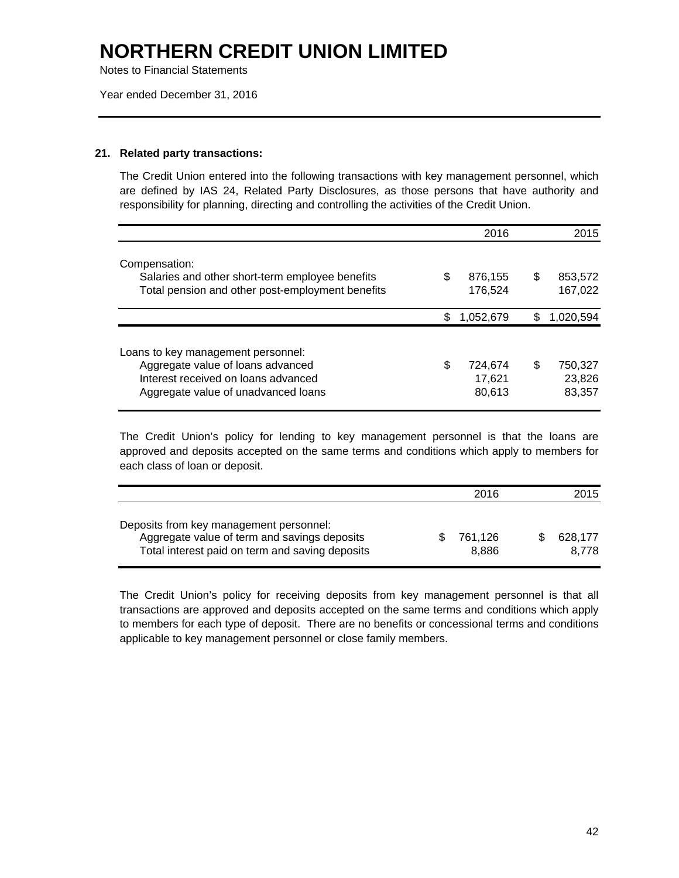# NORTHERN CREDIT UNION LIMITED

Notes to Financial Statements

Year ended December 31, 2016

## 21. Related party transactions:

The Credit Union entered into the following transactions with key management personnel, which are defined by IAS 24, Related Party Disclosures, as those persons that have authority and responsibility for planning, directing and controlling the activities of the Credit Union.

| | 2016 | 2015 |
|---|---|---|
| Compensation: | | |
| Salaries and other short-term employee benefits | $ 876,155 | $ 853,572 |
| Total pension and other post-employment benefits | 176,524 | 167,022 |
| | $ 1,052,679 | $ 1,020,594 |
| Loans to key management personnel: | | |
| Aggregate value of loans advanced | $ 724,674 | $ 750,327 |
| Interest received on loans advanced | 17,621 | 23,826 |
| Aggregate value of unadvanced loans | 80,613 | 83,357 |

The Credit Union's policy for lending to key management personnel is that the loans are approved and deposits accepted on the same terms and conditions which apply to members for each class of loan or deposit.

| | 2016 | 2015 |
|---|---|---|
| Deposits from key management personnel: | | |
| Aggregate value of term and savings deposits | $ 761,126 | $ 628,177 |
| Total interest paid on term and saving deposits | 8,886 | 8,778 |

The Credit Union's policy for receiving deposits from key management personnel is that all transactions are approved and deposits accepted on the same terms and conditions which apply to members for each type of deposit. There are no benefits or concessional terms and conditions applicable to key management personnel or close family members.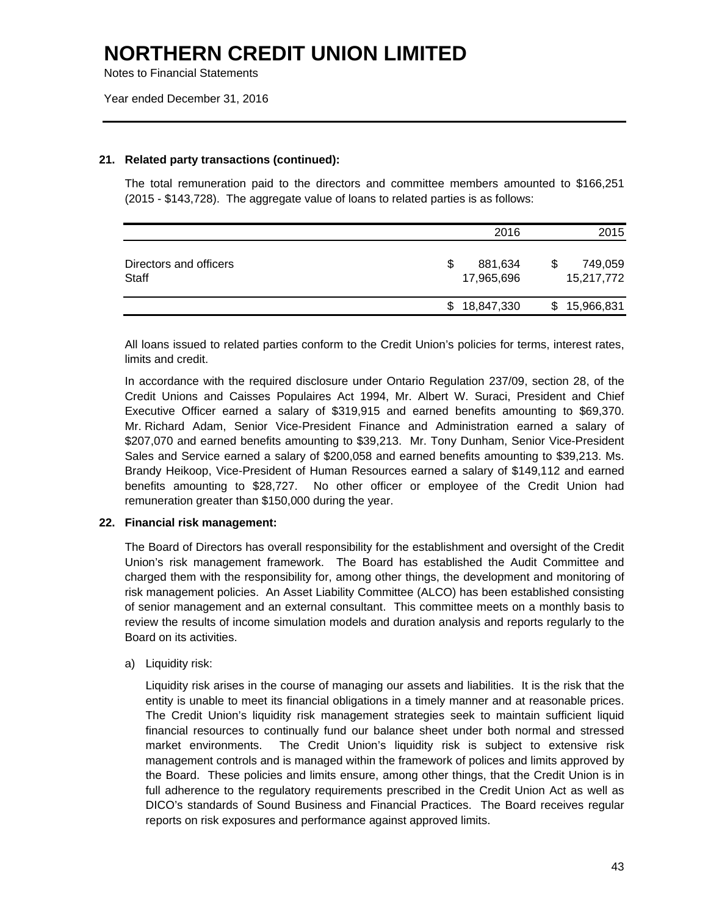# NORTHERN CREDIT UNION LIMITED

Notes to Financial Statements

Year ended December 31, 2016

**21. Related party transactions (continued):**

The total remuneration paid to the directors and committee members amounted to $166,251 (2015 - $143,728). The aggregate value of loans to related parties is as follows:

| | 2016 | 2015 |
|---|---|---|
| Directors and officers | $ 881,634 | $ 749,059 |
| Staff | 17,965,696 | 15,217,772 |
| | $ 18,847,330 | $ 15,966,831 |

All loans issued to related parties conform to the Credit Union's policies for terms, interest rates, limits and credit.

In accordance with the required disclosure under Ontario Regulation 237/09, section 28, of the Credit Unions and Caisses Populaires Act 1994, Mr. Albert W. Suraci, President and Chief Executive Officer earned a salary of $319,915 and earned benefits amounting to $69,370. Mr. Richard Adam, Senior Vice-President Finance and Administration earned a salary of $207,070 and earned benefits amounting to $39,213. Mr. Tony Dunham, Senior Vice-President Sales and Service earned a salary of $200,058 and earned benefits amounting to $39,213. Ms. Brandy Heikoop, Vice-President of Human Resources earned a salary of $149,112 and earned benefits amounting to $28,727. No other officer or employee of the Credit Union had remuneration greater than $150,000 during the year.

**22. Financial risk management:**

The Board of Directors has overall responsibility for the establishment and oversight of the Credit Union's risk management framework. The Board has established the Audit Committee and charged them with the responsibility for, among other things, the development and monitoring of risk management policies. An Asset Liability Committee (ALCO) has been established consisting of senior management and an external consultant. This committee meets on a monthly basis to review the results of income simulation models and duration analysis and reports regularly to the Board on its activities.

a) Liquidity risk:

Liquidity risk arises in the course of managing our assets and liabilities. It is the risk that the entity is unable to meet its financial obligations in a timely manner and at reasonable prices. The Credit Union's liquidity risk management strategies seek to maintain sufficient liquid financial resources to continually fund our balance sheet under both normal and stressed market environments. The Credit Union's liquidity risk is subject to extensive risk management controls and is managed within the framework of polices and limits approved by the Board. These policies and limits ensure, among other things, that the Credit Union is in full adherence to the regulatory requirements prescribed in the Credit Union Act as well as DICO's standards of Sound Business and Financial Practices. The Board receives regular reports on risk exposures and performance against approved limits.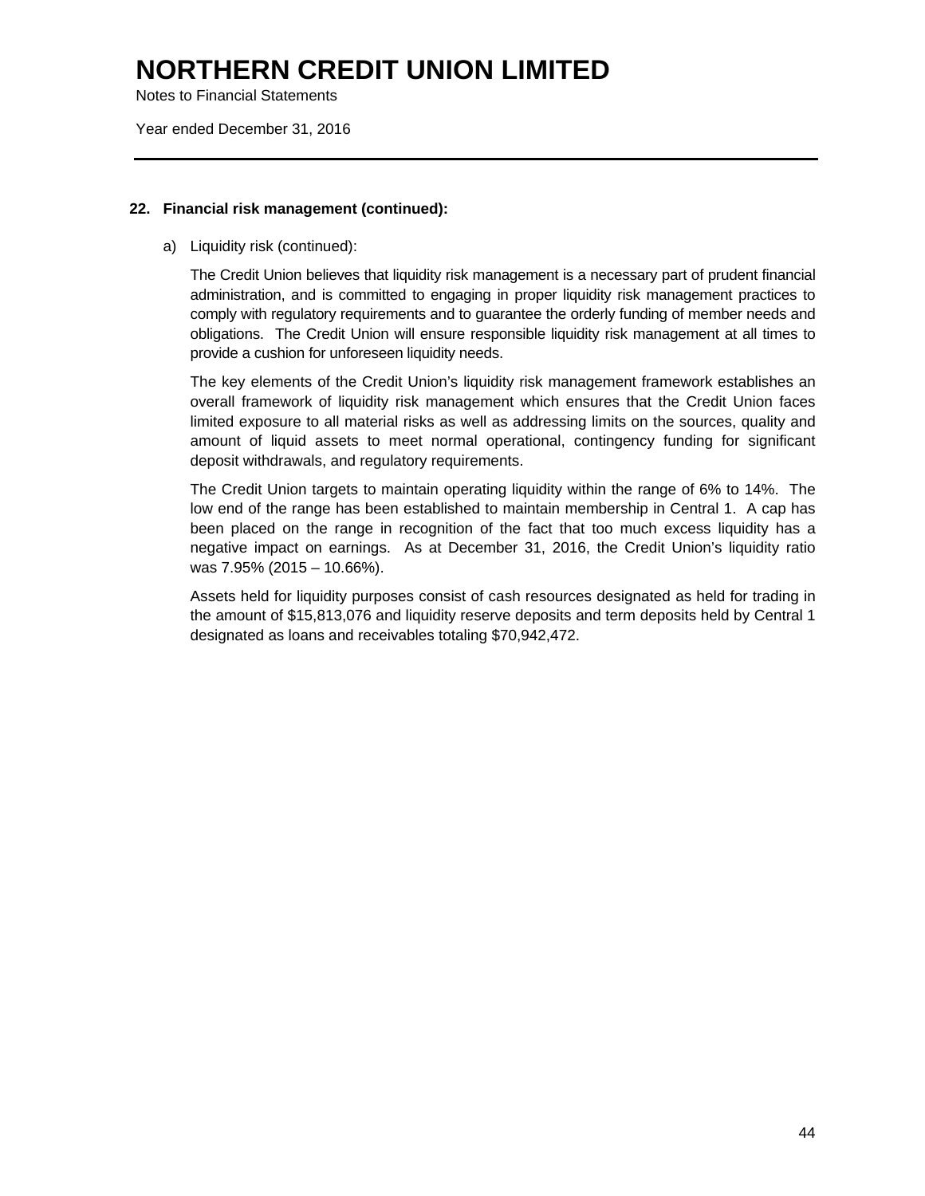**22. Financial risk management (continued):**

a) Liquidity risk (continued):

The Credit Union believes that liquidity risk management is a necessary part of prudent financial administration, and is committed to engaging in proper liquidity risk management practices to comply with regulatory requirements and to guarantee the orderly funding of member needs and obligations. The Credit Union will ensure responsible liquidity risk management at all times to provide a cushion for unforeseen liquidity needs.

The key elements of the Credit Union's liquidity risk management framework establishes an overall framework of liquidity risk management which ensures that the Credit Union faces limited exposure to all material risks as well as addressing limits on the sources, quality and amount of liquid assets to meet normal operational, contingency funding for significant deposit withdrawals, and regulatory requirements.

The Credit Union targets to maintain operating liquidity within the range of 6% to 14%. The low end of the range has been established to maintain membership in Central 1. A cap has been placed on the range in recognition of the fact that too much excess liquidity has a negative impact on earnings. As at December 31, 2016, the Credit Union's liquidity ratio was 7.95% (2015 – 10.66%).

Assets held for liquidity purposes consist of cash resources designated as held for trading in the amount of $15,813,076 and liquidity reserve deposits and term deposits held by Central 1 designated as loans and receivables totaling $70,942,472.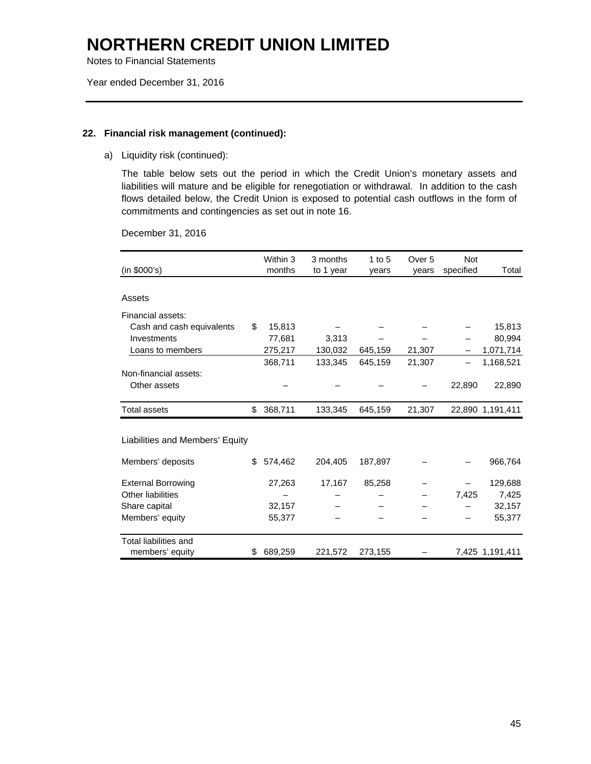# NORTHERN CREDIT UNION LIMITED

Notes to Financial Statements

Year ended December 31, 2016

### 22. Financial risk management (continued):

a) Liquidity risk (continued):

The table below sets out the period in which the Credit Union's monetary assets and liabilities will mature and be eligible for renegotiation or withdrawal. In addition to the cash flows detailed below, the Credit Union is exposed to potential cash outflows in the form of commitments and contingencies as set out in note 16.

December 31, 2016

| (in $000's) | Within 3 months | 3 months to 1 year | 1 to 5 years | Over 5 years | Not specified | Total |
|---|---|---|---|---|---|---|
| **Assets** | | | | | | |
| Financial assets: | | | | | | |
| Cash and cash equivalents | $ 15,813 | – | – | – | – | 15,813 |
| Investments | 77,681 | 3,313 | – | – | – | 80,994 |
| Loans to members | 275,217 | 130,032 | 645,159 | 21,307 | – | 1,071,714 |
| | 368,711 | 133,345 | 645,159 | 21,307 | – | 1,168,521 |
| Non-financial assets: | | | | | | |
| Other assets | – | – | – | – | 22,890 | 22,890 |
| Total assets | $ 368,711 | 133,345 | 645,159 | 21,307 | 22,890 | 1,191,411 |
| **Liabilities and Members' Equity** | | | | | | |
| Members' deposits | $ 574,462 | 204,405 | 187,897 | – | – | 966,764 |
| External Borrowing | 27,263 | 17,167 | 85,258 | – | – | 129,688 |
| Other liabilities | – | – | – | – | 7,425 | 7,425 |
| Share capital | 32,157 | – | – | – | – | 32,157 |
| Members' equity | 55,377 | – | – | – | – | 55,377 |
| Total liabilities and members' equity | $ 689,259 | 221,572 | 273,155 | – | 7,425 | 1,191,411 |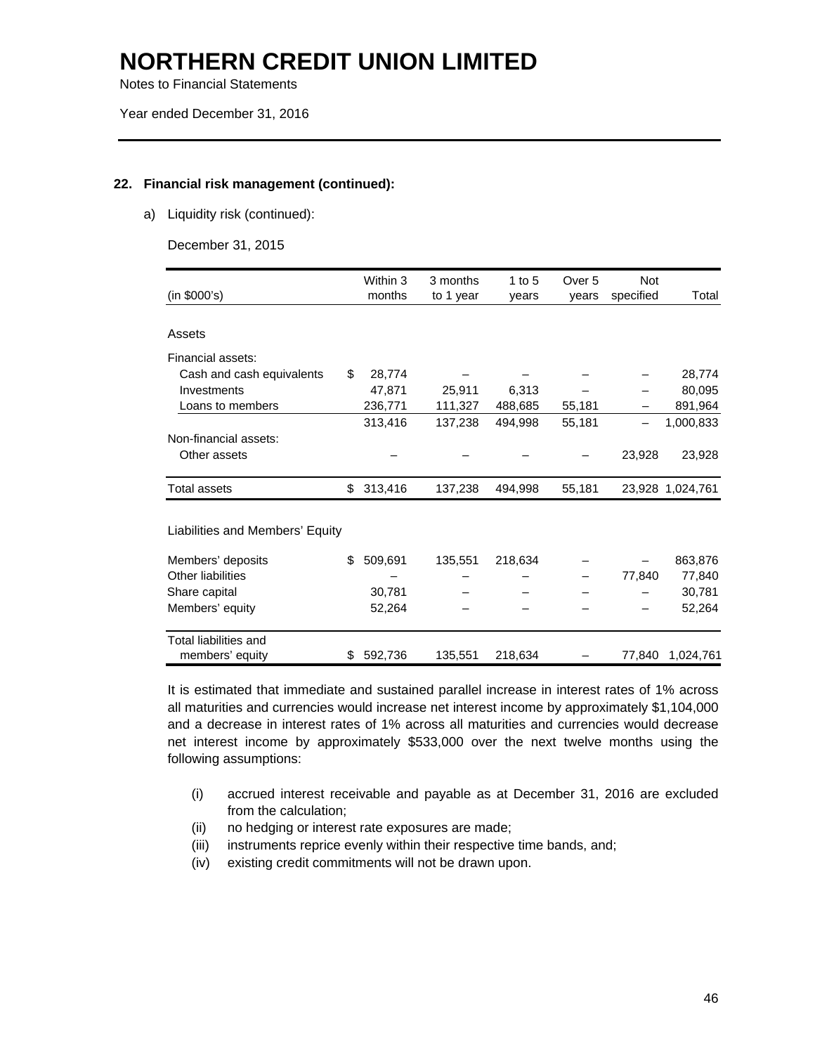# NORTHERN CREDIT UNION LIMITED

Notes to Financial Statements

Year ended December 31, 2016

## 22. Financial risk management (continued):

a) Liquidity risk (continued):

December 31, 2015

| (in $000's) | Within 3 months | 3 months to 1 year | 1 to 5 years | Over 5 years | Not specified | Total |
|---|---|---|---|---|---|---|
| **Assets** | | | | | | |
| Financial assets: | | | | | | |
| Cash and cash equivalents | $ 28,774 | – | – | – | – | 28,774 |
| Investments | 47,871 | 25,911 | 6,313 | – | – | 80,095 |
| Loans to members | 236,771 | 111,327 | 488,685 | 55,181 | – | 891,964 |
| | 313,416 | 137,238 | 494,998 | 55,181 | – | 1,000,833 |
| Non-financial assets: | | | | | | |
| Other assets | – | – | – | – | 23,928 | 23,928 |
| Total assets | $ 313,416 | 137,238 | 494,998 | 55,181 | 23,928 | 1,024,761 |
| **Liabilities and Members' Equity** | | | | | | |
| Members' deposits | $ 509,691 | 135,551 | 218,634 | – | – | 863,876 |
| Other liabilities | – | – | – | – | 77,840 | 77,840 |
| Share capital | 30,781 | – | – | – | – | 30,781 |
| Members' equity | 52,264 | – | – | – | – | 52,264 |
| Total liabilities and members' equity | $ 592,736 | 135,551 | 218,634 | – | 77,840 | 1,024,761 |

It is estimated that immediate and sustained parallel increase in interest rates of 1% across all maturities and currencies would increase net interest income by approximately $1,104,000 and a decrease in interest rates of 1% across all maturities and currencies would decrease net interest income by approximately $533,000 over the next twelve months using the following assumptions:

(i) accrued interest receivable and payable as at December 31, 2016 are excluded from the calculation;

(ii) no hedging or interest rate exposures are made;

(iii) instruments reprice evenly within their respective time bands, and;

(iv) existing credit commitments will not be drawn upon.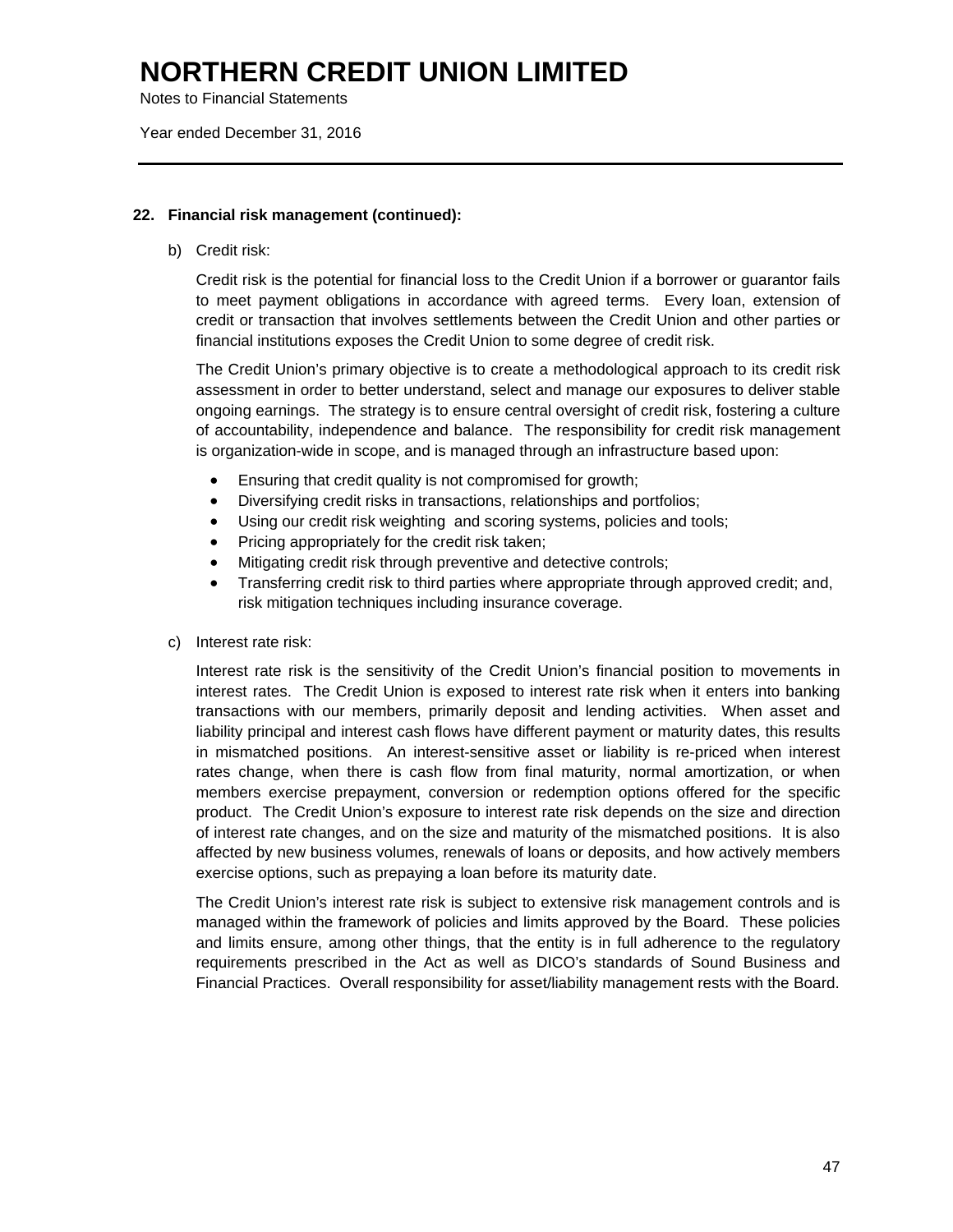## 22. Financial risk management (continued):

b) Credit risk:

Credit risk is the potential for financial loss to the Credit Union if a borrower or guarantor fails to meet payment obligations in accordance with agreed terms. Every loan, extension of credit or transaction that involves settlements between the Credit Union and other parties or financial institutions exposes the Credit Union to some degree of credit risk.

The Credit Union's primary objective is to create a methodological approach to its credit risk assessment in order to better understand, select and manage our exposures to deliver stable ongoing earnings. The strategy is to ensure central oversight of credit risk, fostering a culture of accountability, independence and balance. The responsibility for credit risk management is organization-wide in scope, and is managed through an infrastructure based upon:

- Ensuring that credit quality is not compromised for growth;
- Diversifying credit risks in transactions, relationships and portfolios;
- Using our credit risk weighting and scoring systems, policies and tools;
- Pricing appropriately for the credit risk taken;
- Mitigating credit risk through preventive and detective controls;
- Transferring credit risk to third parties where appropriate through approved credit; and, risk mitigation techniques including insurance coverage.

c) Interest rate risk:

Interest rate risk is the sensitivity of the Credit Union's financial position to movements in interest rates. The Credit Union is exposed to interest rate risk when it enters into banking transactions with our members, primarily deposit and lending activities. When asset and liability principal and interest cash flows have different payment or maturity dates, this results in mismatched positions. An interest-sensitive asset or liability is re-priced when interest rates change, when there is cash flow from final maturity, normal amortization, or when members exercise prepayment, conversion or redemption options offered for the specific product. The Credit Union's exposure to interest rate risk depends on the size and direction of interest rate changes, and on the size and maturity of the mismatched positions. It is also affected by new business volumes, renewals of loans or deposits, and how actively members exercise options, such as prepaying a loan before its maturity date.

The Credit Union's interest rate risk is subject to extensive risk management controls and is managed within the framework of policies and limits approved by the Board. These policies and limits ensure, among other things, that the entity is in full adherence to the regulatory requirements prescribed in the Act as well as DICO's standards of Sound Business and Financial Practices. Overall responsibility for asset/liability management rests with the Board.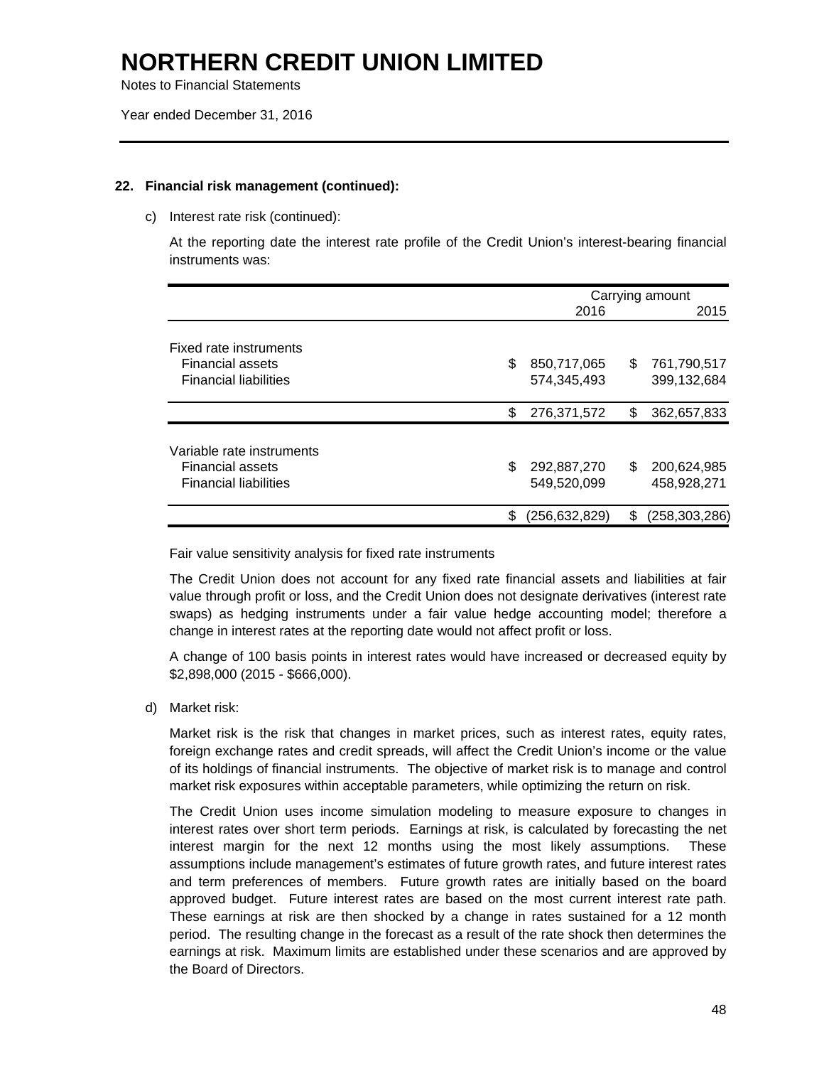# NORTHERN CREDIT UNION LIMITED

Notes to Financial Statements

Year ended December 31, 2016

**22. Financial risk management (continued):**

c) Interest rate risk (continued):

At the reporting date the interest rate profile of the Credit Union's interest-bearing financial instruments was:

| | Carrying amount 2016 | 2015 |
|---|---|---|
| Fixed rate instruments | | |
| Financial assets | $ 850,717,065 | $ 761,790,517 |
| Financial liabilities | 574,345,493 | 399,132,684 |
| | $ 276,371,572 | $ 362,657,833 |
| Variable rate instruments | | |
| Financial assets | $ 292,887,270 | $ 200,624,985 |
| Financial liabilities | 549,520,099 | 458,928,271 |
| | $ (256,632,829) | $ (258,303,286) |

Fair value sensitivity analysis for fixed rate instruments

The Credit Union does not account for any fixed rate financial assets and liabilities at fair value through profit or loss, and the Credit Union does not designate derivatives (interest rate swaps) as hedging instruments under a fair value hedge accounting model; therefore a change in interest rates at the reporting date would not affect profit or loss.

A change of 100 basis points in interest rates would have increased or decreased equity by $2,898,000 (2015 - $666,000).

d) Market risk:

Market risk is the risk that changes in market prices, such as interest rates, equity rates, foreign exchange rates and credit spreads, will affect the Credit Union's income or the value of its holdings of financial instruments. The objective of market risk is to manage and control market risk exposures within acceptable parameters, while optimizing the return on risk.

The Credit Union uses income simulation modeling to measure exposure to changes in interest rates over short term periods. Earnings at risk, is calculated by forecasting the net interest margin for the next 12 months using the most likely assumptions. These assumptions include management's estimates of future growth rates, and future interest rates and term preferences of members. Future growth rates are initially based on the board approved budget. Future interest rates are based on the most current interest rate path. These earnings at risk are then shocked by a change in rates sustained for a 12 month period. The resulting change in the forecast as a result of the rate shock then determines the earnings at risk. Maximum limits are established under these scenarios and are approved by the Board of Directors.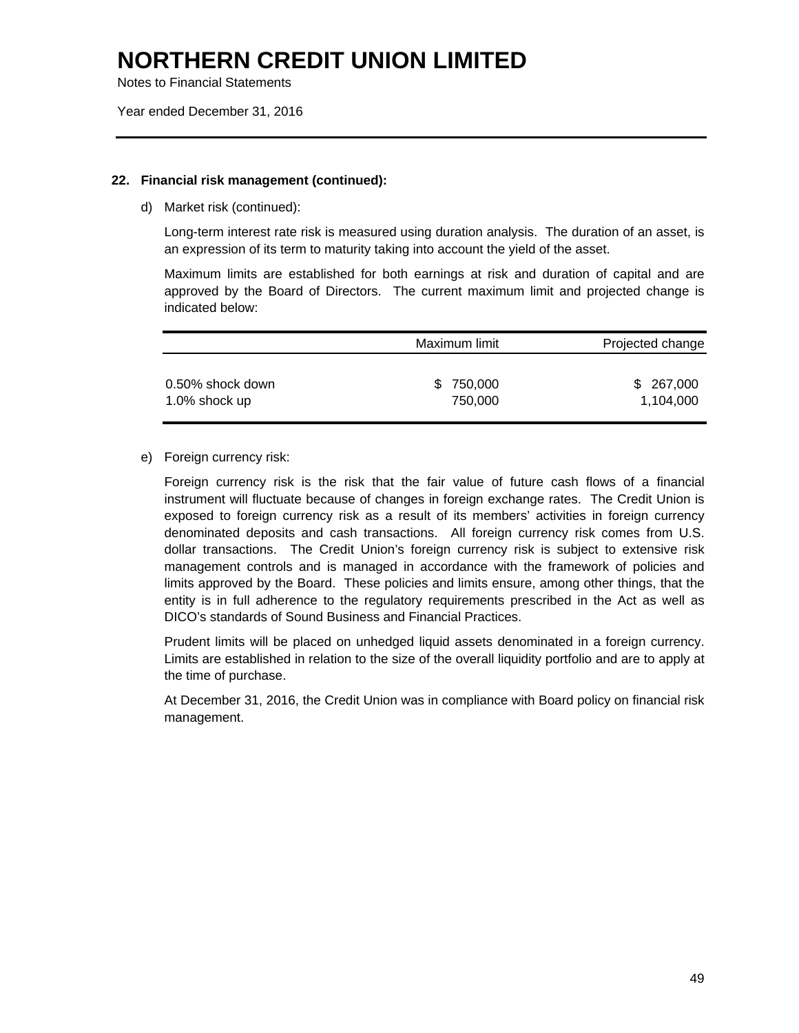# NORTHERN CREDIT UNION LIMITED

Notes to Financial Statements

Year ended December 31, 2016

**22. Financial risk management (continued):**

d) Market risk (continued):

Long-term interest rate risk is measured using duration analysis. The duration of an asset, is an expression of its term to maturity taking into account the yield of the asset.

Maximum limits are established for both earnings at risk and duration of capital and are approved by the Board of Directors. The current maximum limit and projected change is indicated below:

| | Maximum limit | Projected change |
|---|---|---|
| 0.50% shock down | $ 750,000 | $ 267,000 |
| 1.0% shock up | 750,000 | 1,104,000 |

e) Foreign currency risk:

Foreign currency risk is the risk that the fair value of future cash flows of a financial instrument will fluctuate because of changes in foreign exchange rates. The Credit Union is exposed to foreign currency risk as a result of its members' activities in foreign currency denominated deposits and cash transactions. All foreign currency risk comes from U.S. dollar transactions. The Credit Union's foreign currency risk is subject to extensive risk management controls and is managed in accordance with the framework of policies and limits approved by the Board. These policies and limits ensure, among other things, that the entity is in full adherence to the regulatory requirements prescribed in the Act as well as DICO's standards of Sound Business and Financial Practices.

Prudent limits will be placed on unhedged liquid assets denominated in a foreign currency. Limits are established in relation to the size of the overall liquidity portfolio and are to apply at the time of purchase.

At December 31, 2016, the Credit Union was in compliance with Board policy on financial risk management.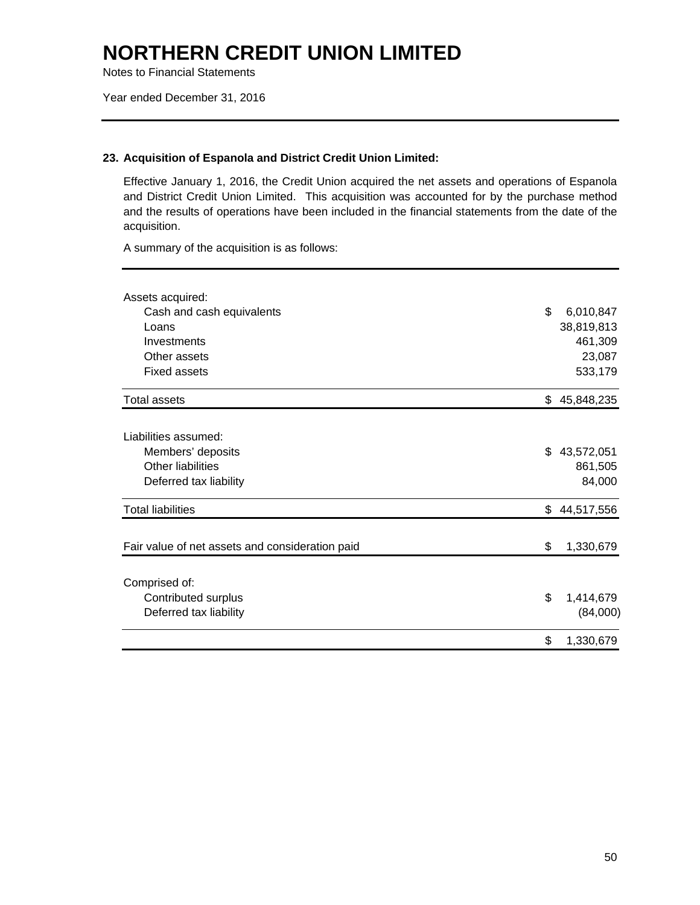# NORTHERN CREDIT UNION LIMITED

Notes to Financial Statements

Year ended December 31, 2016

### 23. Acquisition of Espanola and District Credit Union Limited:

Effective January 1, 2016, the Credit Union acquired the net assets and operations of Espanola and District Credit Union Limited. This acquisition was accounted for by the purchase method and the results of operations have been included in the financial statements from the date of the acquisition.

A summary of the acquisition is as follows:

| | |
|---|---|
| Assets acquired: | |
| Cash and cash equivalents | $ 6,010,847 |
| Loans | 38,819,813 |
| Investments | 461,309 |
| Other assets | 23,087 |
| Fixed assets | 533,179 |
| Total assets | $ 45,848,235 |
| | |
| Liabilities assumed: | |
| Members' deposits | $ 43,572,051 |
| Other liabilities | 861,505 |
| Deferred tax liability | 84,000 |
| Total liabilities | $ 44,517,556 |
| | |
| Fair value of net assets and consideration paid | $ 1,330,679 |
| | |
| Comprised of: | |
| Contributed surplus | $ 1,414,679 |
| Deferred tax liability | (84,000) |
| | $ 1,330,679 |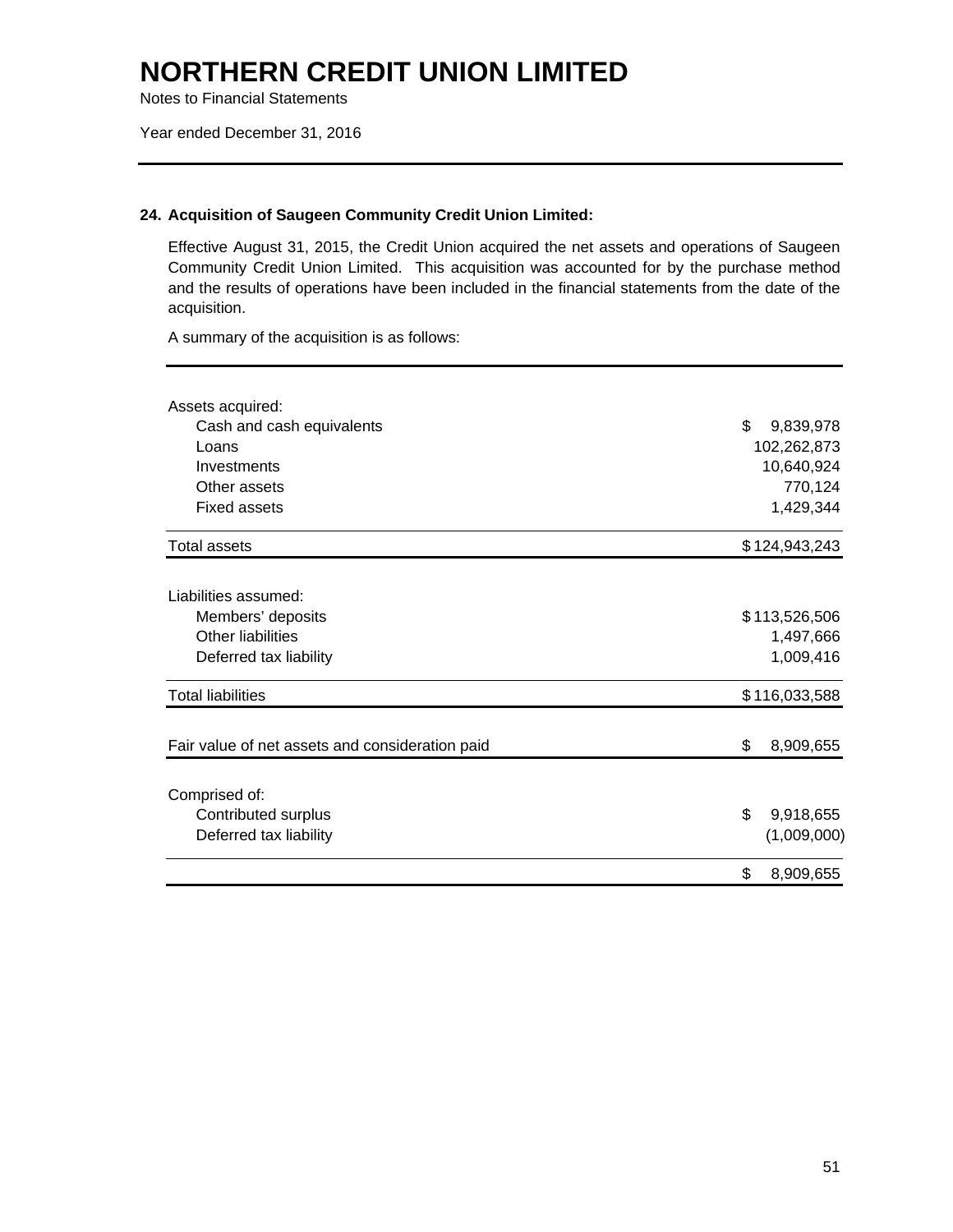# NORTHERN CREDIT UNION LIMITED

Notes to Financial Statements

Year ended December 31, 2016

### 24. Acquisition of Saugeen Community Credit Union Limited:

Effective August 31, 2015, the Credit Union acquired the net assets and operations of Saugeen Community Credit Union Limited. This acquisition was accounted for by the purchase method and the results of operations have been included in the financial statements from the date of the acquisition.

A summary of the acquisition is as follows:

| | |
|---|---|
| Assets acquired: | |
| Cash and cash equivalents | $ 9,839,978 |
| Loans | 102,262,873 |
| Investments | 10,640,924 |
| Other assets | 770,124 |
| Fixed assets | 1,429,344 |
| Total assets | $ 124,943,243 |
| Liabilities assumed: | |
| Members' deposits | $ 113,526,506 |
| Other liabilities | 1,497,666 |
| Deferred tax liability | 1,009,416 |
| Total liabilities | $ 116,033,588 |
| Fair value of net assets and consideration paid | $ 8,909,655 |
| Comprised of: | |
| Contributed surplus | $ 9,918,655 |
| Deferred tax liability | (1,009,000) |
| | $ 8,909,655 |